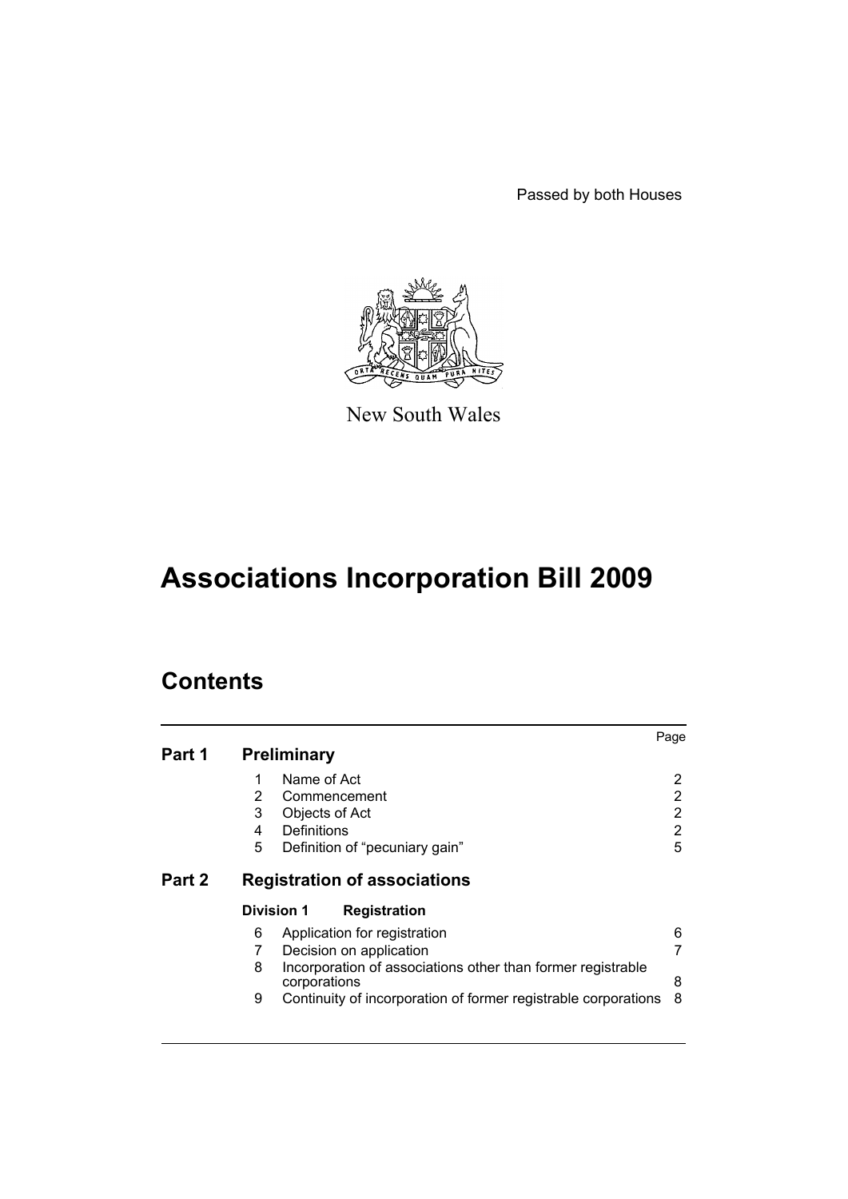Passed by both Houses

New South Wales

# Associations Incorporation Bill 2009

## Contents

| | | | Page |
|---|---|---|---|
| **Part 1** | **Preliminary** | | |
| | 1 | Name of Act | 2 |
| | 2 | Commencement | 2 |
| | 3 | Objects of Act | 2 |
| | 4 | Definitions | 2 |
| | 5 | Definition of "pecuniary gain" | 5 |
| **Part 2** | **Registration of associations** | | |
| | **Division 1** | **Registration** | |
| | 6 | Application for registration | 6 |
| | 7 | Decision on application | 7 |
| | 8 | Incorporation of associations other than former registrable corporations | 8 |
| | 9 | Continuity of incorporation of former registrable corporations | 8 |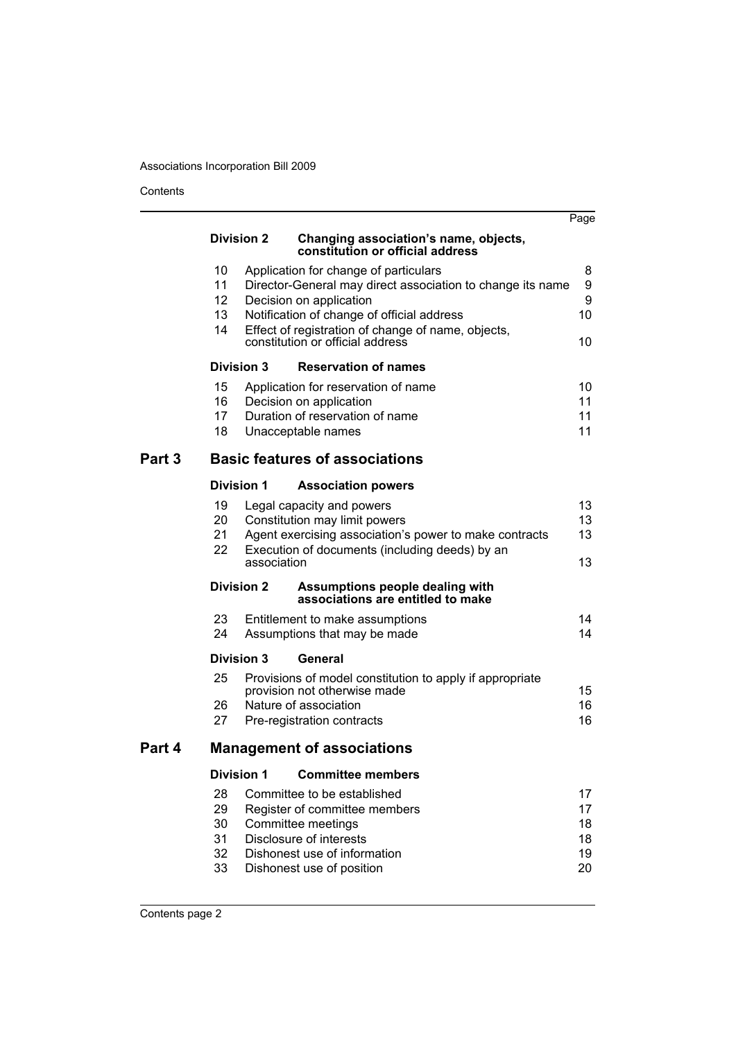| | | Page |
|---|---|---|
| **Division 2** | **Changing association's name, objects, constitution or official address** | |
| 10 | Application for change of particulars | 8 |
| 11 | Director-General may direct association to change its name | 9 |
| 12 | Decision on application | 9 |
| 13 | Notification of change of official address | 10 |
| 14 | Effect of registration of change of name, objects, constitution or official address | 10 |
| **Division 3** | **Reservation of names** | |
| 15 | Application for reservation of name | 10 |
| 16 | Decision on application | 11 |
| 17 | Duration of reservation of name | 11 |
| 18 | Unacceptable names | 11 |

## Part 3 Basic features of associations

| | | |
|---|---|---|
| **Division 1** | **Association powers** | |
| 19 | Legal capacity and powers | 13 |
| 20 | Constitution may limit powers | 13 |
| 21 | Agent exercising association's power to make contracts | 13 |
| 22 | Execution of documents (including deeds) by an association | 13 |
| **Division 2** | **Assumptions people dealing with associations are entitled to make** | |
| 23 | Entitlement to make assumptions | 14 |
| 24 | Assumptions that may be made | 14 |
| **Division 3** | **General** | |
| 25 | Provisions of model constitution to apply if appropriate provision not otherwise made | 15 |
| 26 | Nature of association | 16 |
| 27 | Pre-registration contracts | 16 |

## Part 4 Management of associations

| | | |
|---|---|---|
| **Division 1** | **Committee members** | |
| 28 | Committee to be established | 17 |
| 29 | Register of committee members | 17 |
| 30 | Committee meetings | 18 |
| 31 | Disclosure of interests | 18 |
| 32 | Dishonest use of information | 19 |
| 33 | Dishonest use of position | 20 |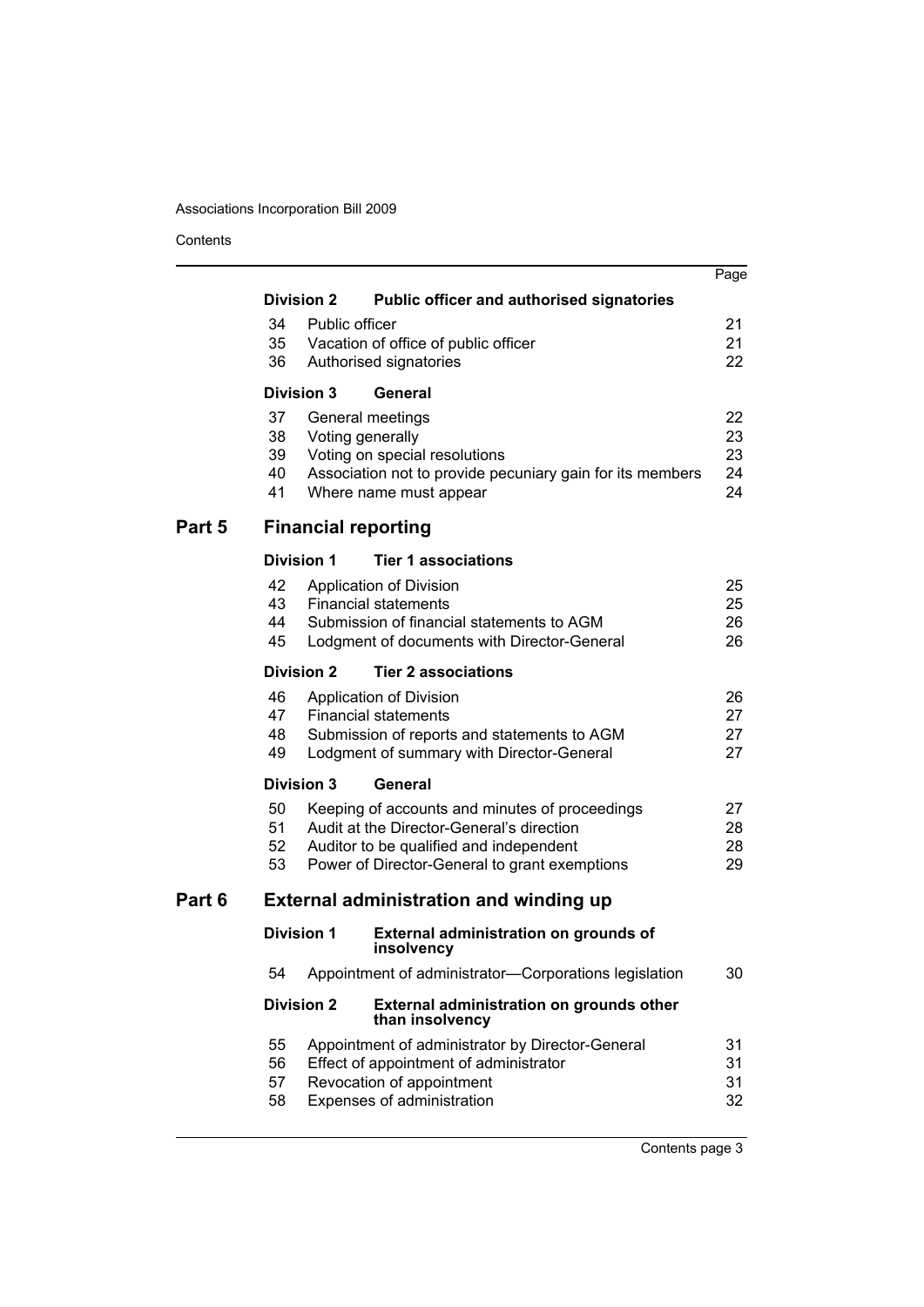| | | Page |
|---|---|---|
| **Division 2** | **Public officer and authorised signatories** | |
| 34 | Public officer | 21 |
| 35 | Vacation of office of public officer | 21 |
| 36 | Authorised signatories | 22 |
| **Division 3** | **General** | |
| 37 | General meetings | 22 |
| 38 | Voting generally | 23 |
| 39 | Voting on special resolutions | 23 |
| 40 | Association not to provide pecuniary gain for its members | 24 |
| 41 | Where name must appear | 24 |

## Part 5 Financial reporting

| | | Page |
|---|---|---|
| **Division 1** | **Tier 1 associations** | |
| 42 | Application of Division | 25 |
| 43 | Financial statements | 25 |
| 44 | Submission of financial statements to AGM | 26 |
| 45 | Lodgment of documents with Director-General | 26 |
| **Division 2** | **Tier 2 associations** | |
| 46 | Application of Division | 26 |
| 47 | Financial statements | 27 |
| 48 | Submission of reports and statements to AGM | 27 |
| 49 | Lodgment of summary with Director-General | 27 |
| **Division 3** | **General** | |
| 50 | Keeping of accounts and minutes of proceedings | 27 |
| 51 | Audit at the Director-General's direction | 28 |
| 52 | Auditor to be qualified and independent | 28 |
| 53 | Power of Director-General to grant exemptions | 29 |

## Part 6 External administration and winding up

| | | Page |
|---|---|---|
| **Division 1** | **External administration on grounds of insolvency** | |
| 54 | Appointment of administrator—Corporations legislation | 30 |
| **Division 2** | **External administration on grounds other than insolvency** | |
| 55 | Appointment of administrator by Director-General | 31 |
| 56 | Effect of appointment of administrator | 31 |
| 57 | Revocation of appointment | 31 |
| 58 | Expenses of administration | 32 |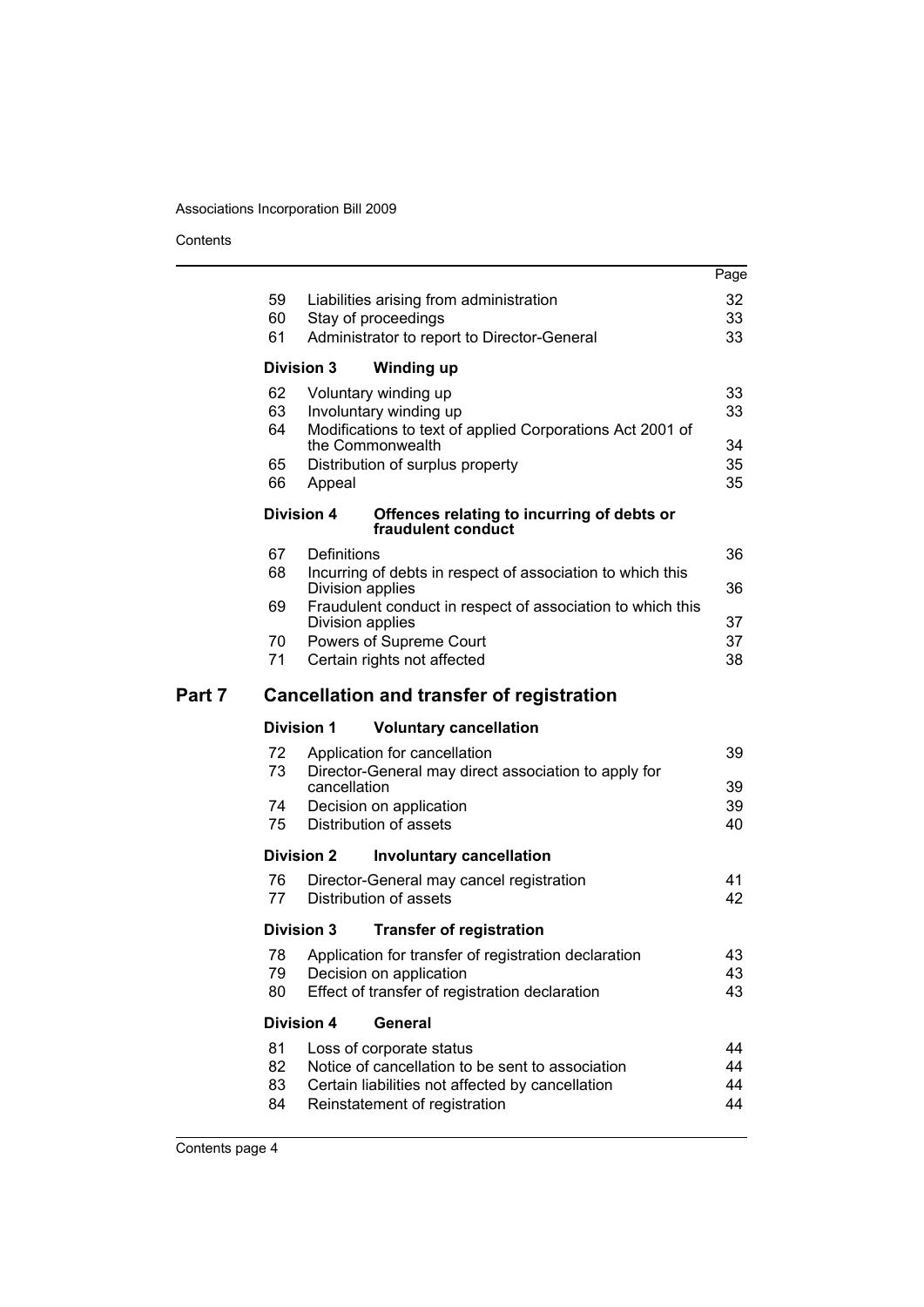| | | Page |
|---|---|---|
| 59 | Liabilities arising from administration | 32 |
| 60 | Stay of proceedings | 33 |
| 61 | Administrator to report to Director-General | 33 |
| **Division 3** | **Winding up** | |
| 62 | Voluntary winding up | 33 |
| 63 | Involuntary winding up | 33 |
| 64 | Modifications to text of applied Corporations Act 2001 of the Commonwealth | 34 |
| 65 | Distribution of surplus property | 35 |
| 66 | Appeal | 35 |
| **Division 4** | **Offences relating to incurring of debts or fraudulent conduct** | |
| 67 | Definitions | 36 |
| 68 | Incurring of debts in respect of association to which this Division applies | 36 |
| 69 | Fraudulent conduct in respect of association to which this Division applies | 37 |
| 70 | Powers of Supreme Court | 37 |
| 71 | Certain rights not affected | 38 |

## Part 7 Cancellation and transfer of registration

| | | Page |
|---|---|---|
| **Division 1** | **Voluntary cancellation** | |
| 72 | Application for cancellation | 39 |
| 73 | Director-General may direct association to apply for cancellation | 39 |
| 74 | Decision on application | 39 |
| 75 | Distribution of assets | 40 |
| **Division 2** | **Involuntary cancellation** | |
| 76 | Director-General may cancel registration | 41 |
| 77 | Distribution of assets | 42 |
| **Division 3** | **Transfer of registration** | |
| 78 | Application for transfer of registration declaration | 43 |
| 79 | Decision on application | 43 |
| 80 | Effect of transfer of registration declaration | 43 |
| **Division 4** | **General** | |
| 81 | Loss of corporate status | 44 |
| 82 | Notice of cancellation to be sent to association | 44 |
| 83 | Certain liabilities not affected by cancellation | 44 |
| 84 | Reinstatement of registration | 44 |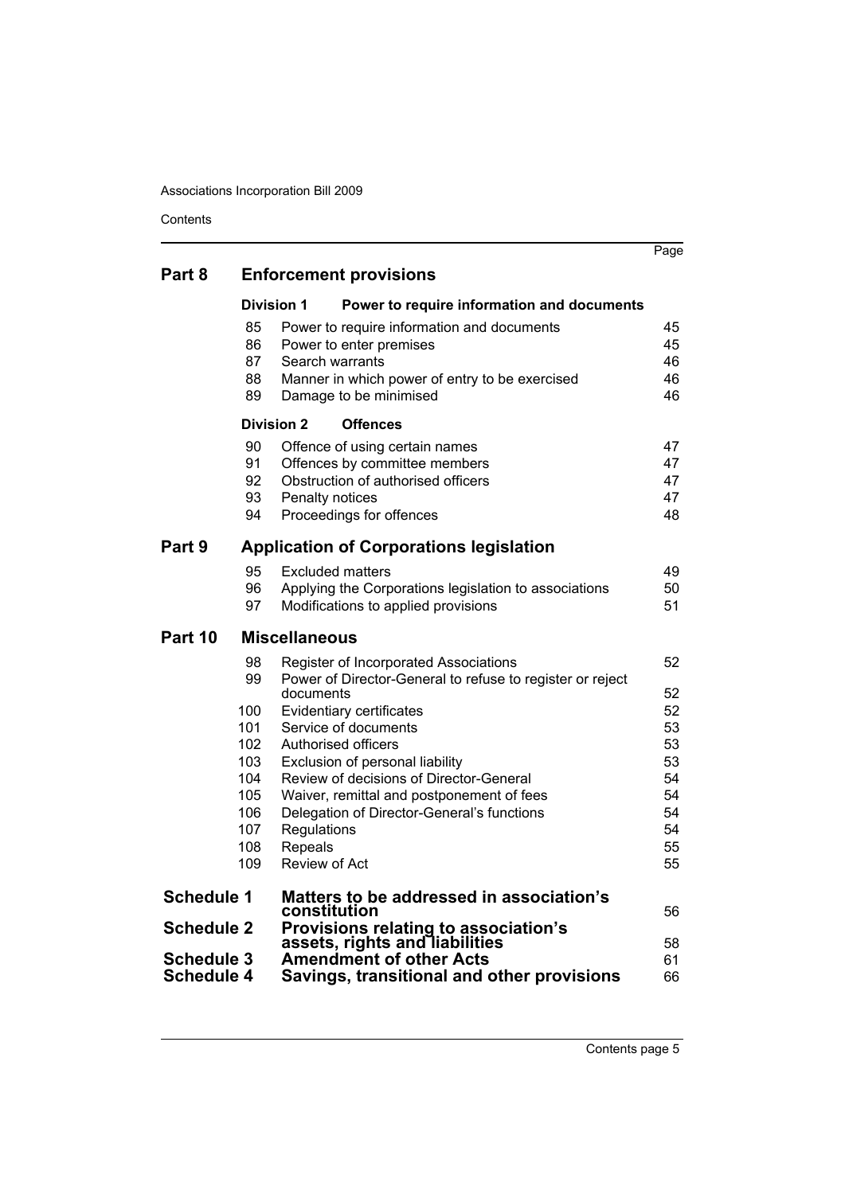| | | | Page |
|---|---|---|---|
| **Part 8** | **Enforcement provisions** | | |
| | **Division 1** | **Power to require information and documents** | |
| | 85 | Power to require information and documents | 45 |
| | 86 | Power to enter premises | 45 |
| | 87 | Search warrants | 46 |
| | 88 | Manner in which power of entry to be exercised | 46 |
| | 89 | Damage to be minimised | 46 |
| | **Division 2** | **Offences** | |
| | 90 | Offence of using certain names | 47 |
| | 91 | Offences by committee members | 47 |
| | 92 | Obstruction of authorised officers | 47 |
| | 93 | Penalty notices | 47 |
| | 94 | Proceedings for offences | 48 |
| **Part 9** | **Application of Corporations legislation** | | |
| | 95 | Excluded matters | 49 |
| | 96 | Applying the Corporations legislation to associations | 50 |
| | 97 | Modifications to applied provisions | 51 |
| **Part 10** | **Miscellaneous** | | |
| | 98 | Register of Incorporated Associations | 52 |
| | 99 | Power of Director-General to refuse to register or reject documents | 52 |
| | 100 | Evidentiary certificates | 52 |
| | 101 | Service of documents | 53 |
| | 102 | Authorised officers | 53 |
| | 103 | Exclusion of personal liability | 53 |
| | 104 | Review of decisions of Director-General | 54 |
| | 105 | Waiver, remittal and postponement of fees | 54 |
| | 106 | Delegation of Director-General's functions | 54 |
| | 107 | Regulations | 54 |
| | 108 | Repeals | 55 |
| | 109 | Review of Act | 55 |
| **Schedule 1** | **Matters to be addressed in association's constitution** | | 56 |
| **Schedule 2** | **Provisions relating to association's assets, rights and liabilities** | | 58 |
| **Schedule 3** | **Amendment of other Acts** | | 61 |
| **Schedule 4** | **Savings, transitional and other provisions** | | 66 |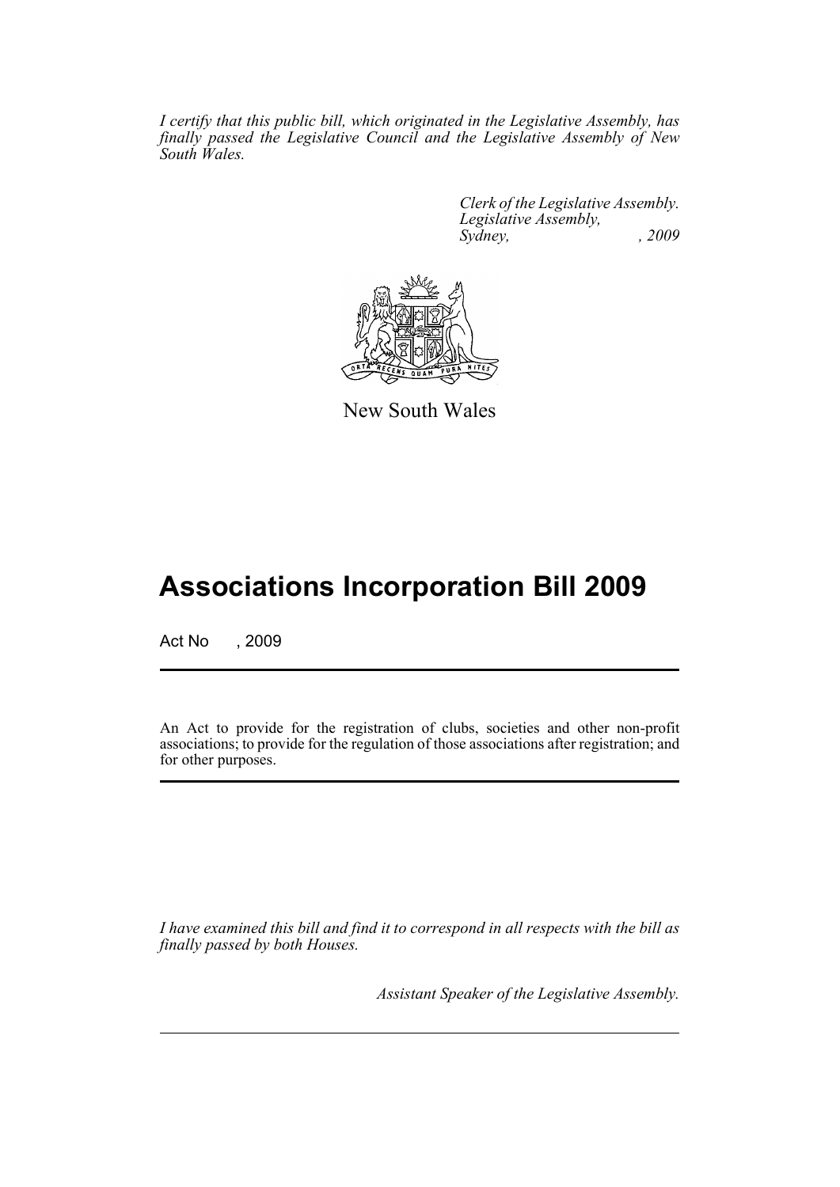*I certify that this public bill, which originated in the Legislative Assembly, has finally passed the Legislative Council and the Legislative Assembly of New South Wales.*

*Clerk of the Legislative Assembly.*
*Legislative Assembly,*
*Sydney, , 2009*

New South Wales

# Associations Incorporation Bill 2009

Act No , 2009

An Act to provide for the registration of clubs, societies and other non-profit associations; to provide for the regulation of those associations after registration; and for other purposes.

*I have examined this bill and find it to correspond in all respects with the bill as finally passed by both Houses.*

*Assistant Speaker of the Legislative Assembly.*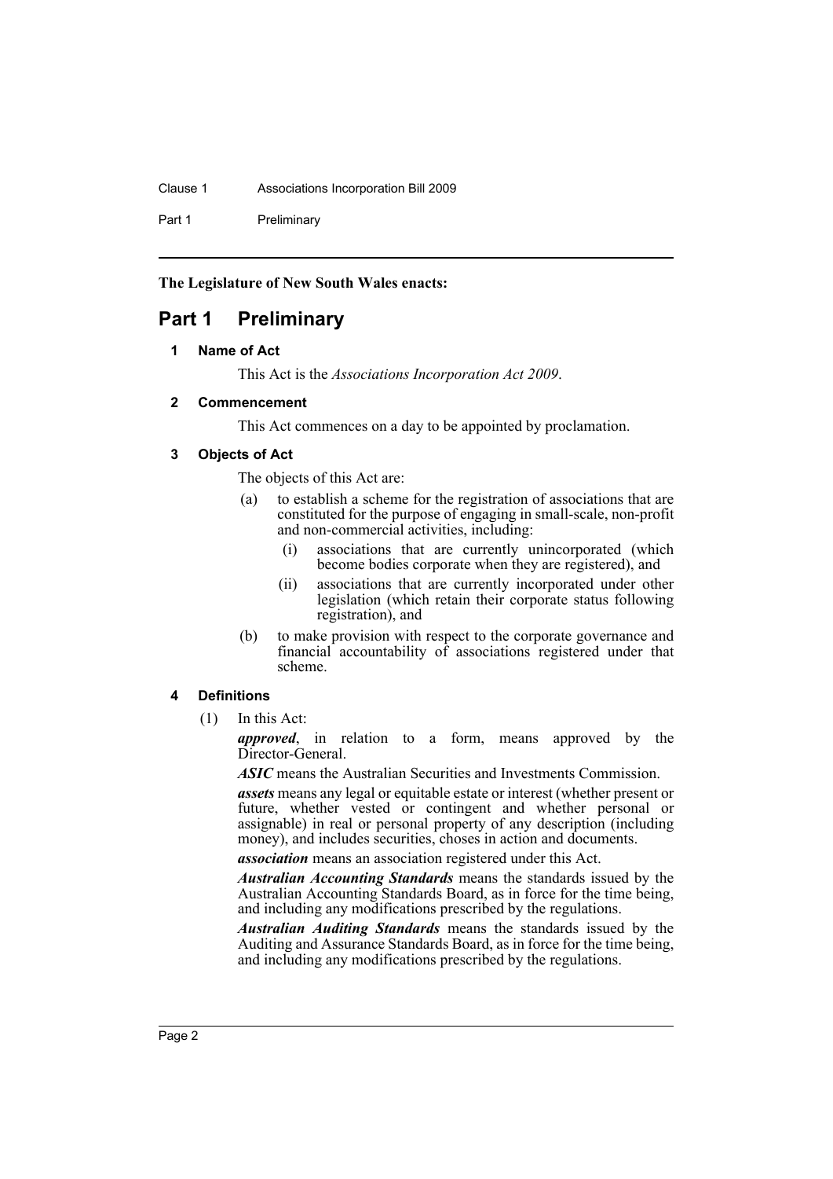**The Legislature of New South Wales enacts:**

# Part 1 Preliminary

### 1 Name of Act

This Act is the *Associations Incorporation Act 2009*.

### 2 Commencement

This Act commences on a day to be appointed by proclamation.

### 3 Objects of Act

The objects of this Act are:

- (a) to establish a scheme for the registration of associations that are constituted for the purpose of engaging in small-scale, non-profit and non-commercial activities, including:
  - (i) associations that are currently unincorporated (which become bodies corporate when they are registered), and
  - (ii) associations that are currently incorporated under other legislation (which retain their corporate status following registration), and
- (b) to make provision with respect to the corporate governance and financial accountability of associations registered under that scheme.

### 4 Definitions

(1) In this Act:

***approved***, in relation to a form, means approved by the Director-General.

***ASIC*** means the Australian Securities and Investments Commission.

***assets*** means any legal or equitable estate or interest (whether present or future, whether vested or contingent and whether personal or assignable) in real or personal property of any description (including money), and includes securities, choses in action and documents.

***association*** means an association registered under this Act.

***Australian Accounting Standards*** means the standards issued by the Australian Accounting Standards Board, as in force for the time being, and including any modifications prescribed by the regulations.

***Australian Auditing Standards*** means the standards issued by the Auditing and Assurance Standards Board, as in force for the time being, and including any modifications prescribed by the regulations.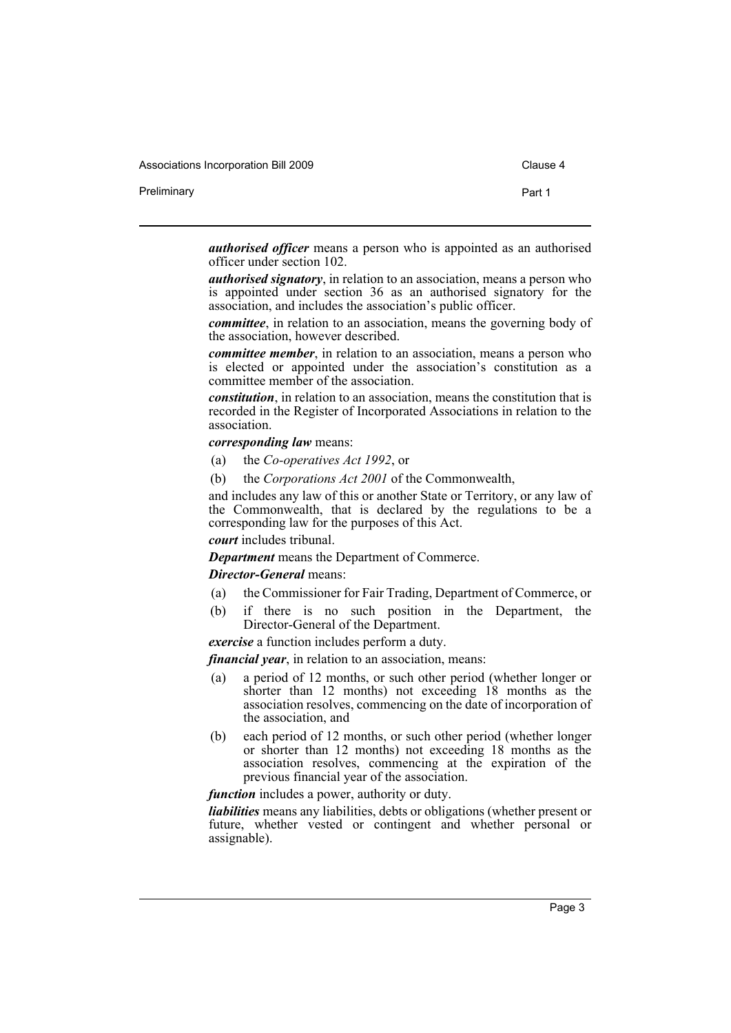***authorised officer*** means a person who is appointed as an authorised officer under section 102.

***authorised signatory***, in relation to an association, means a person who is appointed under section 36 as an authorised signatory for the association, and includes the association's public officer.

***committee***, in relation to an association, means the governing body of the association, however described.

***committee member***, in relation to an association, means a person who is elected or appointed under the association's constitution as a committee member of the association.

***constitution***, in relation to an association, means the constitution that is recorded in the Register of Incorporated Associations in relation to the association.

***corresponding law*** means:

- (a) the *Co-operatives Act 1992*, or
- (b) the *Corporations Act 2001* of the Commonwealth,

and includes any law of this or another State or Territory, or any law of the Commonwealth, that is declared by the regulations to be a corresponding law for the purposes of this Act.

***court*** includes tribunal.

***Department*** means the Department of Commerce.

***Director-General*** means:

- (a) the Commissioner for Fair Trading, Department of Commerce, or
- (b) if there is no such position in the Department, the Director-General of the Department.

***exercise*** a function includes perform a duty.

***financial year***, in relation to an association, means:

- (a) a period of 12 months, or such other period (whether longer or shorter than 12 months) not exceeding 18 months as the association resolves, commencing on the date of incorporation of the association, and
- (b) each period of 12 months, or such other period (whether longer or shorter than 12 months) not exceeding 18 months as the association resolves, commencing at the expiration of the previous financial year of the association.

***function*** includes a power, authority or duty.

***liabilities*** means any liabilities, debts or obligations (whether present or future, whether vested or contingent and whether personal or assignable).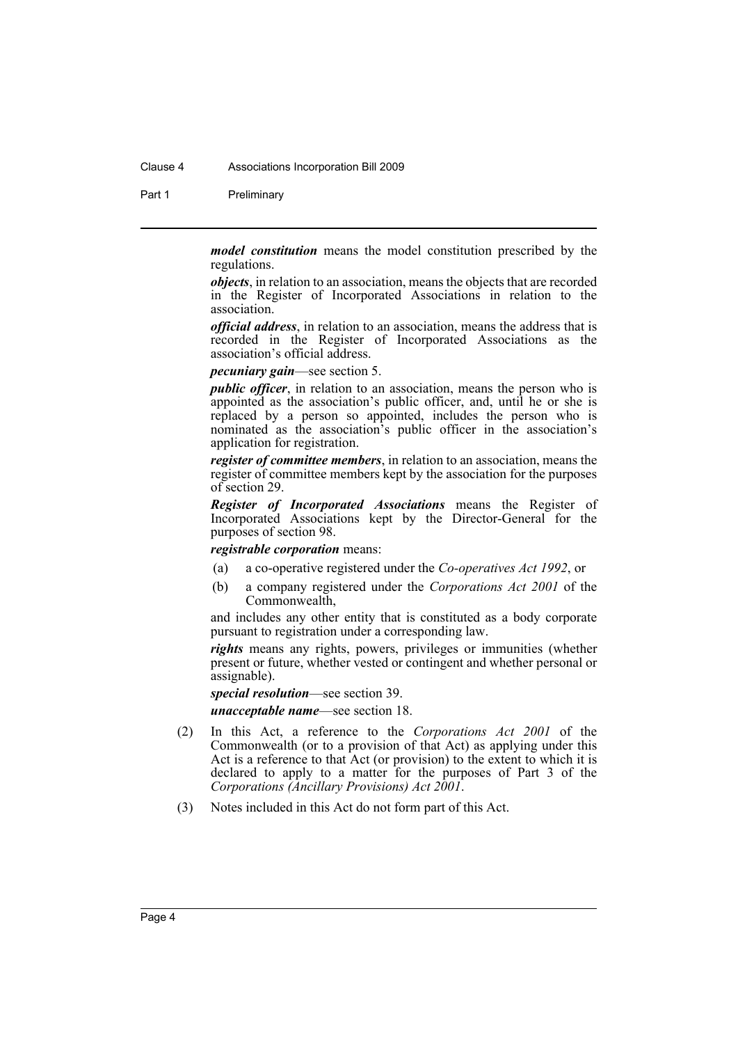***model constitution*** means the model constitution prescribed by the regulations.

***objects***, in relation to an association, means the objects that are recorded in the Register of Incorporated Associations in relation to the association.

***official address***, in relation to an association, means the address that is recorded in the Register of Incorporated Associations as the association's official address.

***pecuniary gain***—see section 5.

***public officer***, in relation to an association, means the person who is appointed as the association's public officer, and, until he or she is replaced by a person so appointed, includes the person who is nominated as the association's public officer in the association's application for registration.

***register of committee members***, in relation to an association, means the register of committee members kept by the association for the purposes of section 29.

***Register of Incorporated Associations*** means the Register of Incorporated Associations kept by the Director-General for the purposes of section 98.

***registrable corporation*** means:

(a) a co-operative registered under the *Co-operatives Act 1992*, or

(b) a company registered under the *Corporations Act 2001* of the Commonwealth,

and includes any other entity that is constituted as a body corporate pursuant to registration under a corresponding law.

***rights*** means any rights, powers, privileges or immunities (whether present or future, whether vested or contingent and whether personal or assignable).

***special resolution***—see section 39.

***unacceptable name***—see section 18.

(2) In this Act, a reference to the *Corporations Act 2001* of the Commonwealth (or to a provision of that Act) as applying under this Act is a reference to that Act (or provision) to the extent to which it is declared to apply to a matter for the purposes of Part 3 of the *Corporations (Ancillary Provisions) Act 2001*.

(3) Notes included in this Act do not form part of this Act.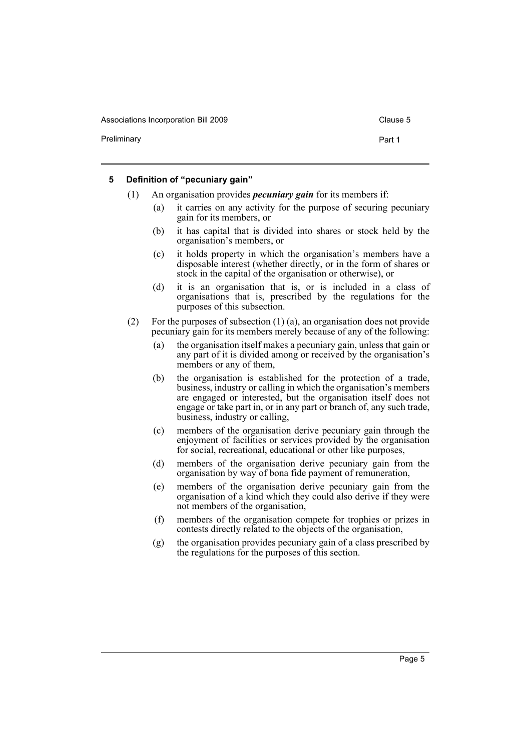### 5 Definition of "pecuniary gain"

(1) An organisation provides ***pecuniary gain*** for its members if:

  (a) it carries on any activity for the purpose of securing pecuniary gain for its members, or

  (b) it has capital that is divided into shares or stock held by the organisation's members, or

  (c) it holds property in which the organisation's members have a disposable interest (whether directly, or in the form of shares or stock in the capital of the organisation or otherwise), or

  (d) it is an organisation that is, or is included in a class of organisations that is, prescribed by the regulations for the purposes of this subsection.

(2) For the purposes of subsection (1) (a), an organisation does not provide pecuniary gain for its members merely because of any of the following:

  (a) the organisation itself makes a pecuniary gain, unless that gain or any part of it is divided among or received by the organisation's members or any of them,

  (b) the organisation is established for the protection of a trade, business, industry or calling in which the organisation's members are engaged or interested, but the organisation itself does not engage or take part in, or in any part or branch of, any such trade, business, industry or calling,

  (c) members of the organisation derive pecuniary gain through the enjoyment of facilities or services provided by the organisation for social, recreational, educational or other like purposes,

  (d) members of the organisation derive pecuniary gain from the organisation by way of bona fide payment of remuneration,

  (e) members of the organisation derive pecuniary gain from the organisation of a kind which they could also derive if they were not members of the organisation,

  (f) members of the organisation compete for trophies or prizes in contests directly related to the objects of the organisation,

  (g) the organisation provides pecuniary gain of a class prescribed by the regulations for the purposes of this section.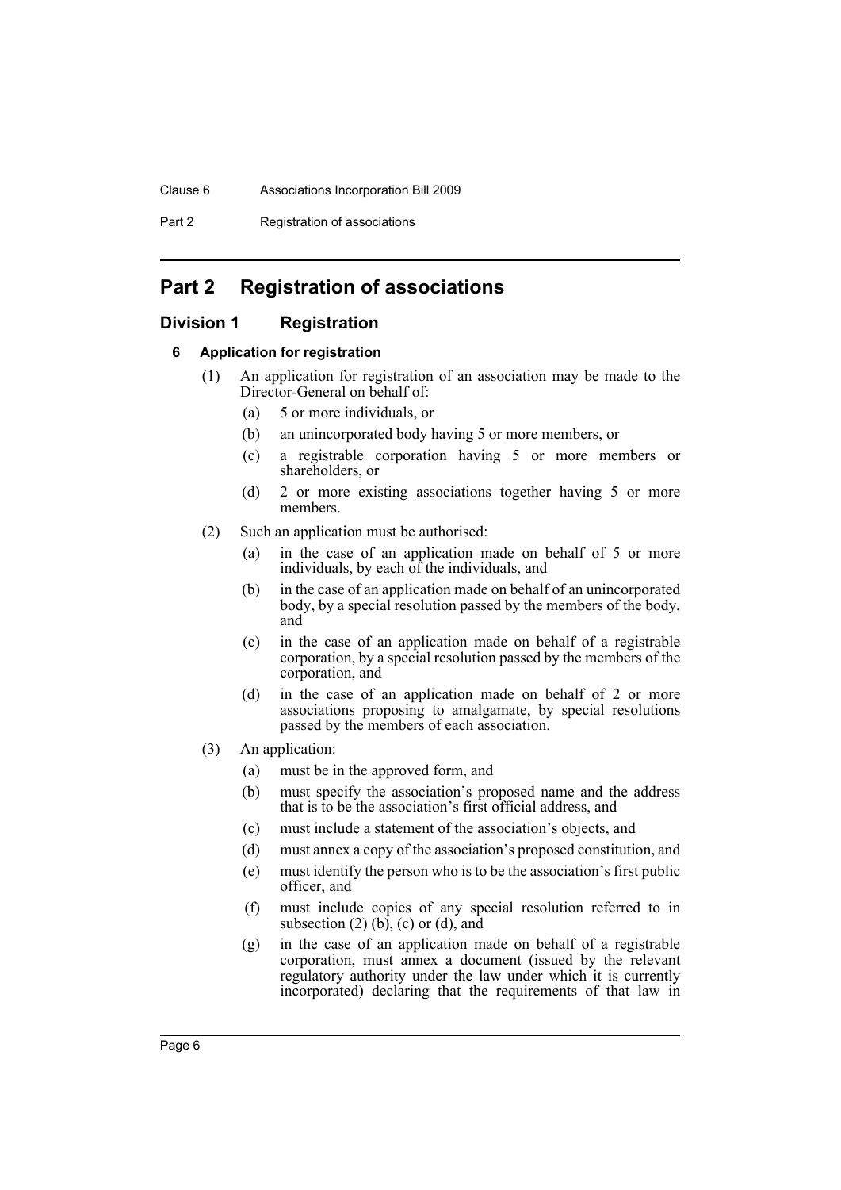# Part 2 Registration of associations

## Division 1 Registration

### 6 Application for registration

(1) An application for registration of an association may be made to the Director-General on behalf of:

- (a) 5 or more individuals, or
- (b) an unincorporated body having 5 or more members, or
- (c) a registrable corporation having 5 or more members or shareholders, or
- (d) 2 or more existing associations together having 5 or more members.

(2) Such an application must be authorised:

- (a) in the case of an application made on behalf of 5 or more individuals, by each of the individuals, and
- (b) in the case of an application made on behalf of an unincorporated body, by a special resolution passed by the members of the body, and
- (c) in the case of an application made on behalf of a registrable corporation, by a special resolution passed by the members of the corporation, and
- (d) in the case of an application made on behalf of 2 or more associations proposing to amalgamate, by special resolutions passed by the members of each association.

(3) An application:

- (a) must be in the approved form, and
- (b) must specify the association's proposed name and the address that is to be the association's first official address, and
- (c) must include a statement of the association's objects, and
- (d) must annex a copy of the association's proposed constitution, and
- (e) must identify the person who is to be the association's first public officer, and
- (f) must include copies of any special resolution referred to in subsection (2) (b), (c) or (d), and
- (g) in the case of an application made on behalf of a registrable corporation, must annex a document (issued by the relevant regulatory authority under the law under which it is currently incorporated) declaring that the requirements of that law in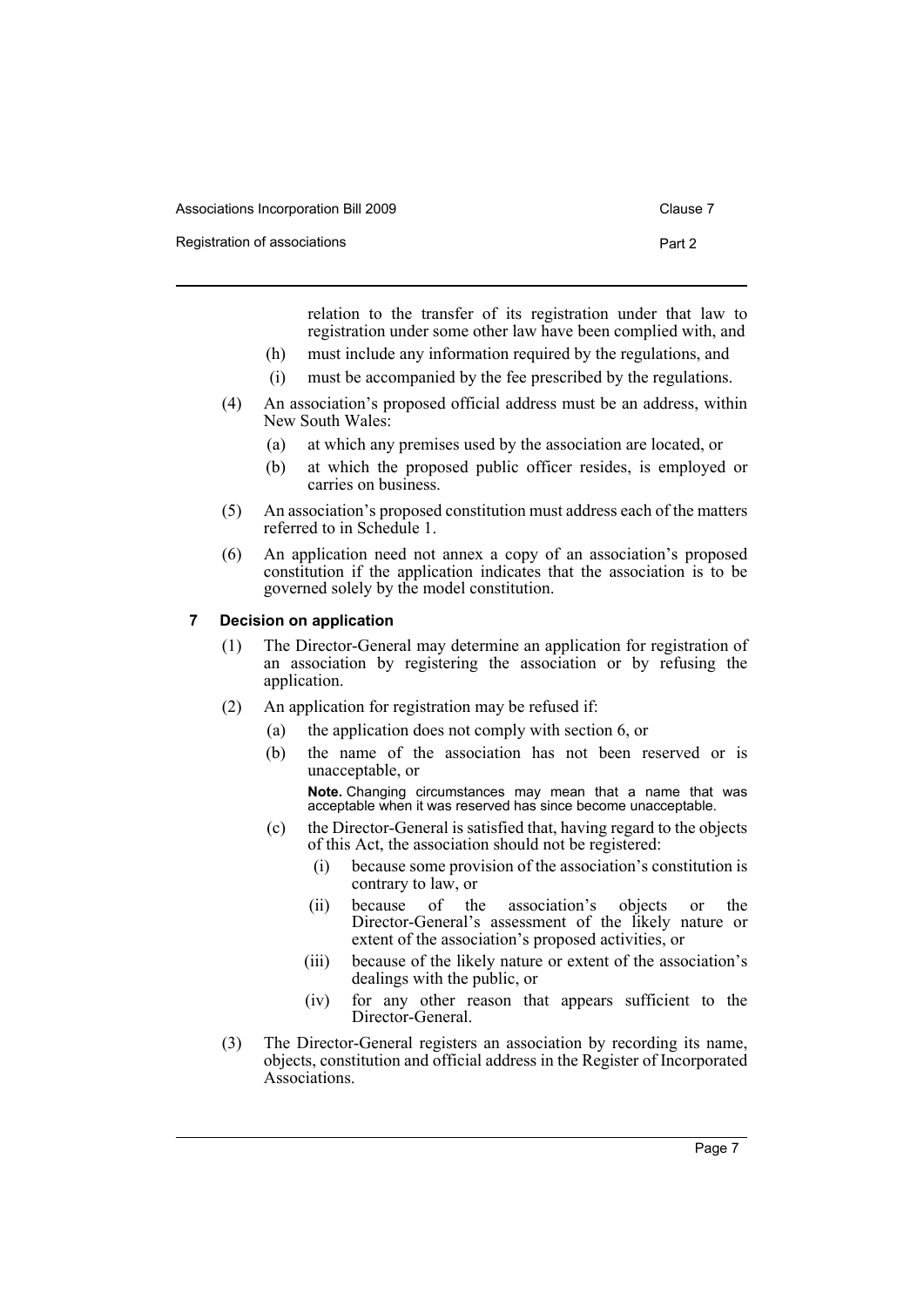relation to the transfer of its registration under that law to registration under some other law have been complied with, and

(h) must include any information required by the regulations, and

(i) must be accompanied by the fee prescribed by the regulations.

(4) An association's proposed official address must be an address, within New South Wales:

(a) at which any premises used by the association are located, or

(b) at which the proposed public officer resides, is employed or carries on business.

(5) An association's proposed constitution must address each of the matters referred to in Schedule 1.

(6) An application need not annex a copy of an association's proposed constitution if the application indicates that the association is to be governed solely by the model constitution.

### 7 Decision on application

(1) The Director-General may determine an application for registration of an association by registering the association or by refusing the application.

(2) An application for registration may be refused if:

(a) the application does not comply with section 6, or

(b) the name of the association has not been reserved or is unacceptable, or

**Note.** Changing circumstances may mean that a name that was acceptable when it was reserved has since become unacceptable.

(c) the Director-General is satisfied that, having regard to the objects of this Act, the association should not be registered:

(i) because some provision of the association's constitution is contrary to law, or

(ii) because of the association's objects or the Director-General's assessment of the likely nature or extent of the association's proposed activities, or

(iii) because of the likely nature or extent of the association's dealings with the public, or

(iv) for any other reason that appears sufficient to the Director-General.

(3) The Director-General registers an association by recording its name, objects, constitution and official address in the Register of Incorporated Associations.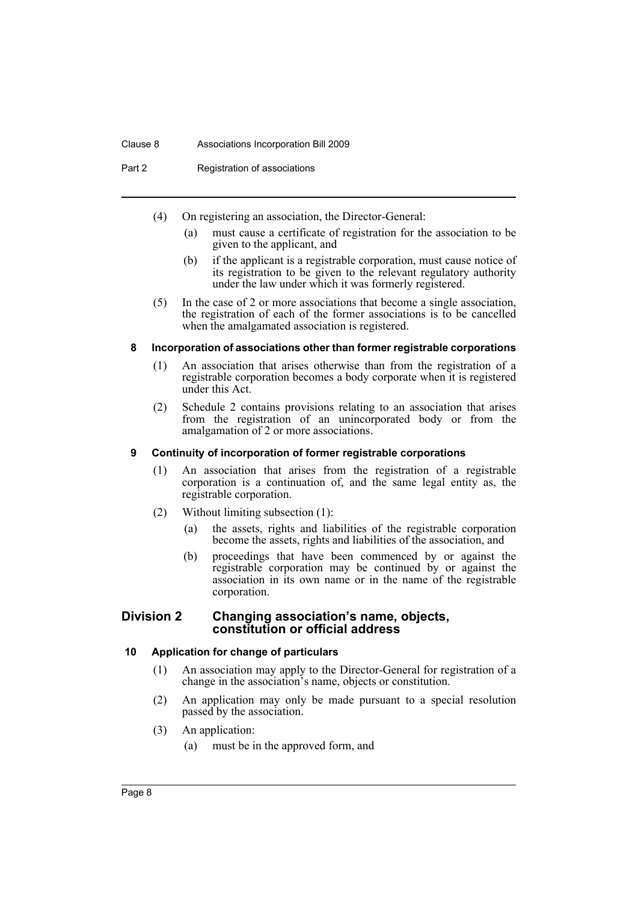(4) On registering an association, the Director-General:

(a) must cause a certificate of registration for the association to be given to the applicant, and

(b) if the applicant is a registrable corporation, must cause notice of its registration to be given to the relevant regulatory authority under the law under which it was formerly registered.

(5) In the case of 2 or more associations that become a single association, the registration of each of the former associations is to be cancelled when the amalgamated association is registered.

### 8 Incorporation of associations other than former registrable corporations

(1) An association that arises otherwise than from the registration of a registrable corporation becomes a body corporate when it is registered under this Act.

(2) Schedule 2 contains provisions relating to an association that arises from the registration of an unincorporated body or from the amalgamation of 2 or more associations.

### 9 Continuity of incorporation of former registrable corporations

(1) An association that arises from the registration of a registrable corporation is a continuation of, and the same legal entity as, the registrable corporation.

(2) Without limiting subsection (1):

(a) the assets, rights and liabilities of the registrable corporation become the assets, rights and liabilities of the association, and

(b) proceedings that have been commenced by or against the registrable corporation may be continued by or against the association in its own name or in the name of the registrable corporation.

## Division 2 Changing association's name, objects, constitution or official address

### 10 Application for change of particulars

(1) An association may apply to the Director-General for registration of a change in the association's name, objects or constitution.

(2) An application may only be made pursuant to a special resolution passed by the association.

(3) An application:

(a) must be in the approved form, and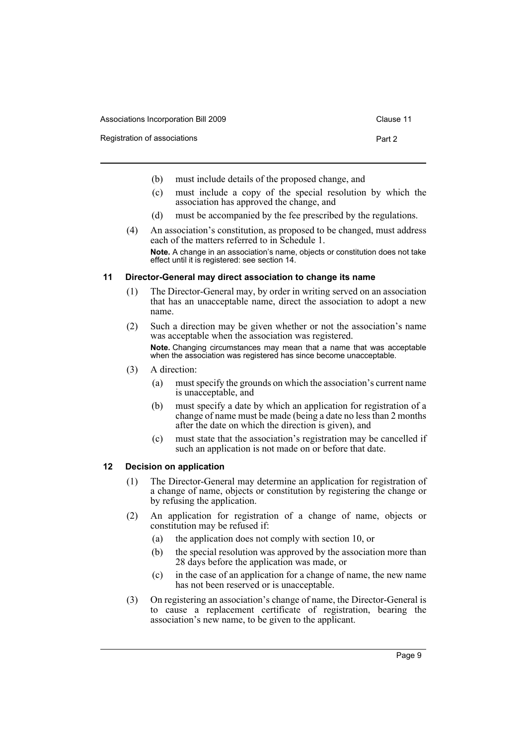(b) must include details of the proposed change, and

(c) must include a copy of the special resolution by which the association has approved the change, and

(d) must be accompanied by the fee prescribed by the regulations.

(4) An association's constitution, as proposed to be changed, must address each of the matters referred to in Schedule 1.

**Note.** A change in an association's name, objects or constitution does not take effect until it is registered: see section 14.

### 11 Director-General may direct association to change its name

(1) The Director-General may, by order in writing served on an association that has an unacceptable name, direct the association to adopt a new name.

(2) Such a direction may be given whether or not the association's name was acceptable when the association was registered.

**Note.** Changing circumstances may mean that a name that was acceptable when the association was registered has since become unacceptable.

(3) A direction:

(a) must specify the grounds on which the association's current name is unacceptable, and

(b) must specify a date by which an application for registration of a change of name must be made (being a date no less than 2 months after the date on which the direction is given), and

(c) must state that the association's registration may be cancelled if such an application is not made on or before that date.

### 12 Decision on application

(1) The Director-General may determine an application for registration of a change of name, objects or constitution by registering the change or by refusing the application.

(2) An application for registration of a change of name, objects or constitution may be refused if:

(a) the application does not comply with section 10, or

(b) the special resolution was approved by the association more than 28 days before the application was made, or

(c) in the case of an application for a change of name, the new name has not been reserved or is unacceptable.

(3) On registering an association's change of name, the Director-General is to cause a replacement certificate of registration, bearing the association's new name, to be given to the applicant.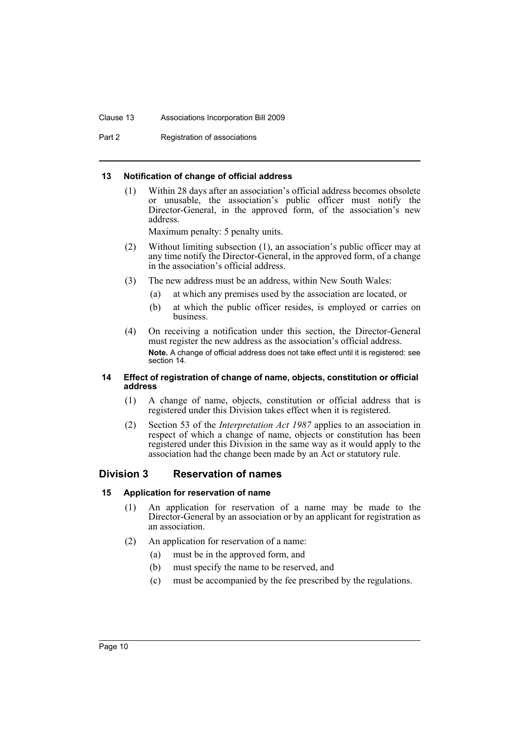### 13 Notification of change of official address

(1) Within 28 days after an association's official address becomes obsolete or unusable, the association's public officer must notify the Director-General, in the approved form, of the association's new address.

Maximum penalty: 5 penalty units.

(2) Without limiting subsection (1), an association's public officer may at any time notify the Director-General, in the approved form, of a change in the association's official address.

(3) The new address must be an address, within New South Wales:

- (a) at which any premises used by the association are located, or
- (b) at which the public officer resides, is employed or carries on business.

(4) On receiving a notification under this section, the Director-General must register the new address as the association's official address.

**Note.** A change of official address does not take effect until it is registered: see section 14.

### 14 Effect of registration of change of name, objects, constitution or official address

(1) A change of name, objects, constitution or official address that is registered under this Division takes effect when it is registered.

(2) Section 53 of the *Interpretation Act 1987* applies to an association in respect of which a change of name, objects or constitution has been registered under this Division in the same way as it would apply to the association had the change been made by an Act or statutory rule.

## Division 3 Reservation of names

### 15 Application for reservation of name

(1) An application for reservation of a name may be made to the Director-General by an association or by an applicant for registration as an association.

(2) An application for reservation of a name:

- (a) must be in the approved form, and
- (b) must specify the name to be reserved, and
- (c) must be accompanied by the fee prescribed by the regulations.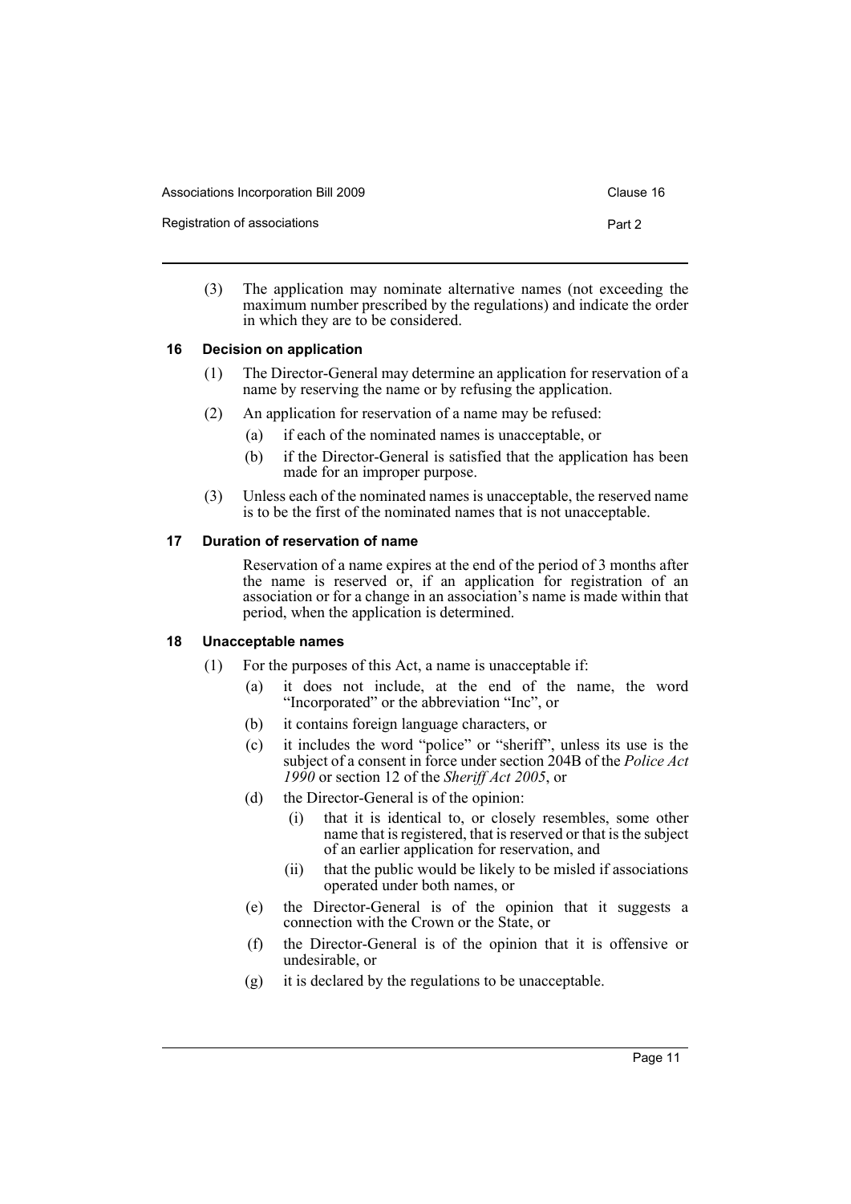(3) The application may nominate alternative names (not exceeding the maximum number prescribed by the regulations) and indicate the order in which they are to be considered.

### 16 Decision on application

(1) The Director-General may determine an application for reservation of a name by reserving the name or by refusing the application.

(2) An application for reservation of a name may be refused:

- (a) if each of the nominated names is unacceptable, or
- (b) if the Director-General is satisfied that the application has been made for an improper purpose.

(3) Unless each of the nominated names is unacceptable, the reserved name is to be the first of the nominated names that is not unacceptable.

### 17 Duration of reservation of name

Reservation of a name expires at the end of the period of 3 months after the name is reserved or, if an application for registration of an association or for a change in an association's name is made within that period, when the application is determined.

### 18 Unacceptable names

(1) For the purposes of this Act, a name is unacceptable if:

- (a) it does not include, at the end of the name, the word "Incorporated" or the abbreviation "Inc", or
- (b) it contains foreign language characters, or
- (c) it includes the word "police" or "sheriff", unless its use is the subject of a consent in force under section 204B of the *Police Act 1990* or section 12 of the *Sheriff Act 2005*, or
- (d) the Director-General is of the opinion:
  - (i) that it is identical to, or closely resembles, some other name that is registered, that is reserved or that is the subject of an earlier application for reservation, and
  - (ii) that the public would be likely to be misled if associations operated under both names, or
- (e) the Director-General is of the opinion that it suggests a connection with the Crown or the State, or
- (f) the Director-General is of the opinion that it is offensive or undesirable, or
- (g) it is declared by the regulations to be unacceptable.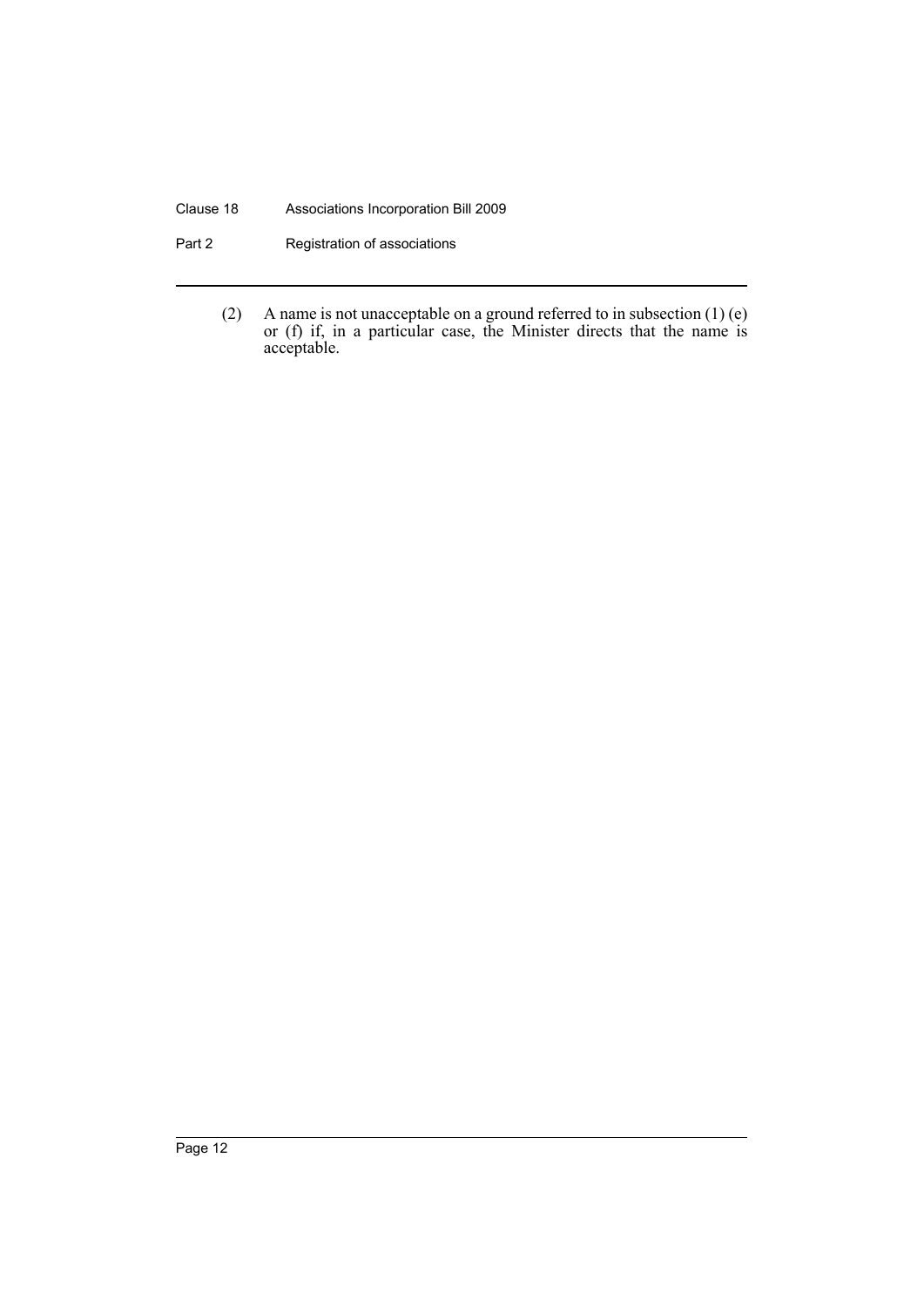(2) A name is not unacceptable on a ground referred to in subsection (1) (e) or (f) if, in a particular case, the Minister directs that the name is acceptable.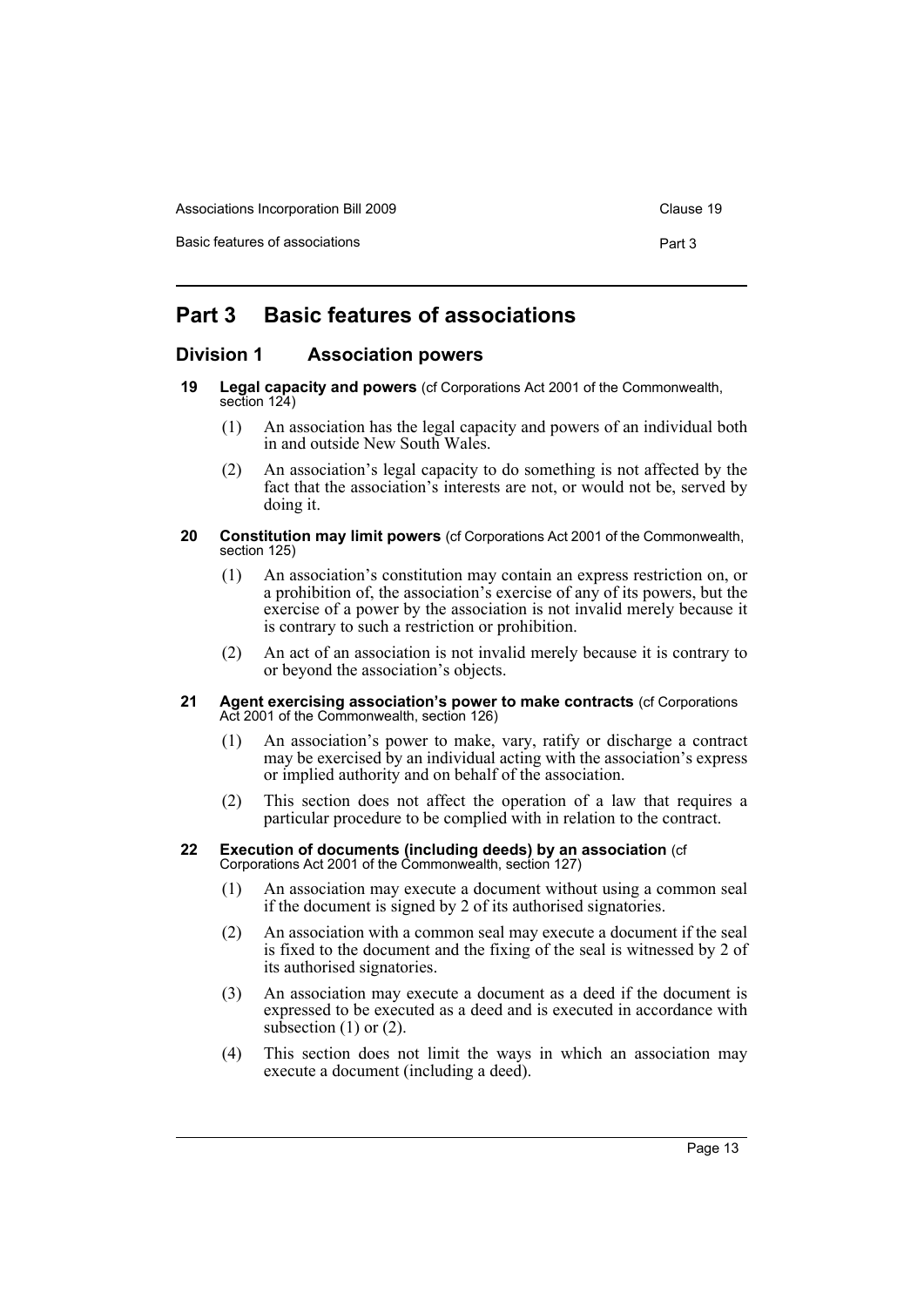# Part 3 Basic features of associations

## Division 1 Association powers

### 19 Legal capacity and powers (cf Corporations Act 2001 of the Commonwealth, section 124)

(1) An association has the legal capacity and powers of an individual both in and outside New South Wales.

(2) An association's legal capacity to do something is not affected by the fact that the association's interests are not, or would not be, served by doing it.

### 20 Constitution may limit powers (cf Corporations Act 2001 of the Commonwealth, section 125)

(1) An association's constitution may contain an express restriction on, or a prohibition of, the association's exercise of any of its powers, but the exercise of a power by the association is not invalid merely because it is contrary to such a restriction or prohibition.

(2) An act of an association is not invalid merely because it is contrary to or beyond the association's objects.

### 21 Agent exercising association's power to make contracts (cf Corporations Act 2001 of the Commonwealth, section 126)

(1) An association's power to make, vary, ratify or discharge a contract may be exercised by an individual acting with the association's express or implied authority and on behalf of the association.

(2) This section does not affect the operation of a law that requires a particular procedure to be complied with in relation to the contract.

### 22 Execution of documents (including deeds) by an association (cf Corporations Act 2001 of the Commonwealth, section 127)

(1) An association may execute a document without using a common seal if the document is signed by 2 of its authorised signatories.

(2) An association with a common seal may execute a document if the seal is fixed to the document and the fixing of the seal is witnessed by 2 of its authorised signatories.

(3) An association may execute a document as a deed if the document is expressed to be executed as a deed and is executed in accordance with subsection (1) or (2).

(4) This section does not limit the ways in which an association may execute a document (including a deed).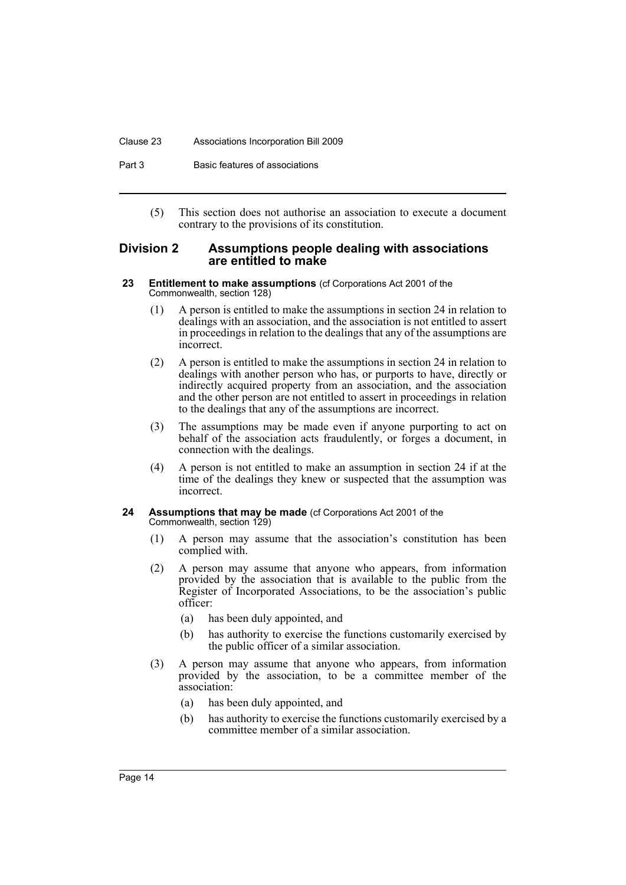(5) This section does not authorise an association to execute a document contrary to the provisions of its constitution.

## Division 2 Assumptions people dealing with associations are entitled to make

### 23 Entitlement to make assumptions (cf Corporations Act 2001 of the Commonwealth, section 128)

(1) A person is entitled to make the assumptions in section 24 in relation to dealings with an association, and the association is not entitled to assert in proceedings in relation to the dealings that any of the assumptions are incorrect.

(2) A person is entitled to make the assumptions in section 24 in relation to dealings with another person who has, or purports to have, directly or indirectly acquired property from an association, and the association and the other person are not entitled to assert in proceedings in relation to the dealings that any of the assumptions are incorrect.

(3) The assumptions may be made even if anyone purporting to act on behalf of the association acts fraudulently, or forges a document, in connection with the dealings.

(4) A person is not entitled to make an assumption in section 24 if at the time of the dealings they knew or suspected that the assumption was incorrect.

### 24 Assumptions that may be made (cf Corporations Act 2001 of the Commonwealth, section 129)

(1) A person may assume that the association's constitution has been complied with.

(2) A person may assume that anyone who appears, from information provided by the association that is available to the public from the Register of Incorporated Associations, to be the association's public officer:

- (a) has been duly appointed, and
- (b) has authority to exercise the functions customarily exercised by the public officer of a similar association.

(3) A person may assume that anyone who appears, from information provided by the association, to be a committee member of the association:

- (a) has been duly appointed, and
- (b) has authority to exercise the functions customarily exercised by a committee member of a similar association.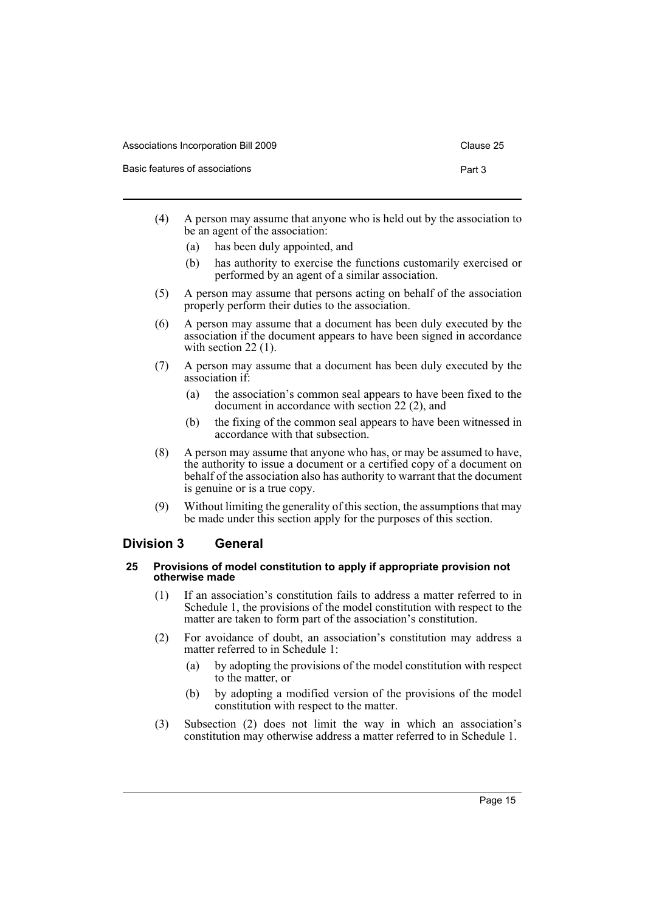(4) A person may assume that anyone who is held out by the association to be an agent of the association:

(a) has been duly appointed, and

(b) has authority to exercise the functions customarily exercised or performed by an agent of a similar association.

(5) A person may assume that persons acting on behalf of the association properly perform their duties to the association.

(6) A person may assume that a document has been duly executed by the association if the document appears to have been signed in accordance with section 22 (1).

(7) A person may assume that a document has been duly executed by the association if:

(a) the association's common seal appears to have been fixed to the document in accordance with section 22 (2), and

(b) the fixing of the common seal appears to have been witnessed in accordance with that subsection.

(8) A person may assume that anyone who has, or may be assumed to have, the authority to issue a document or a certified copy of a document on behalf of the association also has authority to warrant that the document is genuine or is a true copy.

(9) Without limiting the generality of this section, the assumptions that may be made under this section apply for the purposes of this section.

## Division 3 General

#### 25 Provisions of model constitution to apply if appropriate provision not otherwise made

(1) If an association's constitution fails to address a matter referred to in Schedule 1, the provisions of the model constitution with respect to the matter are taken to form part of the association's constitution.

(2) For avoidance of doubt, an association's constitution may address a matter referred to in Schedule 1:

(a) by adopting the provisions of the model constitution with respect to the matter, or

(b) by adopting a modified version of the provisions of the model constitution with respect to the matter.

(3) Subsection (2) does not limit the way in which an association's constitution may otherwise address a matter referred to in Schedule 1.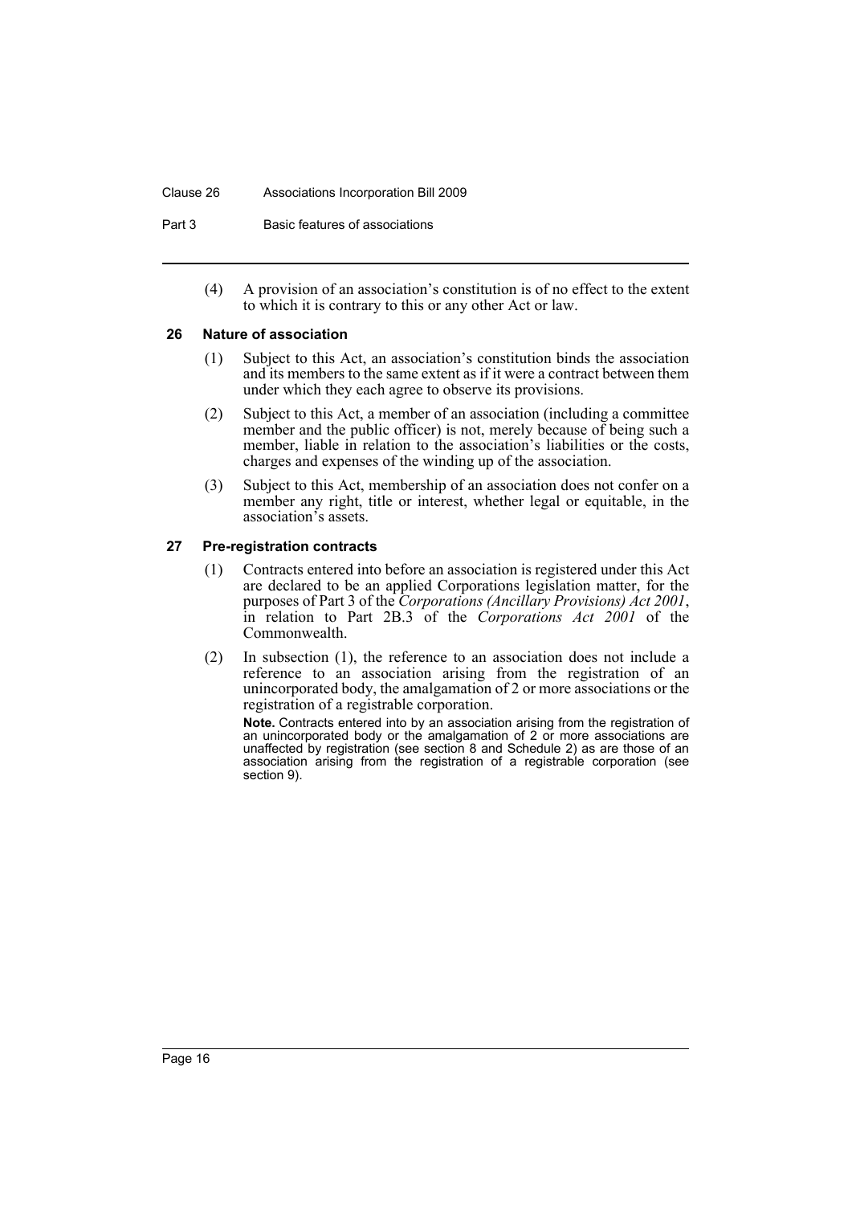(4) A provision of an association's constitution is of no effect to the extent to which it is contrary to this or any other Act or law.

### 26 Nature of association

(1) Subject to this Act, an association's constitution binds the association and its members to the same extent as if it were a contract between them under which they each agree to observe its provisions.

(2) Subject to this Act, a member of an association (including a committee member and the public officer) is not, merely because of being such a member, liable in relation to the association's liabilities or the costs, charges and expenses of the winding up of the association.

(3) Subject to this Act, membership of an association does not confer on a member any right, title or interest, whether legal or equitable, in the association's assets.

### 27 Pre-registration contracts

(1) Contracts entered into before an association is registered under this Act are declared to be an applied Corporations legislation matter, for the purposes of Part 3 of the *Corporations (Ancillary Provisions) Act 2001*, in relation to Part 2B.3 of the *Corporations Act 2001* of the Commonwealth.

(2) In subsection (1), the reference to an association does not include a reference to an association arising from the registration of an unincorporated body, the amalgamation of 2 or more associations or the registration of a registrable corporation.

**Note.** Contracts entered into by an association arising from the registration of an unincorporated body or the amalgamation of 2 or more associations are unaffected by registration (see section 8 and Schedule 2) as are those of an association arising from the registration of a registrable corporation (see section 9).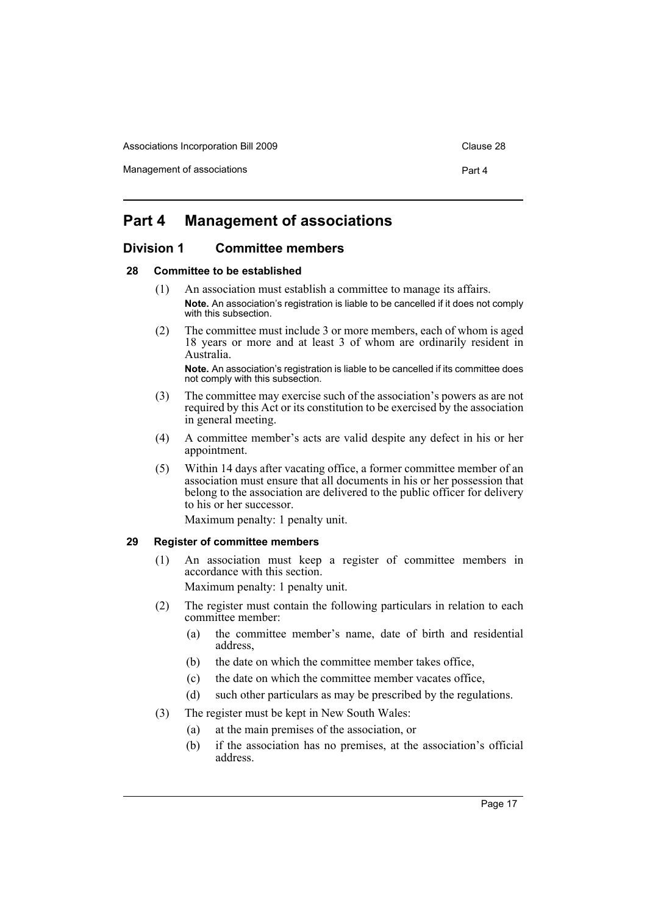# Part 4 Management of associations

## Division 1 Committee members

### 28 Committee to be established

(1) An association must establish a committee to manage its affairs.

**Note.** An association's registration is liable to be cancelled if it does not comply with this subsection.

(2) The committee must include 3 or more members, each of whom is aged 18 years or more and at least 3 of whom are ordinarily resident in Australia.

**Note.** An association's registration is liable to be cancelled if its committee does not comply with this subsection.

(3) The committee may exercise such of the association's powers as are not required by this Act or its constitution to be exercised by the association in general meeting.

(4) A committee member's acts are valid despite any defect in his or her appointment.

(5) Within 14 days after vacating office, a former committee member of an association must ensure that all documents in his or her possession that belong to the association are delivered to the public officer for delivery to his or her successor.

Maximum penalty: 1 penalty unit.

### 29 Register of committee members

(1) An association must keep a register of committee members in accordance with this section.

Maximum penalty: 1 penalty unit.

(2) The register must contain the following particulars in relation to each committee member:

- (a) the committee member's name, date of birth and residential address,
- (b) the date on which the committee member takes office,
- (c) the date on which the committee member vacates office,
- (d) such other particulars as may be prescribed by the regulations.

(3) The register must be kept in New South Wales:

- (a) at the main premises of the association, or
- (b) if the association has no premises, at the association's official address.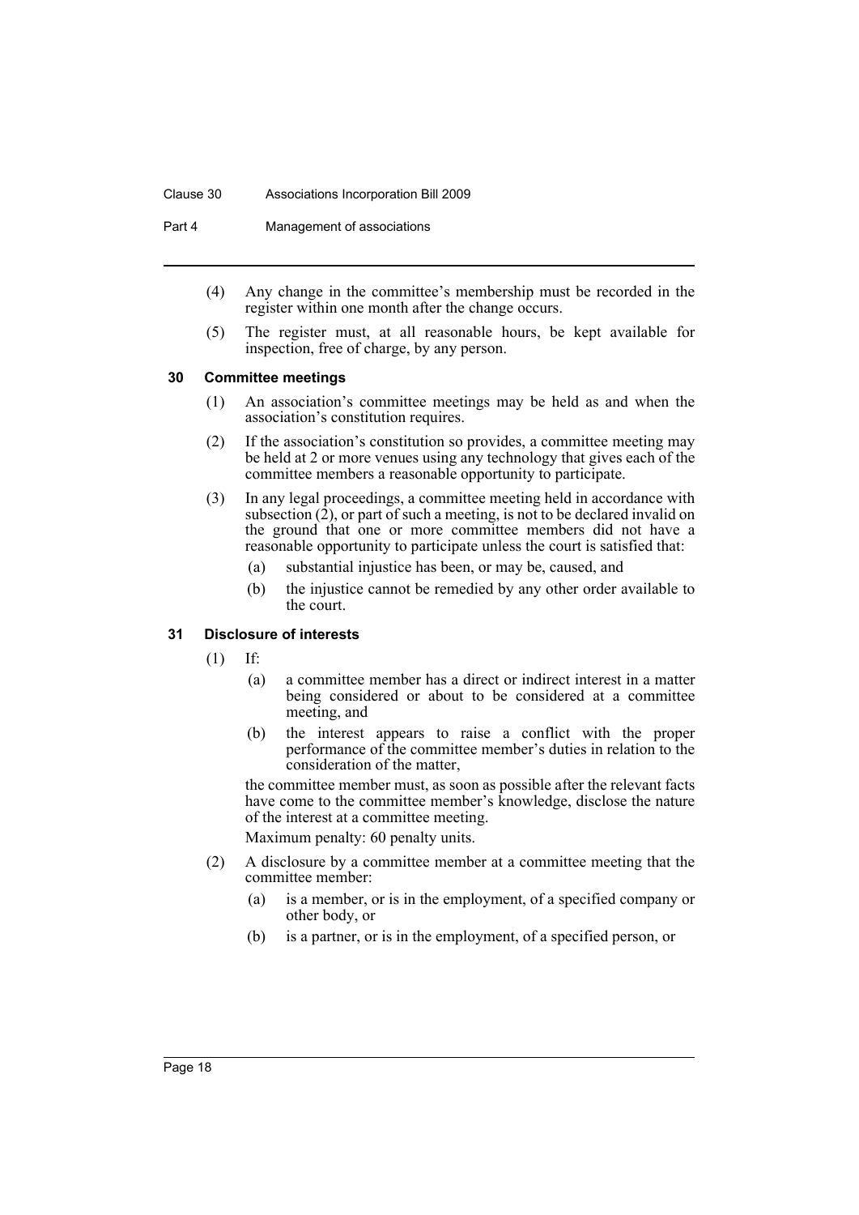(4) Any change in the committee's membership must be recorded in the register within one month after the change occurs.

(5) The register must, at all reasonable hours, be kept available for inspection, free of charge, by any person.

### 30 Committee meetings

(1) An association's committee meetings may be held as and when the association's constitution requires.

(2) If the association's constitution so provides, a committee meeting may be held at 2 or more venues using any technology that gives each of the committee members a reasonable opportunity to participate.

(3) In any legal proceedings, a committee meeting held in accordance with subsection (2), or part of such a meeting, is not to be declared invalid on the ground that one or more committee members did not have a reasonable opportunity to participate unless the court is satisfied that:

(a) substantial injustice has been, or may be, caused, and

(b) the injustice cannot be remedied by any other order available to the court.

### 31 Disclosure of interests

(1) If:

(a) a committee member has a direct or indirect interest in a matter being considered or about to be considered at a committee meeting, and

(b) the interest appears to raise a conflict with the proper performance of the committee member's duties in relation to the consideration of the matter,

the committee member must, as soon as possible after the relevant facts have come to the committee member's knowledge, disclose the nature of the interest at a committee meeting.

Maximum penalty: 60 penalty units.

(2) A disclosure by a committee member at a committee meeting that the committee member:

(a) is a member, or is in the employment, of a specified company or other body, or

(b) is a partner, or is in the employment, of a specified person, or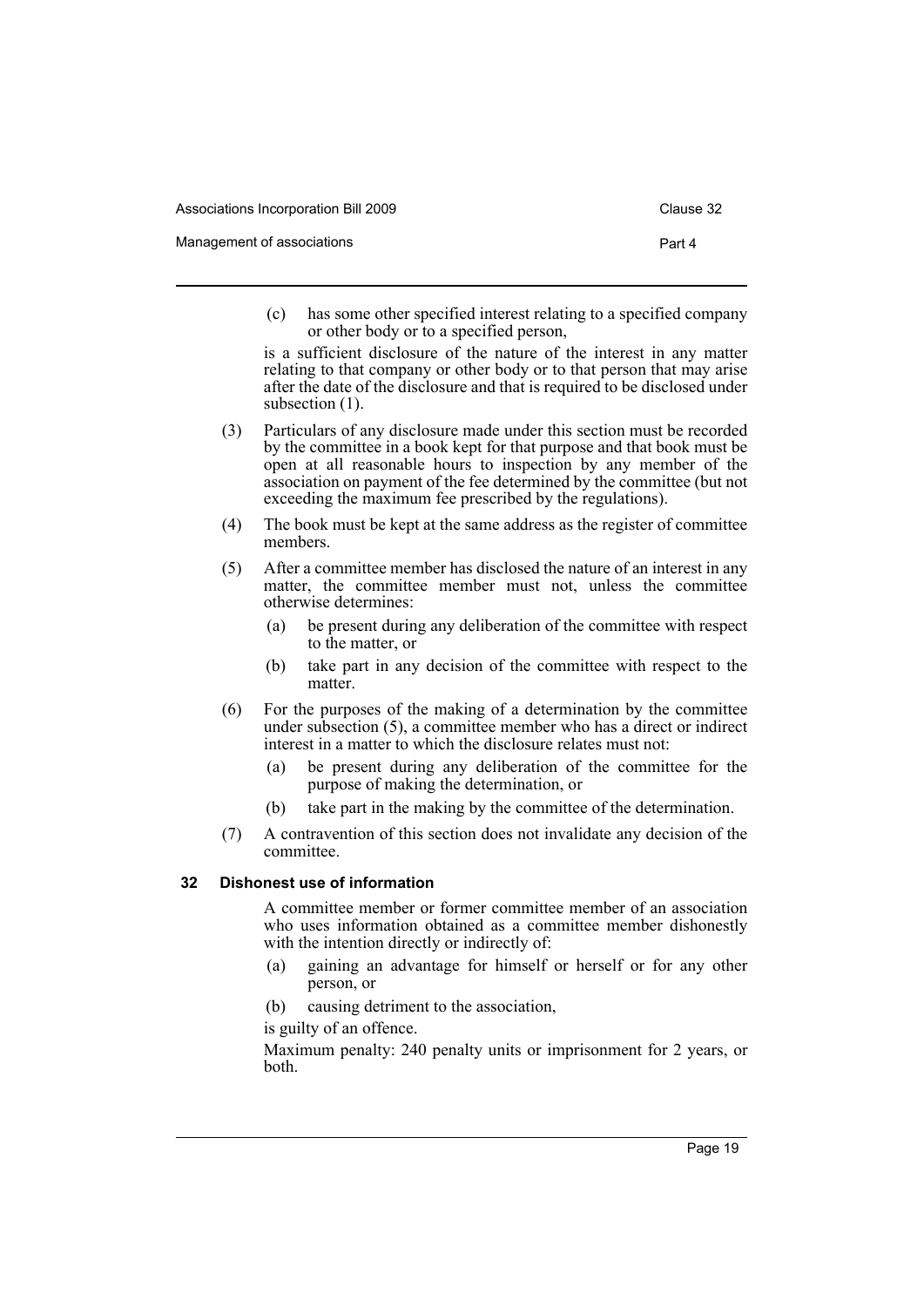(c) has some other specified interest relating to a specified company or other body or to a specified person,

is a sufficient disclosure of the nature of the interest in any matter relating to that company or other body or to that person that may arise after the date of the disclosure and that is required to be disclosed under subsection (1).

(3) Particulars of any disclosure made under this section must be recorded by the committee in a book kept for that purpose and that book must be open at all reasonable hours to inspection by any member of the association on payment of the fee determined by the committee (but not exceeding the maximum fee prescribed by the regulations).

(4) The book must be kept at the same address as the register of committee members.

(5) After a committee member has disclosed the nature of an interest in any matter, the committee member must not, unless the committee otherwise determines:

- (a) be present during any deliberation of the committee with respect to the matter, or
- (b) take part in any decision of the committee with respect to the matter.

(6) For the purposes of the making of a determination by the committee under subsection (5), a committee member who has a direct or indirect interest in a matter to which the disclosure relates must not:

- (a) be present during any deliberation of the committee for the purpose of making the determination, or
- (b) take part in the making by the committee of the determination.

(7) A contravention of this section does not invalidate any decision of the committee.

### 32 Dishonest use of information

A committee member or former committee member of an association who uses information obtained as a committee member dishonestly with the intention directly or indirectly of:

- (a) gaining an advantage for himself or herself or for any other person, or
- (b) causing detriment to the association,

is guilty of an offence.

Maximum penalty: 240 penalty units or imprisonment for 2 years, or both.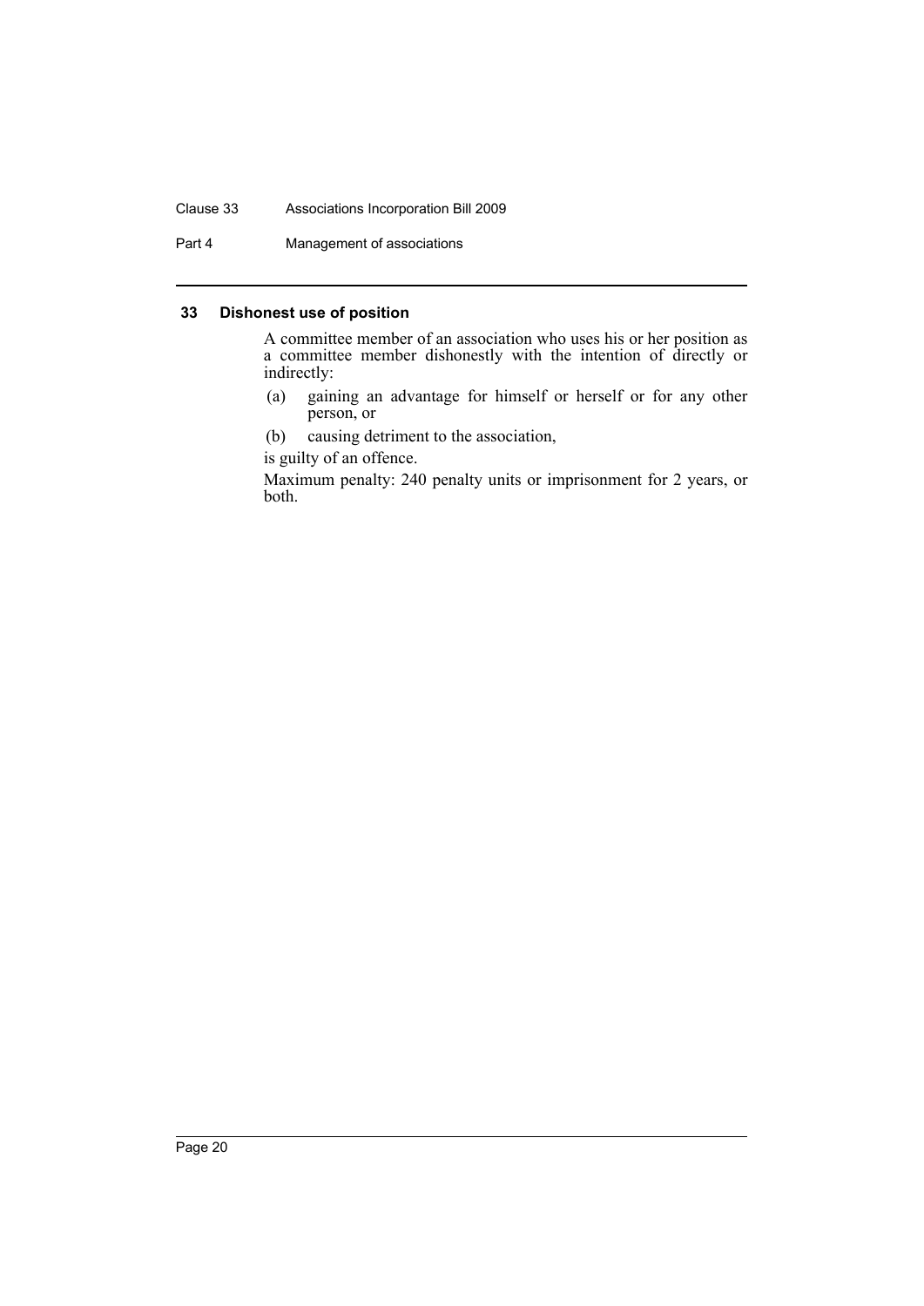### 33 Dishonest use of position

A committee member of an association who uses his or her position as a committee member dishonestly with the intention of directly or indirectly:

(a) gaining an advantage for himself or herself or for any other person, or

(b) causing detriment to the association,

is guilty of an offence.

Maximum penalty: 240 penalty units or imprisonment for 2 years, or both.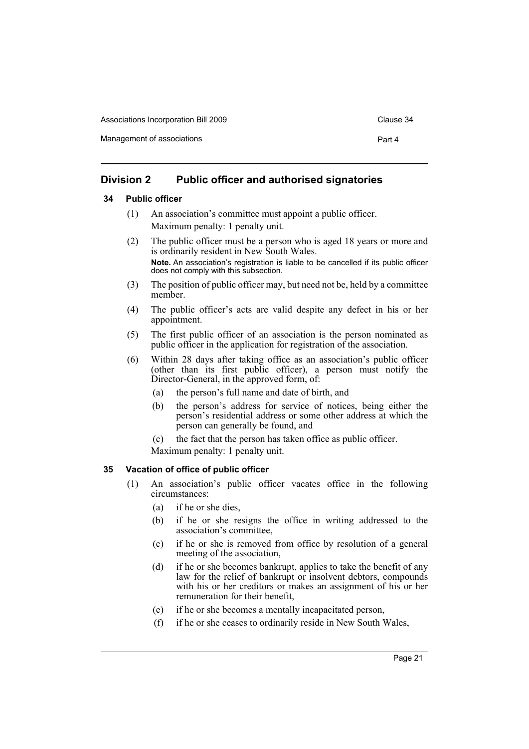## Division 2 Public officer and authorised signatories

### 34 Public officer

(1) An association's committee must appoint a public officer.

Maximum penalty: 1 penalty unit.

(2) The public officer must be a person who is aged 18 years or more and is ordinarily resident in New South Wales.

**Note.** An association's registration is liable to be cancelled if its public officer does not comply with this subsection.

(3) The position of public officer may, but need not be, held by a committee member.

(4) The public officer's acts are valid despite any defect in his or her appointment.

(5) The first public officer of an association is the person nominated as public officer in the application for registration of the association.

(6) Within 28 days after taking office as an association's public officer (other than its first public officer), a person must notify the Director-General, in the approved form, of:

- (a) the person's full name and date of birth, and
- (b) the person's address for service of notices, being either the person's residential address or some other address at which the person can generally be found, and
- (c) the fact that the person has taken office as public officer.

Maximum penalty: 1 penalty unit.

### 35 Vacation of office of public officer

(1) An association's public officer vacates office in the following circumstances:

- (a) if he or she dies,
- (b) if he or she resigns the office in writing addressed to the association's committee,
- (c) if he or she is removed from office by resolution of a general meeting of the association,
- (d) if he or she becomes bankrupt, applies to take the benefit of any law for the relief of bankrupt or insolvent debtors, compounds with his or her creditors or makes an assignment of his or her remuneration for their benefit,
- (e) if he or she becomes a mentally incapacitated person,
- (f) if he or she ceases to ordinarily reside in New South Wales,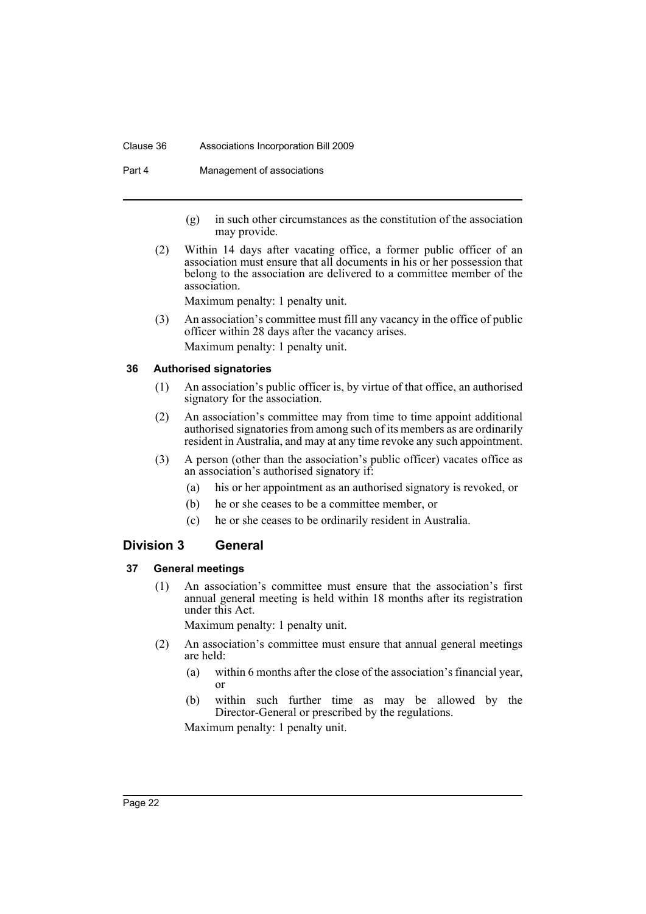(g) in such other circumstances as the constitution of the association may provide.

(2) Within 14 days after vacating office, a former public officer of an association must ensure that all documents in his or her possession that belong to the association are delivered to a committee member of the association.

Maximum penalty: 1 penalty unit.

(3) An association's committee must fill any vacancy in the office of public officer within 28 days after the vacancy arises.

Maximum penalty: 1 penalty unit.

### 36 Authorised signatories

(1) An association's public officer is, by virtue of that office, an authorised signatory for the association.

(2) An association's committee may from time to time appoint additional authorised signatories from among such of its members as are ordinarily resident in Australia, and may at any time revoke any such appointment.

(3) A person (other than the association's public officer) vacates office as an association's authorised signatory if:

(a) his or her appointment as an authorised signatory is revoked, or

(b) he or she ceases to be a committee member, or

(c) he or she ceases to be ordinarily resident in Australia.

## Division 3 General

### 37 General meetings

(1) An association's committee must ensure that the association's first annual general meeting is held within 18 months after its registration under this Act.

Maximum penalty: 1 penalty unit.

(2) An association's committee must ensure that annual general meetings are held:

(a) within 6 months after the close of the association's financial year, or

(b) within such further time as may be allowed by the Director-General or prescribed by the regulations.

Maximum penalty: 1 penalty unit.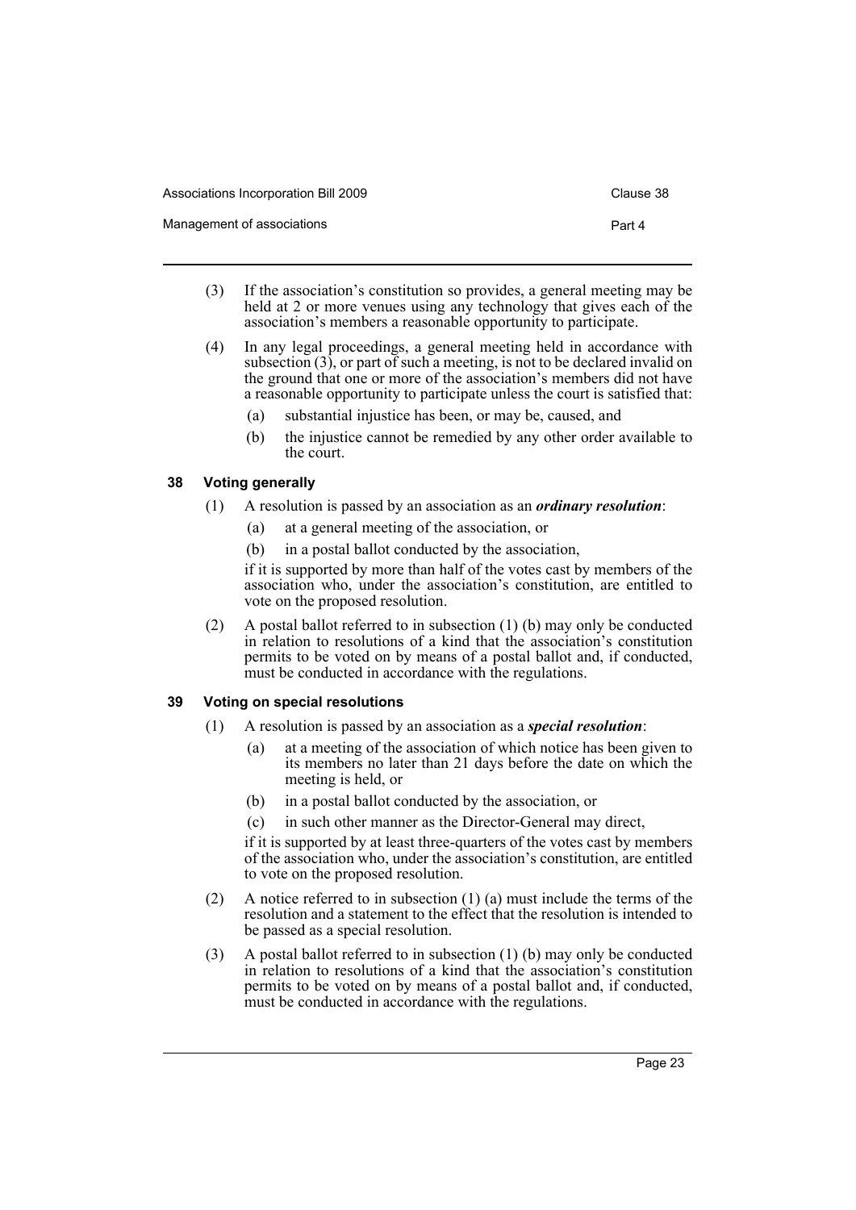(3) If the association's constitution so provides, a general meeting may be held at 2 or more venues using any technology that gives each of the association's members a reasonable opportunity to participate.

(4) In any legal proceedings, a general meeting held in accordance with subsection (3), or part of such a meeting, is not to be declared invalid on the ground that one or more of the association's members did not have a reasonable opportunity to participate unless the court is satisfied that:

   (a) substantial injustice has been, or may be, caused, and

   (b) the injustice cannot be remedied by any other order available to the court.

## 38 Voting generally

(1) A resolution is passed by an association as an ***ordinary resolution***:

   (a) at a general meeting of the association, or

   (b) in a postal ballot conducted by the association,

   if it is supported by more than half of the votes cast by members of the association who, under the association's constitution, are entitled to vote on the proposed resolution.

(2) A postal ballot referred to in subsection (1) (b) may only be conducted in relation to resolutions of a kind that the association's constitution permits to be voted on by means of a postal ballot and, if conducted, must be conducted in accordance with the regulations.

## 39 Voting on special resolutions

(1) A resolution is passed by an association as a ***special resolution***:

   (a) at a meeting of the association of which notice has been given to its members no later than 21 days before the date on which the meeting is held, or

   (b) in a postal ballot conducted by the association, or

   (c) in such other manner as the Director-General may direct,

   if it is supported by at least three-quarters of the votes cast by members of the association who, under the association's constitution, are entitled to vote on the proposed resolution.

(2) A notice referred to in subsection (1) (a) must include the terms of the resolution and a statement to the effect that the resolution is intended to be passed as a special resolution.

(3) A postal ballot referred to in subsection (1) (b) may only be conducted in relation to resolutions of a kind that the association's constitution permits to be voted on by means of a postal ballot and, if conducted, must be conducted in accordance with the regulations.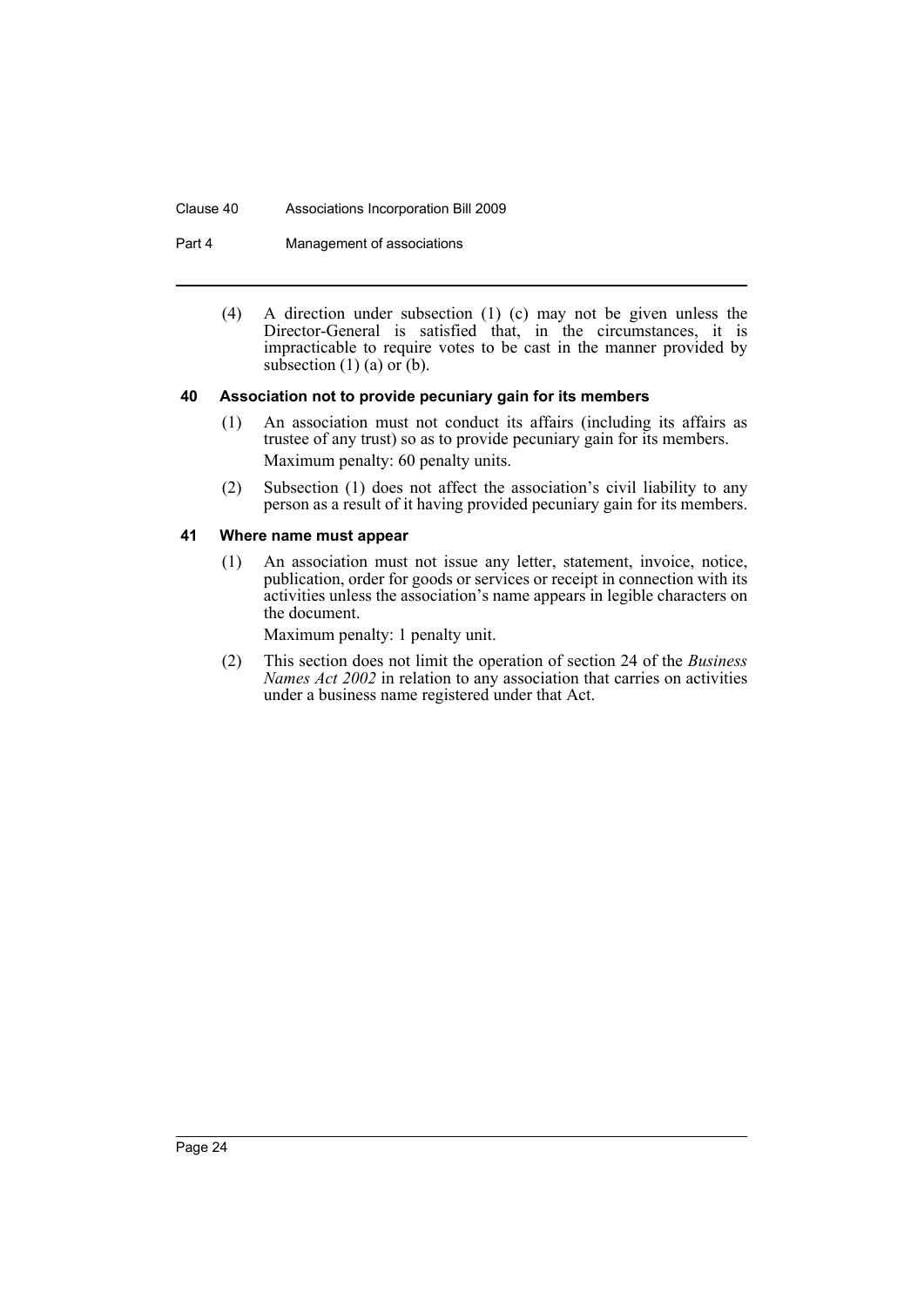(4) A direction under subsection (1) (c) may not be given unless the Director-General is satisfied that, in the circumstances, it is impracticable to require votes to be cast in the manner provided by subsection (1) (a) or (b).

### 40 Association not to provide pecuniary gain for its members

(1) An association must not conduct its affairs (including its affairs as trustee of any trust) so as to provide pecuniary gain for its members.

Maximum penalty: 60 penalty units.

(2) Subsection (1) does not affect the association's civil liability to any person as a result of it having provided pecuniary gain for its members.

### 41 Where name must appear

(1) An association must not issue any letter, statement, invoice, notice, publication, order for goods or services or receipt in connection with its activities unless the association's name appears in legible characters on the document.

Maximum penalty: 1 penalty unit.

(2) This section does not limit the operation of section 24 of the *Business Names Act 2002* in relation to any association that carries on activities under a business name registered under that Act.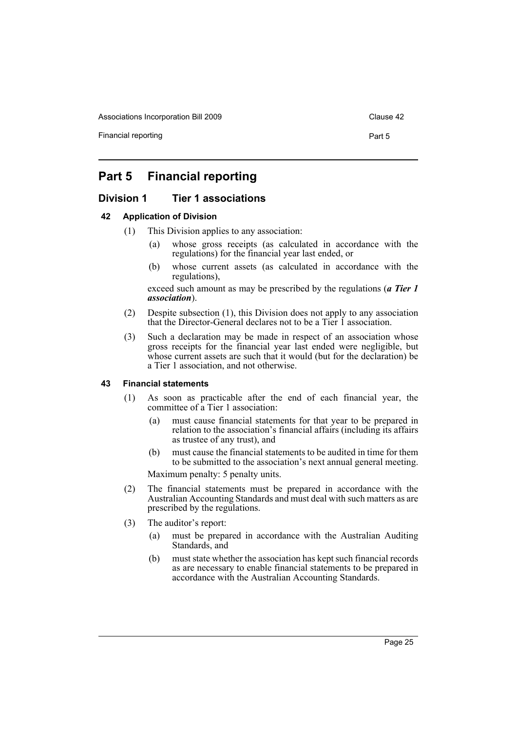# Part 5 Financial reporting

## Division 1 Tier 1 associations

### 42 Application of Division

(1) This Division applies to any association:

(a) whose gross receipts (as calculated in accordance with the regulations) for the financial year last ended, or

(b) whose current assets (as calculated in accordance with the regulations),

exceed such amount as may be prescribed by the regulations (***a Tier 1 association***).

(2) Despite subsection (1), this Division does not apply to any association that the Director-General declares not to be a Tier 1 association.

(3) Such a declaration may be made in respect of an association whose gross receipts for the financial year last ended were negligible, but whose current assets are such that it would (but for the declaration) be a Tier 1 association, and not otherwise.

### 43 Financial statements

(1) As soon as practicable after the end of each financial year, the committee of a Tier 1 association:

(a) must cause financial statements for that year to be prepared in relation to the association's financial affairs (including its affairs as trustee of any trust), and

(b) must cause the financial statements to be audited in time for them to be submitted to the association's next annual general meeting.

Maximum penalty: 5 penalty units.

(2) The financial statements must be prepared in accordance with the Australian Accounting Standards and must deal with such matters as are prescribed by the regulations.

(3) The auditor's report:

(a) must be prepared in accordance with the Australian Auditing Standards, and

(b) must state whether the association has kept such financial records as are necessary to enable financial statements to be prepared in accordance with the Australian Accounting Standards.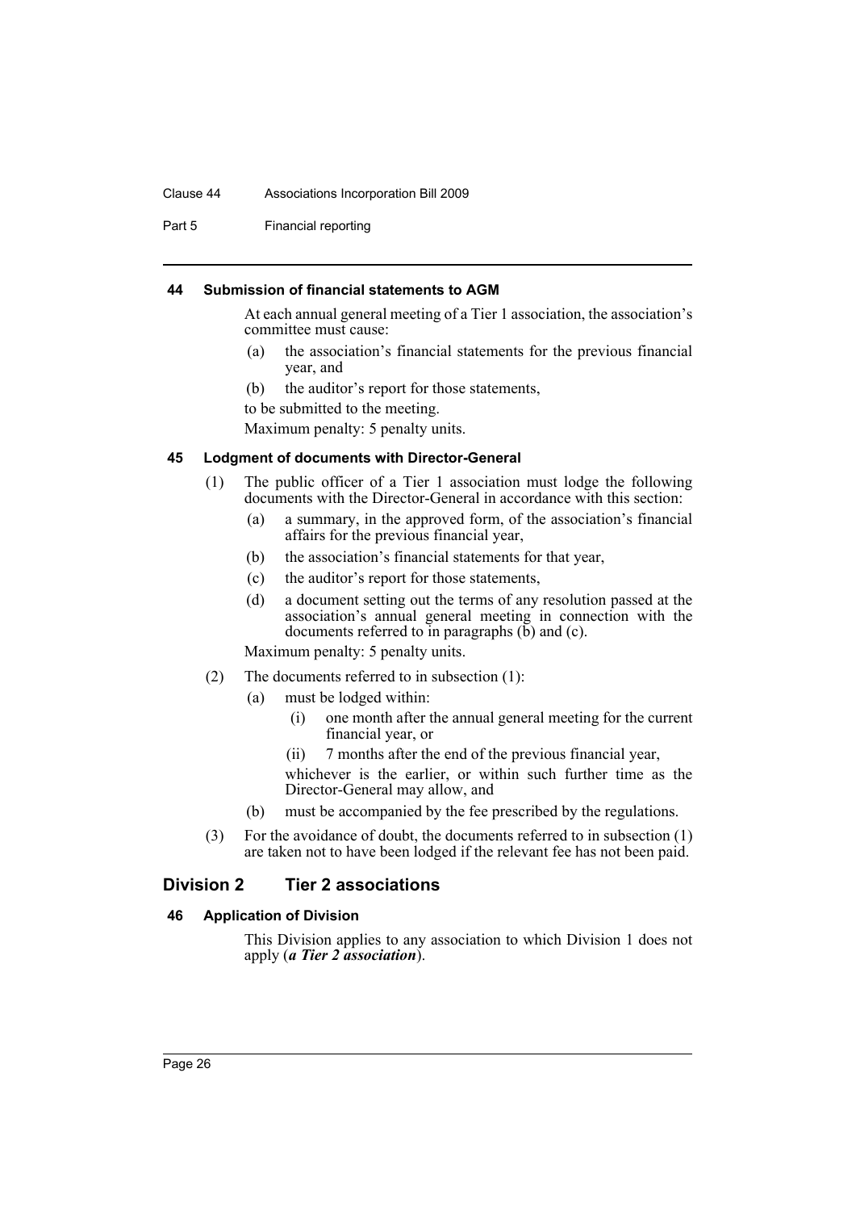#### 44 Submission of financial statements to AGM

At each annual general meeting of a Tier 1 association, the association's committee must cause:

(a) the association's financial statements for the previous financial year, and

(b) the auditor's report for those statements,

to be submitted to the meeting.

Maximum penalty: 5 penalty units.

#### 45 Lodgment of documents with Director-General

(1) The public officer of a Tier 1 association must lodge the following documents with the Director-General in accordance with this section:

(a) a summary, in the approved form, of the association's financial affairs for the previous financial year,

(b) the association's financial statements for that year,

(c) the auditor's report for those statements,

(d) a document setting out the terms of any resolution passed at the association's annual general meeting in connection with the documents referred to in paragraphs (b) and (c).

Maximum penalty: 5 penalty units.

(2) The documents referred to in subsection (1):

(a) must be lodged within:

(i) one month after the annual general meeting for the current financial year, or

(ii) 7 months after the end of the previous financial year,

whichever is the earlier, or within such further time as the Director-General may allow, and

(b) must be accompanied by the fee prescribed by the regulations.

(3) For the avoidance of doubt, the documents referred to in subsection (1) are taken not to have been lodged if the relevant fee has not been paid.

### Division 2 Tier 2 associations

#### 46 Application of Division

This Division applies to any association to which Division 1 does not apply (***a Tier 2 association***).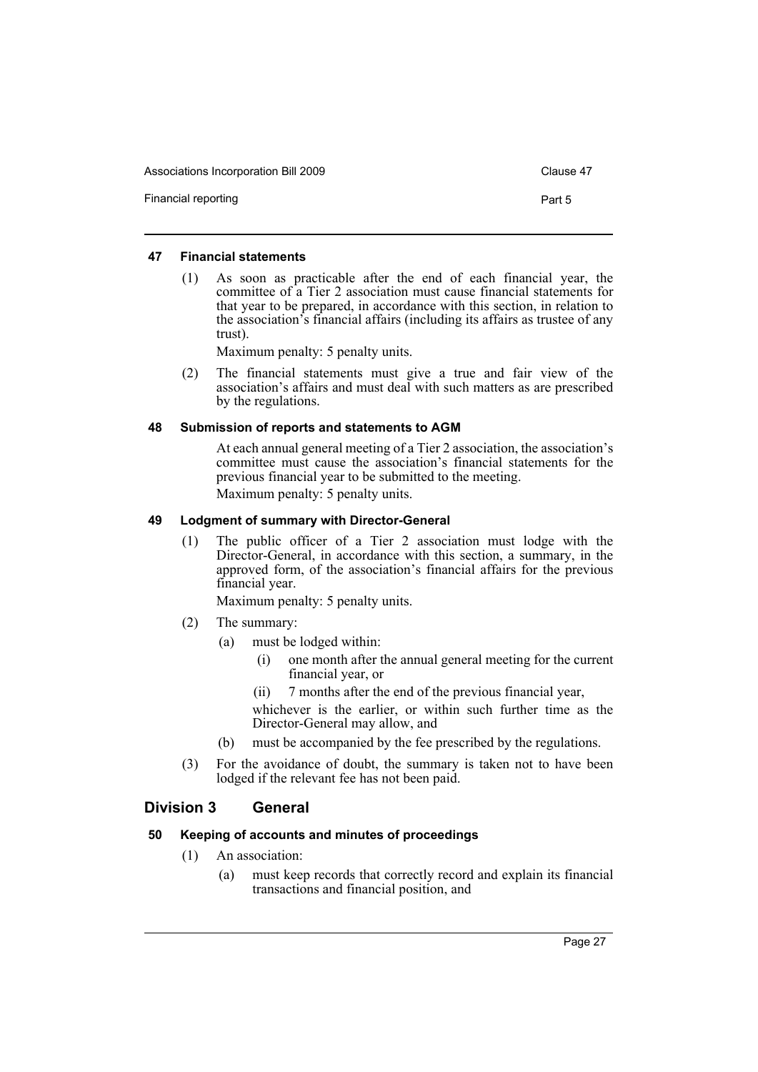#### 47 Financial statements

(1) As soon as practicable after the end of each financial year, the committee of a Tier 2 association must cause financial statements for that year to be prepared, in accordance with this section, in relation to the association's financial affairs (including its affairs as trustee of any trust).

Maximum penalty: 5 penalty units.

(2) The financial statements must give a true and fair view of the association's affairs and must deal with such matters as are prescribed by the regulations.

#### 48 Submission of reports and statements to AGM

At each annual general meeting of a Tier 2 association, the association's committee must cause the association's financial statements for the previous financial year to be submitted to the meeting.

Maximum penalty: 5 penalty units.

#### 49 Lodgment of summary with Director-General

(1) The public officer of a Tier 2 association must lodge with the Director-General, in accordance with this section, a summary, in the approved form, of the association's financial affairs for the previous financial year.

Maximum penalty: 5 penalty units.

(2) The summary:

- (a) must be lodged within:
  - (i) one month after the annual general meeting for the current financial year, or
  - (ii) 7 months after the end of the previous financial year,

  whichever is the earlier, or within such further time as the Director-General may allow, and
- (b) must be accompanied by the fee prescribed by the regulations.

(3) For the avoidance of doubt, the summary is taken not to have been lodged if the relevant fee has not been paid.

### Division 3 General

#### 50 Keeping of accounts and minutes of proceedings

(1) An association:

- (a) must keep records that correctly record and explain its financial transactions and financial position, and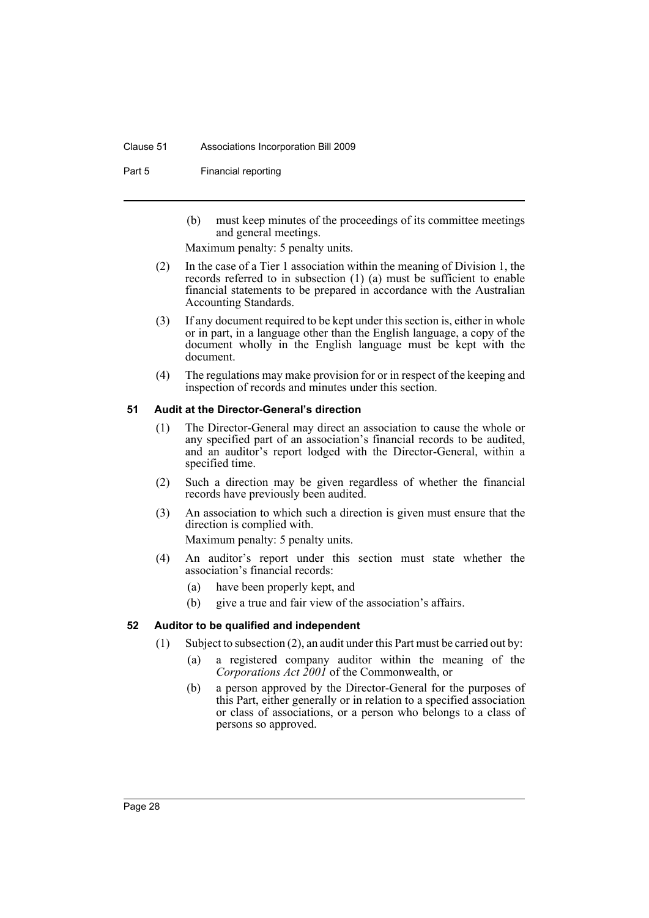(b) must keep minutes of the proceedings of its committee meetings and general meetings.

Maximum penalty: 5 penalty units.

(2) In the case of a Tier 1 association within the meaning of Division 1, the records referred to in subsection (1) (a) must be sufficient to enable financial statements to be prepared in accordance with the Australian Accounting Standards.

(3) If any document required to be kept under this section is, either in whole or in part, in a language other than the English language, a copy of the document wholly in the English language must be kept with the document.

(4) The regulations may make provision for or in respect of the keeping and inspection of records and minutes under this section.

#### 51 Audit at the Director-General's direction

(1) The Director-General may direct an association to cause the whole or any specified part of an association's financial records to be audited, and an auditor's report lodged with the Director-General, within a specified time.

(2) Such a direction may be given regardless of whether the financial records have previously been audited.

(3) An association to which such a direction is given must ensure that the direction is complied with.

Maximum penalty: 5 penalty units.

(4) An auditor's report under this section must state whether the association's financial records:

(a) have been properly kept, and

(b) give a true and fair view of the association's affairs.

#### 52 Auditor to be qualified and independent

(1) Subject to subsection (2), an audit under this Part must be carried out by:

(a) a registered company auditor within the meaning of the *Corporations Act 2001* of the Commonwealth, or

(b) a person approved by the Director-General for the purposes of this Part, either generally or in relation to a specified association or class of associations, or a person who belongs to a class of persons so approved.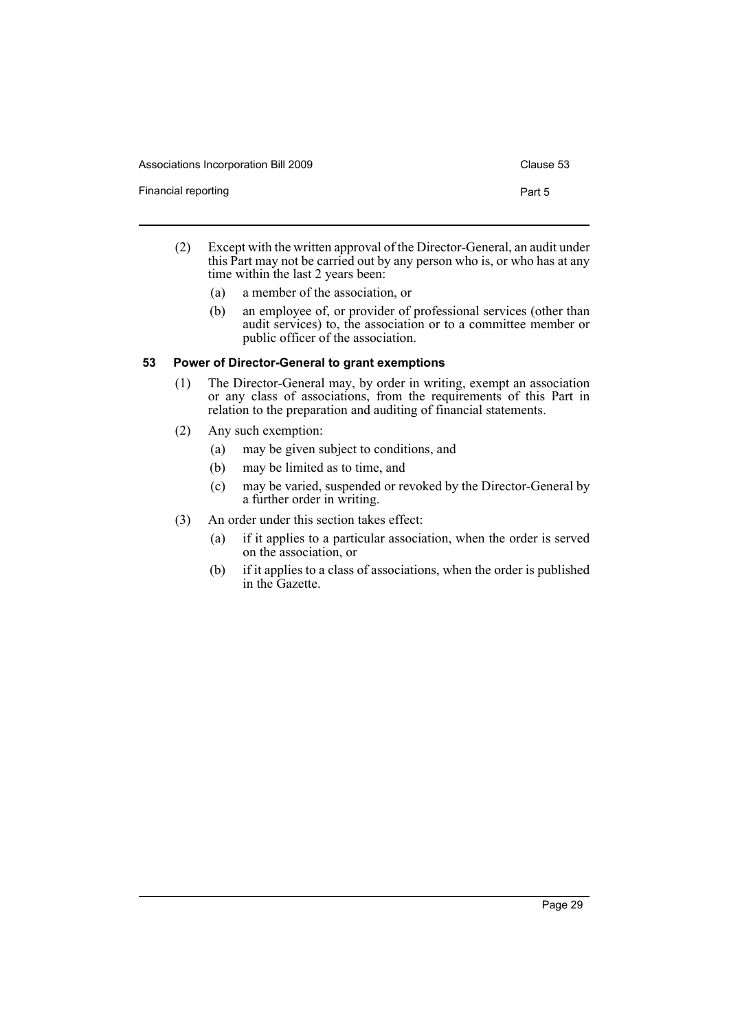(2) Except with the written approval of the Director-General, an audit under this Part may not be carried out by any person who is, or who has at any time within the last 2 years been:

(a) a member of the association, or

(b) an employee of, or provider of professional services (other than audit services) to, the association or to a committee member or public officer of the association.

### 53 Power of Director-General to grant exemptions

(1) The Director-General may, by order in writing, exempt an association or any class of associations, from the requirements of this Part in relation to the preparation and auditing of financial statements.

(2) Any such exemption:

(a) may be given subject to conditions, and

(b) may be limited as to time, and

(c) may be varied, suspended or revoked by the Director-General by a further order in writing.

(3) An order under this section takes effect:

(a) if it applies to a particular association, when the order is served on the association, or

(b) if it applies to a class of associations, when the order is published in the Gazette.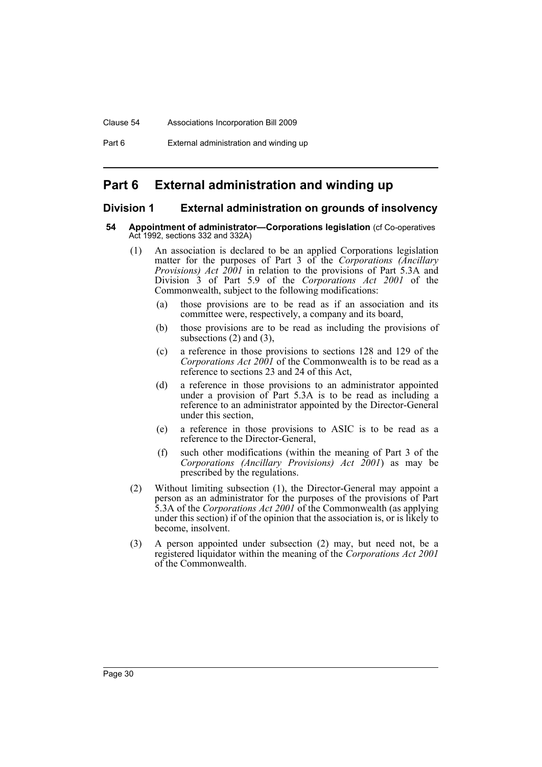# Part 6 External administration and winding up

## Division 1 External administration on grounds of insolvency

### 54 Appointment of administrator—Corporations legislation (cf Co-operatives Act 1992, sections 332 and 332A)

(1) An association is declared to be an applied Corporations legislation matter for the purposes of Part 3 of the *Corporations (Ancillary Provisions) Act 2001* in relation to the provisions of Part 5.3A and Division 3 of Part 5.9 of the *Corporations Act 2001* of the Commonwealth, subject to the following modifications:

- (a) those provisions are to be read as if an association and its committee were, respectively, a company and its board,
- (b) those provisions are to be read as including the provisions of subsections (2) and (3),
- (c) a reference in those provisions to sections 128 and 129 of the *Corporations Act 2001* of the Commonwealth is to be read as a reference to sections 23 and 24 of this Act,
- (d) a reference in those provisions to an administrator appointed under a provision of Part 5.3A is to be read as including a reference to an administrator appointed by the Director-General under this section,
- (e) a reference in those provisions to ASIC is to be read as a reference to the Director-General,
- (f) such other modifications (within the meaning of Part 3 of the *Corporations (Ancillary Provisions) Act 2001*) as may be prescribed by the regulations.

(2) Without limiting subsection (1), the Director-General may appoint a person as an administrator for the purposes of the provisions of Part 5.3A of the *Corporations Act 2001* of the Commonwealth (as applying under this section) if of the opinion that the association is, or is likely to become, insolvent.

(3) A person appointed under subsection (2) may, but need not, be a registered liquidator within the meaning of the *Corporations Act 2001* of the Commonwealth.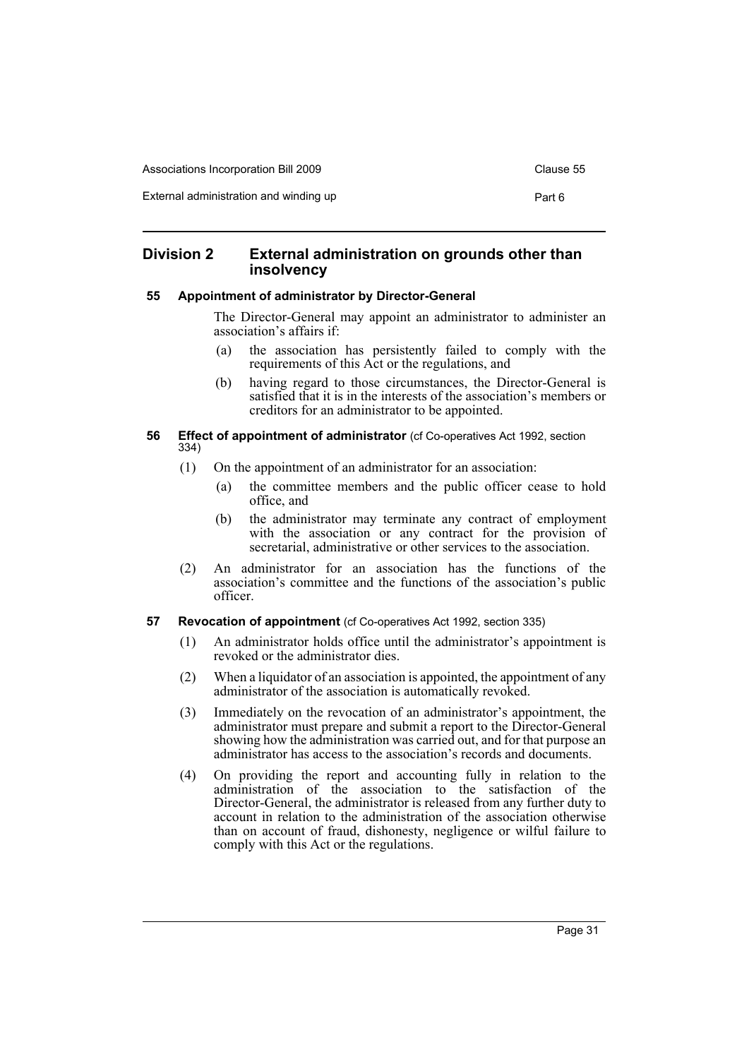## Division 2 External administration on grounds other than insolvency

### 55 Appointment of administrator by Director-General

The Director-General may appoint an administrator to administer an association's affairs if:

(a) the association has persistently failed to comply with the requirements of this Act or the regulations, and

(b) having regard to those circumstances, the Director-General is satisfied that it is in the interests of the association's members or creditors for an administrator to be appointed.

### 56 Effect of appointment of administrator (cf Co-operatives Act 1992, section 334)

(1) On the appointment of an administrator for an association:

(a) the committee members and the public officer cease to hold office, and

(b) the administrator may terminate any contract of employment with the association or any contract for the provision of secretarial, administrative or other services to the association.

(2) An administrator for an association has the functions of the association's committee and the functions of the association's public officer.

### 57 Revocation of appointment (cf Co-operatives Act 1992, section 335)

(1) An administrator holds office until the administrator's appointment is revoked or the administrator dies.

(2) When a liquidator of an association is appointed, the appointment of any administrator of the association is automatically revoked.

(3) Immediately on the revocation of an administrator's appointment, the administrator must prepare and submit a report to the Director-General showing how the administration was carried out, and for that purpose an administrator has access to the association's records and documents.

(4) On providing the report and accounting fully in relation to the administration of the association to the satisfaction of the Director-General, the administrator is released from any further duty to account in relation to the administration of the association otherwise than on account of fraud, dishonesty, negligence or wilful failure to comply with this Act or the regulations.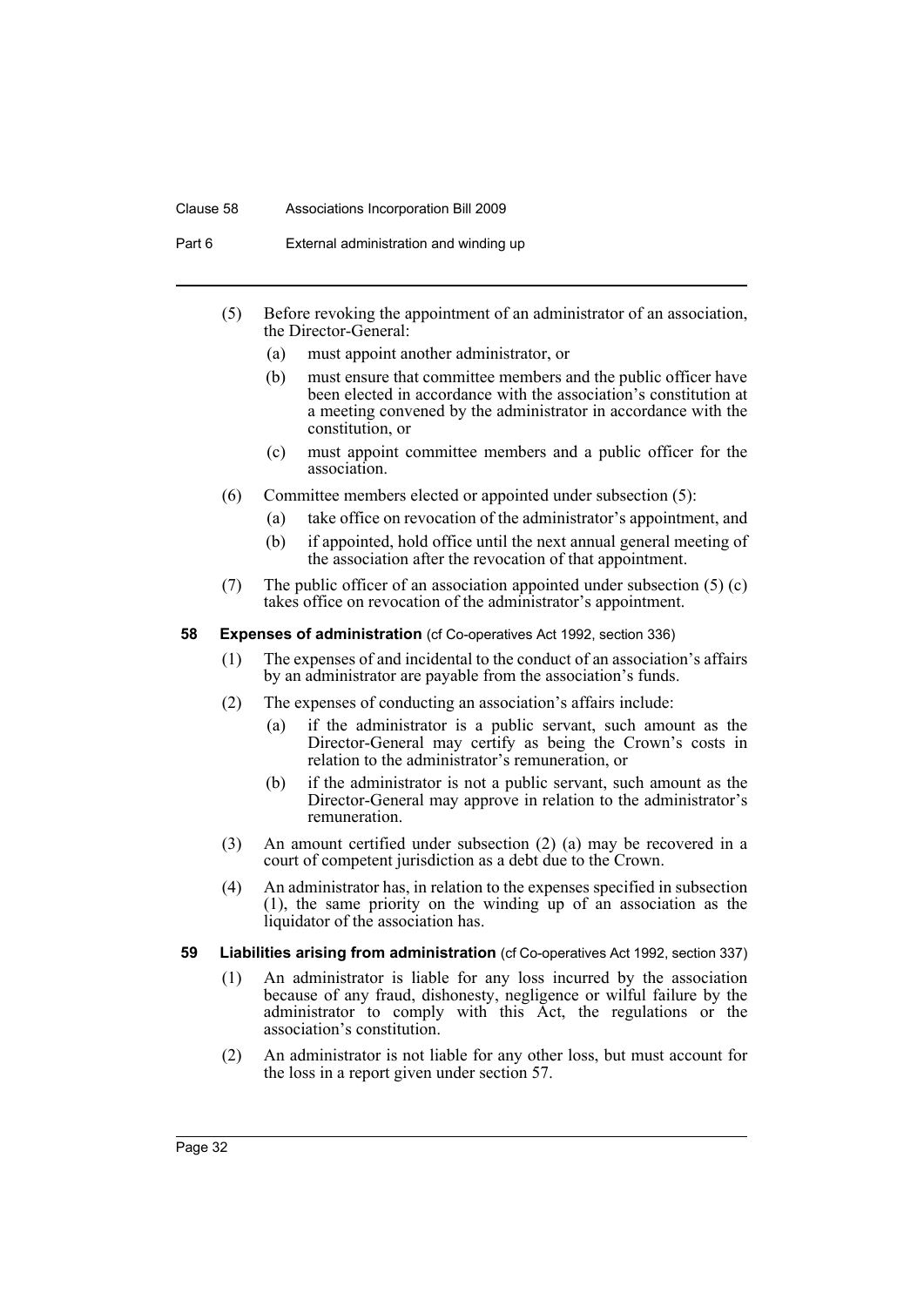(5) Before revoking the appointment of an administrator of an association, the Director-General:

(a) must appoint another administrator, or

(b) must ensure that committee members and the public officer have been elected in accordance with the association's constitution at a meeting convened by the administrator in accordance with the constitution, or

(c) must appoint committee members and a public officer for the association.

(6) Committee members elected or appointed under subsection (5):

(a) take office on revocation of the administrator's appointment, and

(b) if appointed, hold office until the next annual general meeting of the association after the revocation of that appointment.

(7) The public officer of an association appointed under subsection (5) (c) takes office on revocation of the administrator's appointment.

**58 Expenses of administration** (cf Co-operatives Act 1992, section 336)

(1) The expenses of and incidental to the conduct of an association's affairs by an administrator are payable from the association's funds.

(2) The expenses of conducting an association's affairs include:

(a) if the administrator is a public servant, such amount as the Director-General may certify as being the Crown's costs in relation to the administrator's remuneration, or

(b) if the administrator is not a public servant, such amount as the Director-General may approve in relation to the administrator's remuneration.

(3) An amount certified under subsection (2) (a) may be recovered in a court of competent jurisdiction as a debt due to the Crown.

(4) An administrator has, in relation to the expenses specified in subsection (1), the same priority on the winding up of an association as the liquidator of the association has.

**59 Liabilities arising from administration** (cf Co-operatives Act 1992, section 337)

(1) An administrator is liable for any loss incurred by the association because of any fraud, dishonesty, negligence or wilful failure by the administrator to comply with this Act, the regulations or the association's constitution.

(2) An administrator is not liable for any other loss, but must account for the loss in a report given under section 57.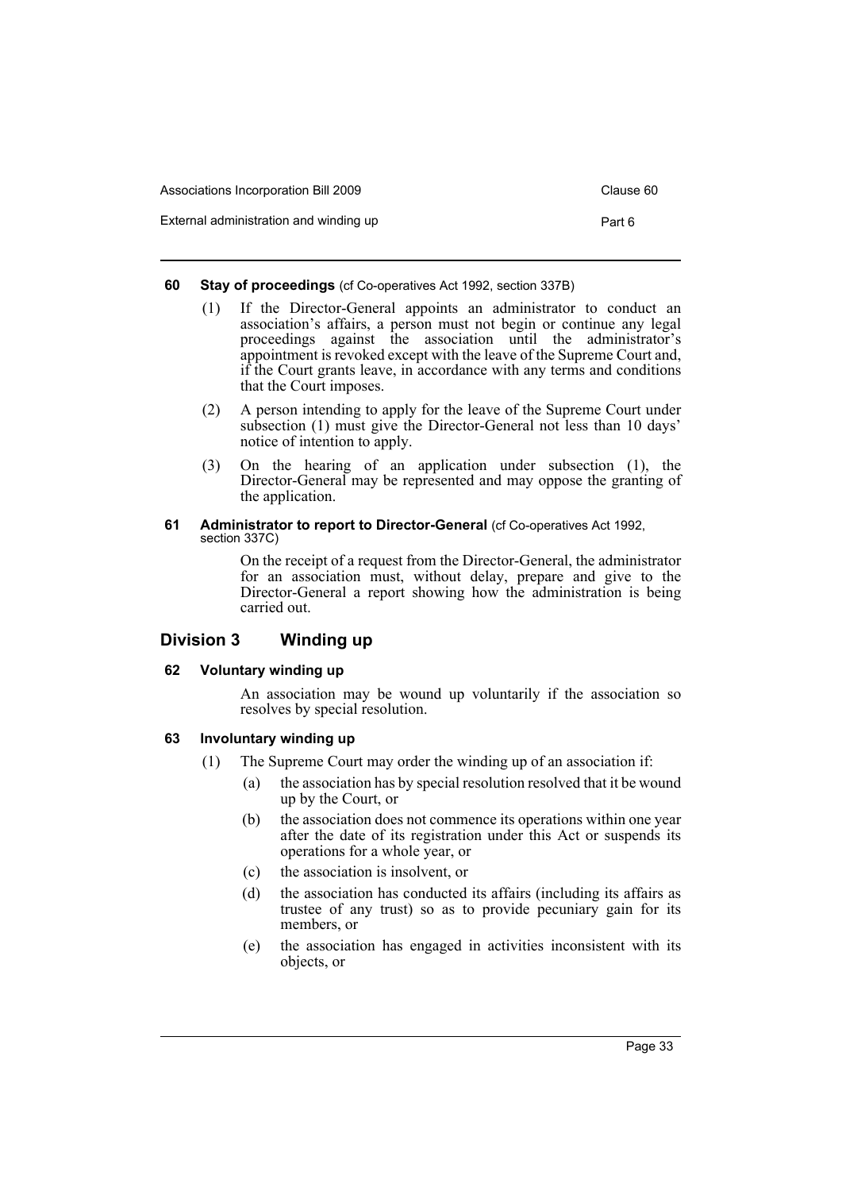#### 60 Stay of proceedings (cf Co-operatives Act 1992, section 337B)

(1) If the Director-General appoints an administrator to conduct an association's affairs, a person must not begin or continue any legal proceedings against the association until the administrator's appointment is revoked except with the leave of the Supreme Court and, if the Court grants leave, in accordance with any terms and conditions that the Court imposes.

(2) A person intending to apply for the leave of the Supreme Court under subsection (1) must give the Director-General not less than 10 days' notice of intention to apply.

(3) On the hearing of an application under subsection (1), the Director-General may be represented and may oppose the granting of the application.

#### 61 Administrator to report to Director-General (cf Co-operatives Act 1992, section 337C)

On the receipt of a request from the Director-General, the administrator for an association must, without delay, prepare and give to the Director-General a report showing how the administration is being carried out.

## Division 3 Winding up

#### 62 Voluntary winding up

An association may be wound up voluntarily if the association so resolves by special resolution.

#### 63 Involuntary winding up

(1) The Supreme Court may order the winding up of an association if:

(a) the association has by special resolution resolved that it be wound up by the Court, or

(b) the association does not commence its operations within one year after the date of its registration under this Act or suspends its operations for a whole year, or

(c) the association is insolvent, or

(d) the association has conducted its affairs (including its affairs as trustee of any trust) so as to provide pecuniary gain for its members, or

(e) the association has engaged in activities inconsistent with its objects, or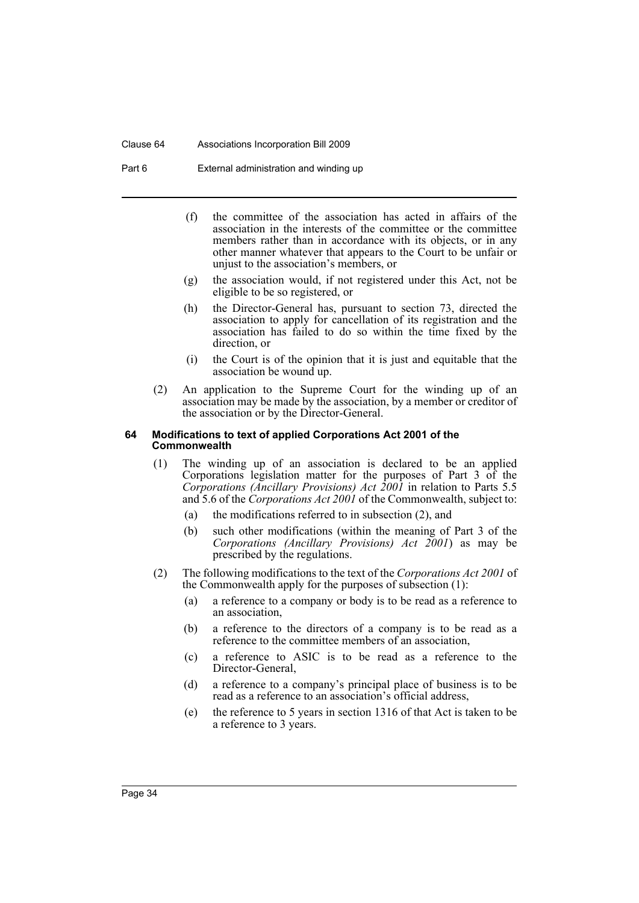(f) the committee of the association has acted in affairs of the association in the interests of the committee or the committee members rather than in accordance with its objects, or in any other manner whatever that appears to the Court to be unfair or unjust to the association's members, or

(g) the association would, if not registered under this Act, not be eligible to be so registered, or

(h) the Director-General has, pursuant to section 73, directed the association to apply for cancellation of its registration and the association has failed to do so within the time fixed by the direction, or

(i) the Court is of the opinion that it is just and equitable that the association be wound up.

(2) An application to the Supreme Court for the winding up of an association may be made by the association, by a member or creditor of the association or by the Director-General.

#### 64 Modifications to text of applied Corporations Act 2001 of the Commonwealth

(1) The winding up of an association is declared to be an applied Corporations legislation matter for the purposes of Part 3 of the *Corporations (Ancillary Provisions) Act 2001* in relation to Parts 5.5 and 5.6 of the *Corporations Act 2001* of the Commonwealth, subject to:

(a) the modifications referred to in subsection (2), and

(b) such other modifications (within the meaning of Part 3 of the *Corporations (Ancillary Provisions) Act 2001*) as may be prescribed by the regulations.

(2) The following modifications to the text of the *Corporations Act 2001* of the Commonwealth apply for the purposes of subsection (1):

(a) a reference to a company or body is to be read as a reference to an association,

(b) a reference to the directors of a company is to be read as a reference to the committee members of an association,

(c) a reference to ASIC is to be read as a reference to the Director-General,

(d) a reference to a company's principal place of business is to be read as a reference to an association's official address,

(e) the reference to 5 years in section 1316 of that Act is taken to be a reference to 3 years.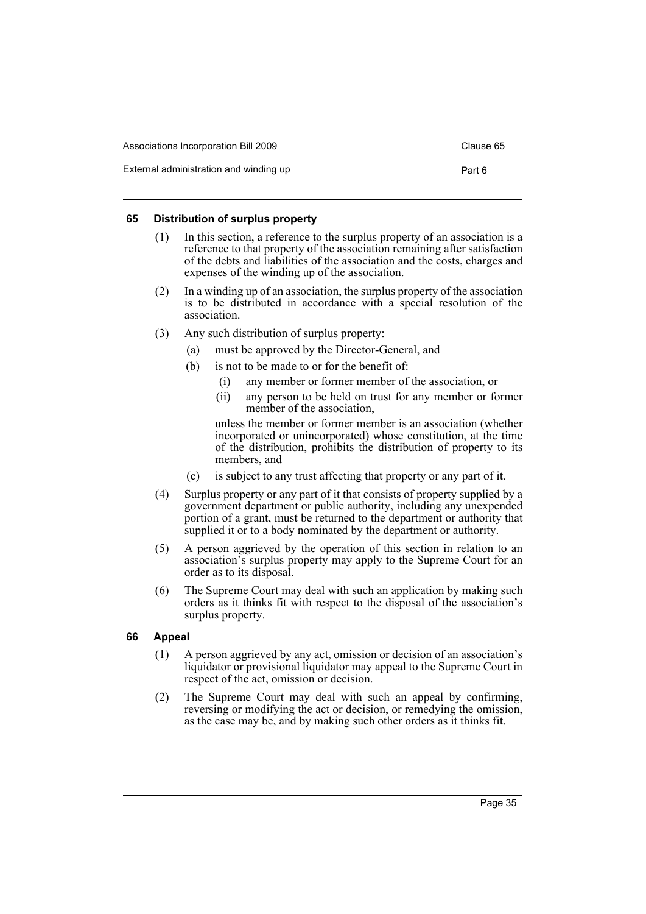### 65 Distribution of surplus property

(1) In this section, a reference to the surplus property of an association is a reference to that property of the association remaining after satisfaction of the debts and liabilities of the association and the costs, charges and expenses of the winding up of the association.

(2) In a winding up of an association, the surplus property of the association is to be distributed in accordance with a special resolution of the association.

(3) Any such distribution of surplus property:

- (a) must be approved by the Director-General, and
- (b) is not to be made to or for the benefit of:
  - (i) any member or former member of the association, or
  - (ii) any person to be held on trust for any member or former member of the association,

  unless the member or former member is an association (whether incorporated or unincorporated) whose constitution, at the time of the distribution, prohibits the distribution of property to its members, and
- (c) is subject to any trust affecting that property or any part of it.

(4) Surplus property or any part of it that consists of property supplied by a government department or public authority, including any unexpended portion of a grant, must be returned to the department or authority that supplied it or to a body nominated by the department or authority.

(5) A person aggrieved by the operation of this section in relation to an association's surplus property may apply to the Supreme Court for an order as to its disposal.

(6) The Supreme Court may deal with such an application by making such orders as it thinks fit with respect to the disposal of the association's surplus property.

### 66 Appeal

(1) A person aggrieved by any act, omission or decision of an association's liquidator or provisional liquidator may appeal to the Supreme Court in respect of the act, omission or decision.

(2) The Supreme Court may deal with such an appeal by confirming, reversing or modifying the act or decision, or remedying the omission, as the case may be, and by making such other orders as it thinks fit.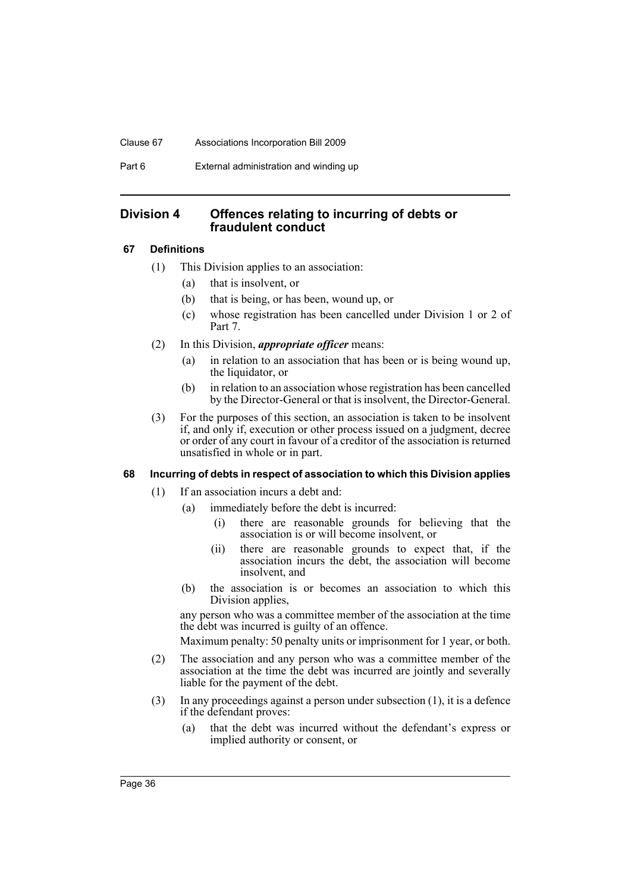## Division 4 Offences relating to incurring of debts or fraudulent conduct

### 67 Definitions

(1) This Division applies to an association:

- (a) that is insolvent, or
- (b) that is being, or has been, wound up, or
- (c) whose registration has been cancelled under Division 1 or 2 of Part 7.

(2) In this Division, ***appropriate officer*** means:

- (a) in relation to an association that has been or is being wound up, the liquidator, or
- (b) in relation to an association whose registration has been cancelled by the Director-General or that is insolvent, the Director-General.

(3) For the purposes of this section, an association is taken to be insolvent if, and only if, execution or other process issued on a judgment, decree or order of any court in favour of a creditor of the association is returned unsatisfied in whole or in part.

### 68 Incurring of debts in respect of association to which this Division applies

(1) If an association incurs a debt and:

- (a) immediately before the debt is incurred:
  - (i) there are reasonable grounds for believing that the association is or will become insolvent, or
  - (ii) there are reasonable grounds to expect that, if the association incurs the debt, the association will become insolvent, and
- (b) the association is or becomes an association to which this Division applies,

any person who was a committee member of the association at the time the debt was incurred is guilty of an offence.

Maximum penalty: 50 penalty units or imprisonment for 1 year, or both.

(2) The association and any person who was a committee member of the association at the time the debt was incurred are jointly and severally liable for the payment of the debt.

(3) In any proceedings against a person under subsection (1), it is a defence if the defendant proves:

- (a) that the debt was incurred without the defendant's express or implied authority or consent, or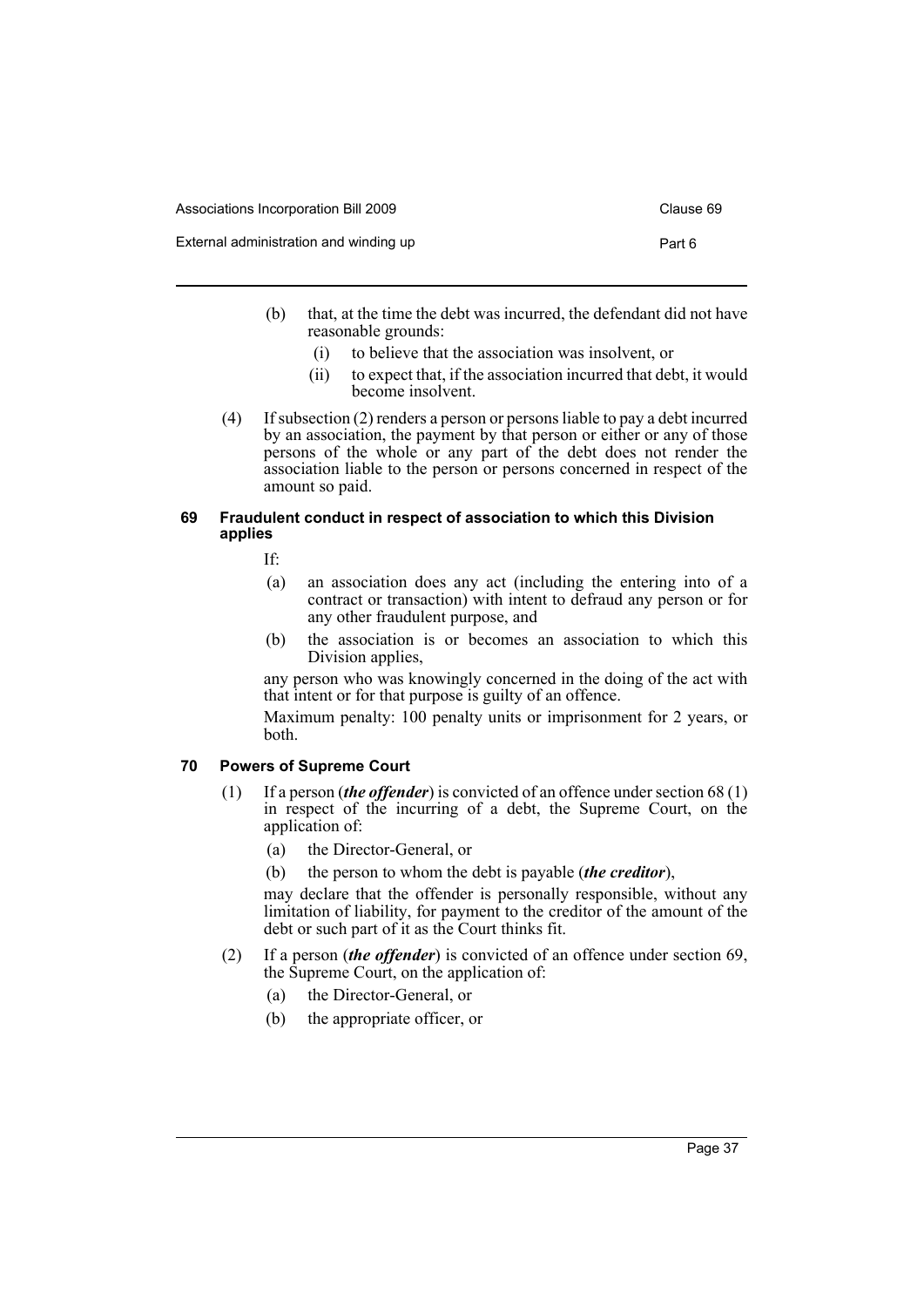(b) that, at the time the debt was incurred, the defendant did not have reasonable grounds:

  (i) to believe that the association was insolvent, or

  (ii) to expect that, if the association incurred that debt, it would become insolvent.

(4) If subsection (2) renders a person or persons liable to pay a debt incurred by an association, the payment by that person or either or any of those persons of the whole or any part of the debt does not render the association liable to the person or persons concerned in respect of the amount so paid.

#### 69 Fraudulent conduct in respect of association to which this Division applies

If:

(a) an association does any act (including the entering into of a contract or transaction) with intent to defraud any person or for any other fraudulent purpose, and

(b) the association is or becomes an association to which this Division applies,

any person who was knowingly concerned in the doing of the act with that intent or for that purpose is guilty of an offence.

Maximum penalty: 100 penalty units or imprisonment for 2 years, or both.

#### 70 Powers of Supreme Court

(1) If a person (***the offender***) is convicted of an offence under section 68 (1) in respect of the incurring of a debt, the Supreme Court, on the application of:

(a) the Director-General, or

(b) the person to whom the debt is payable (***the creditor***),

may declare that the offender is personally responsible, without any limitation of liability, for payment to the creditor of the amount of the debt or such part of it as the Court thinks fit.

(2) If a person (***the offender***) is convicted of an offence under section 69, the Supreme Court, on the application of:

(a) the Director-General, or

(b) the appropriate officer, or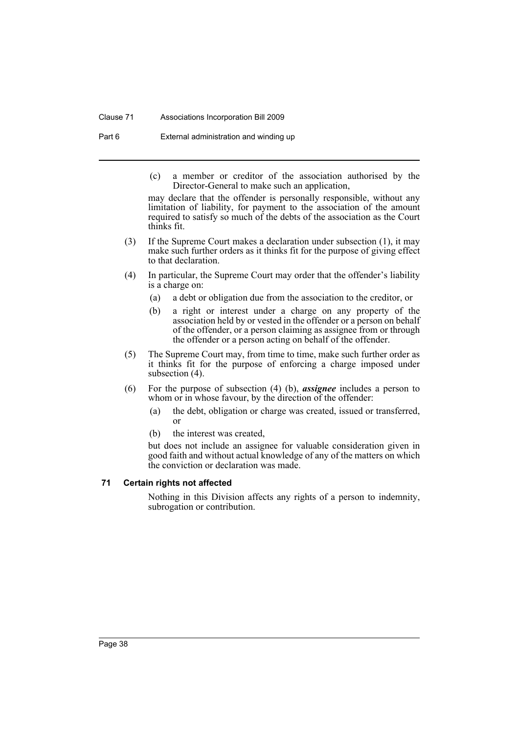(c) a member or creditor of the association authorised by the Director-General to make such an application,

may declare that the offender is personally responsible, without any limitation of liability, for payment to the association of the amount required to satisfy so much of the debts of the association as the Court thinks fit.

(3) If the Supreme Court makes a declaration under subsection (1), it may make such further orders as it thinks fit for the purpose of giving effect to that declaration.

(4) In particular, the Supreme Court may order that the offender's liability is a charge on:

(a) a debt or obligation due from the association to the creditor, or

(b) a right or interest under a charge on any property of the association held by or vested in the offender or a person on behalf of the offender, or a person claiming as assignee from or through the offender or a person acting on behalf of the offender.

(5) The Supreme Court may, from time to time, make such further order as it thinks fit for the purpose of enforcing a charge imposed under subsection (4).

(6) For the purpose of subsection (4) (b), ***assignee*** includes a person to whom or in whose favour, by the direction of the offender:

(a) the debt, obligation or charge was created, issued or transferred, or

(b) the interest was created,

but does not include an assignee for valuable consideration given in good faith and without actual knowledge of any of the matters on which the conviction or declaration was made.

### 71 Certain rights not affected

Nothing in this Division affects any rights of a person to indemnity, subrogation or contribution.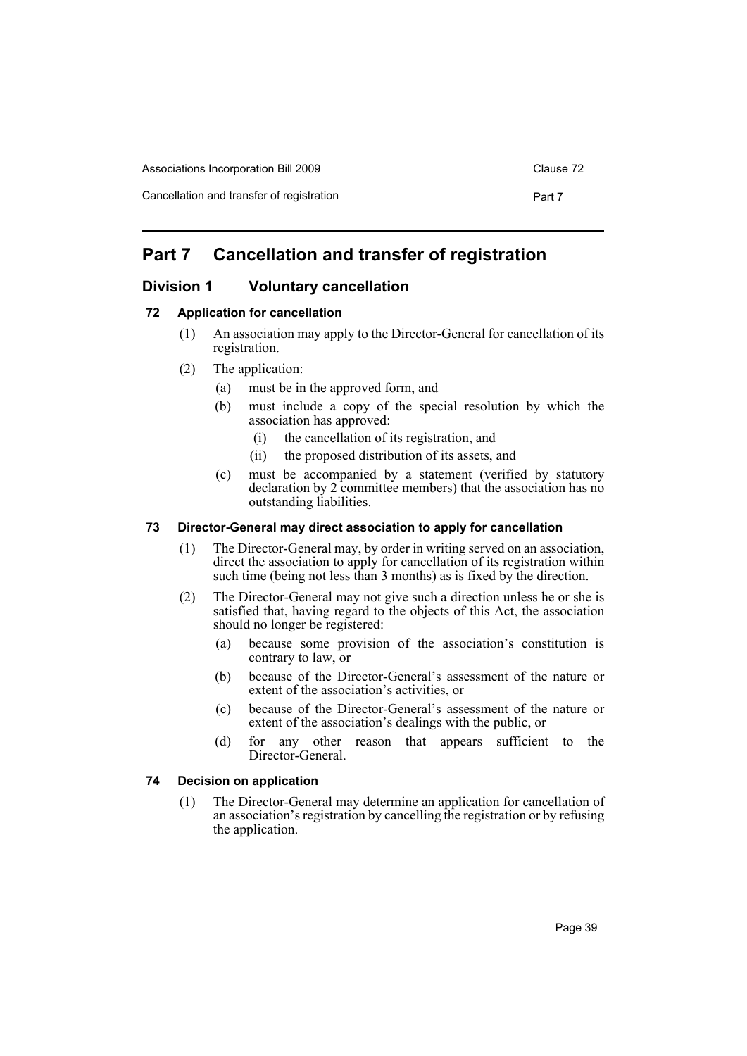# Part 7 Cancellation and transfer of registration

## Division 1 Voluntary cancellation

### 72 Application for cancellation

(1) An association may apply to the Director-General for cancellation of its registration.

(2) The application:

- (a) must be in the approved form, and
- (b) must include a copy of the special resolution by which the association has approved:
  - (i) the cancellation of its registration, and
  - (ii) the proposed distribution of its assets, and
- (c) must be accompanied by a statement (verified by statutory declaration by 2 committee members) that the association has no outstanding liabilities.

### 73 Director-General may direct association to apply for cancellation

(1) The Director-General may, by order in writing served on an association, direct the association to apply for cancellation of its registration within such time (being not less than 3 months) as is fixed by the direction.

(2) The Director-General may not give such a direction unless he or she is satisfied that, having regard to the objects of this Act, the association should no longer be registered:

- (a) because some provision of the association's constitution is contrary to law, or
- (b) because of the Director-General's assessment of the nature or extent of the association's activities, or
- (c) because of the Director-General's assessment of the nature or extent of the association's dealings with the public, or
- (d) for any other reason that appears sufficient to the Director-General.

### 74 Decision on application

(1) The Director-General may determine an application for cancellation of an association's registration by cancelling the registration or by refusing the application.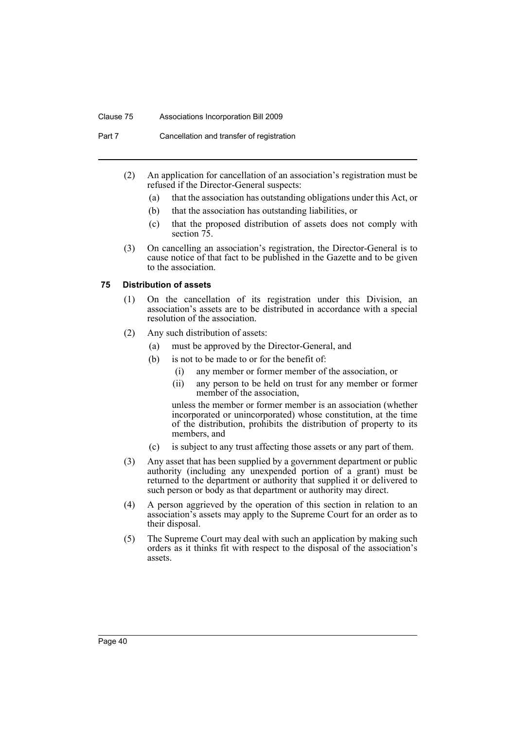(2) An application for cancellation of an association's registration must be refused if the Director-General suspects:

  (a) that the association has outstanding obligations under this Act, or

  (b) that the association has outstanding liabilities, or

  (c) that the proposed distribution of assets does not comply with section 75.

(3) On cancelling an association's registration, the Director-General is to cause notice of that fact to be published in the Gazette and to be given to the association.

### 75 Distribution of assets

(1) On the cancellation of its registration under this Division, an association's assets are to be distributed in accordance with a special resolution of the association.

(2) Any such distribution of assets:

  (a) must be approved by the Director-General, and

  (b) is not to be made to or for the benefit of:

    (i) any member or former member of the association, or

    (ii) any person to be held on trust for any member or former member of the association,

  unless the member or former member is an association (whether incorporated or unincorporated) whose constitution, at the time of the distribution, prohibits the distribution of property to its members, and

  (c) is subject to any trust affecting those assets or any part of them.

(3) Any asset that has been supplied by a government department or public authority (including any unexpended portion of a grant) must be returned to the department or authority that supplied it or delivered to such person or body as that department or authority may direct.

(4) A person aggrieved by the operation of this section in relation to an association's assets may apply to the Supreme Court for an order as to their disposal.

(5) The Supreme Court may deal with such an application by making such orders as it thinks fit with respect to the disposal of the association's assets.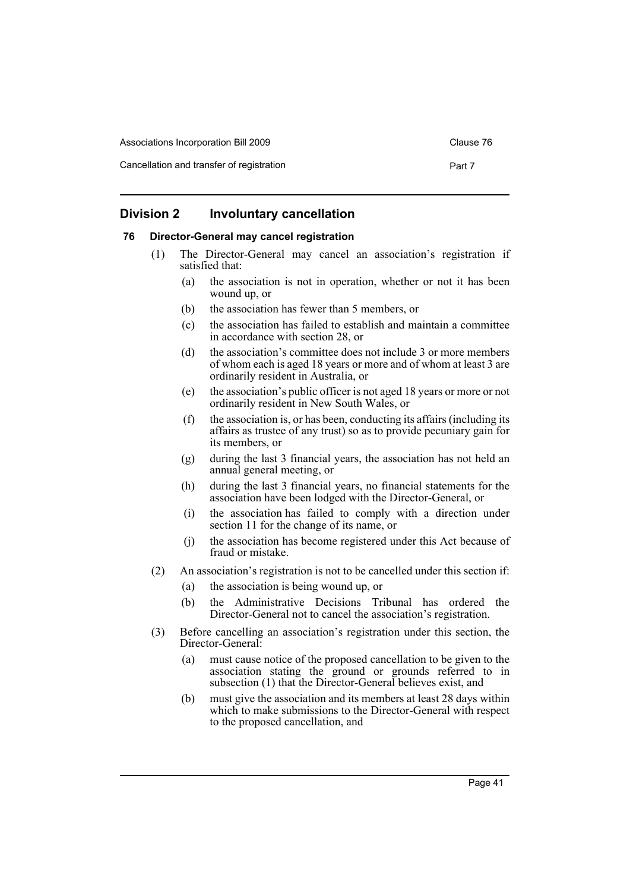## Division 2 Involuntary cancellation

### 76 Director-General may cancel registration

(1) The Director-General may cancel an association's registration if satisfied that:

- (a) the association is not in operation, whether or not it has been wound up, or
- (b) the association has fewer than 5 members, or
- (c) the association has failed to establish and maintain a committee in accordance with section 28, or
- (d) the association's committee does not include 3 or more members of whom each is aged 18 years or more and of whom at least 3 are ordinarily resident in Australia, or
- (e) the association's public officer is not aged 18 years or more or not ordinarily resident in New South Wales, or
- (f) the association is, or has been, conducting its affairs (including its affairs as trustee of any trust) so as to provide pecuniary gain for its members, or
- (g) during the last 3 financial years, the association has not held an annual general meeting, or
- (h) during the last 3 financial years, no financial statements for the association have been lodged with the Director-General, or
- (i) the association has failed to comply with a direction under section 11 for the change of its name, or
- (j) the association has become registered under this Act because of fraud or mistake.

(2) An association's registration is not to be cancelled under this section if:

- (a) the association is being wound up, or
- (b) the Administrative Decisions Tribunal has ordered the Director-General not to cancel the association's registration.

(3) Before cancelling an association's registration under this section, the Director-General:

- (a) must cause notice of the proposed cancellation to be given to the association stating the ground or grounds referred to in subsection (1) that the Director-General believes exist, and
- (b) must give the association and its members at least 28 days within which to make submissions to the Director-General with respect to the proposed cancellation, and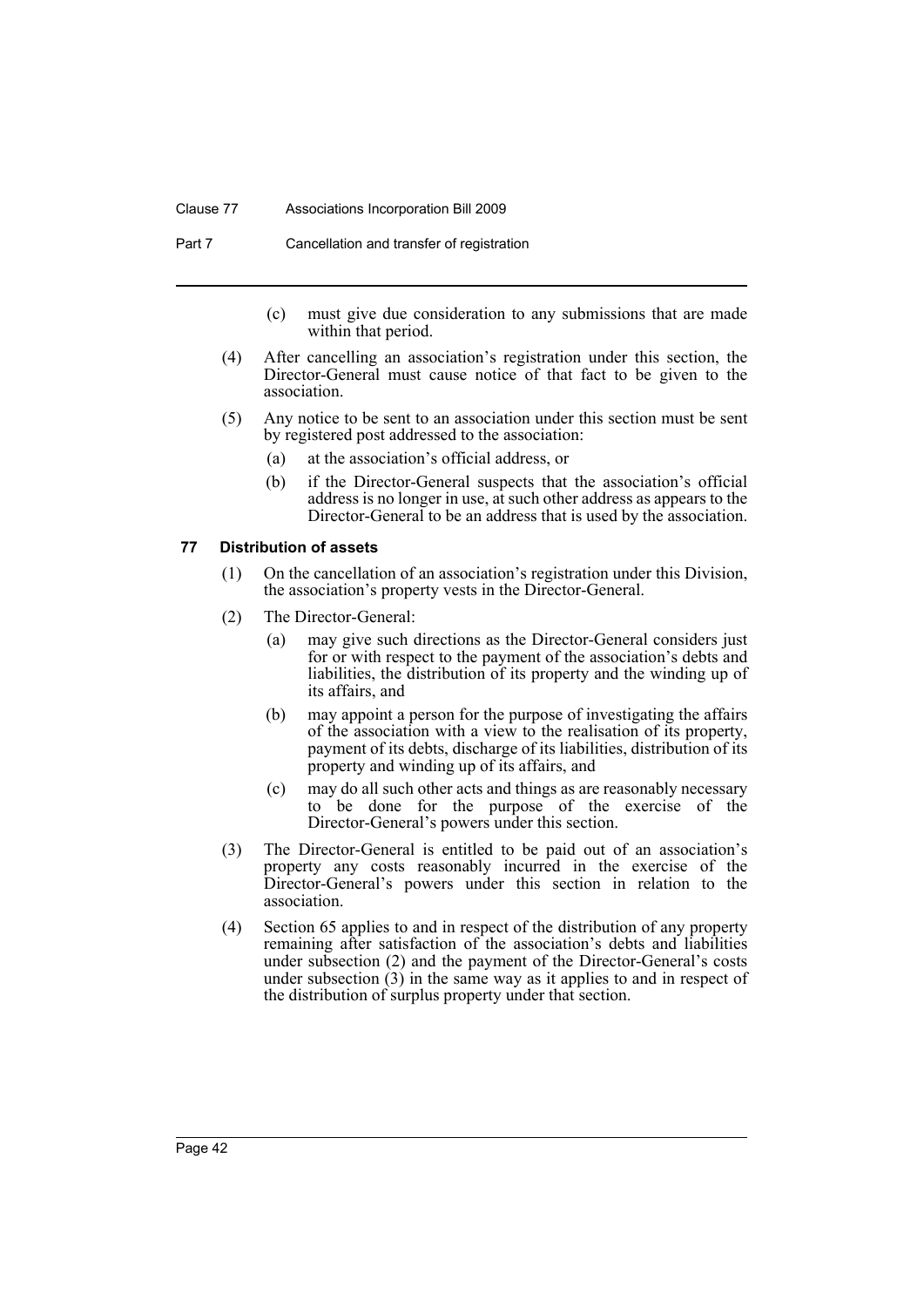(c) must give due consideration to any submissions that are made within that period.

(4) After cancelling an association's registration under this section, the Director-General must cause notice of that fact to be given to the association.

(5) Any notice to be sent to an association under this section must be sent by registered post addressed to the association:

- (a) at the association's official address, or
- (b) if the Director-General suspects that the association's official address is no longer in use, at such other address as appears to the Director-General to be an address that is used by the association.

### 77 Distribution of assets

(1) On the cancellation of an association's registration under this Division, the association's property vests in the Director-General.

(2) The Director-General:

- (a) may give such directions as the Director-General considers just for or with respect to the payment of the association's debts and liabilities, the distribution of its property and the winding up of its affairs, and
- (b) may appoint a person for the purpose of investigating the affairs of the association with a view to the realisation of its property, payment of its debts, discharge of its liabilities, distribution of its property and winding up of its affairs, and
- (c) may do all such other acts and things as are reasonably necessary to be done for the purpose of the exercise of the Director-General's powers under this section.

(3) The Director-General is entitled to be paid out of an association's property any costs reasonably incurred in the exercise of the Director-General's powers under this section in relation to the association.

(4) Section 65 applies to and in respect of the distribution of any property remaining after satisfaction of the association's debts and liabilities under subsection (2) and the payment of the Director-General's costs under subsection (3) in the same way as it applies to and in respect of the distribution of surplus property under that section.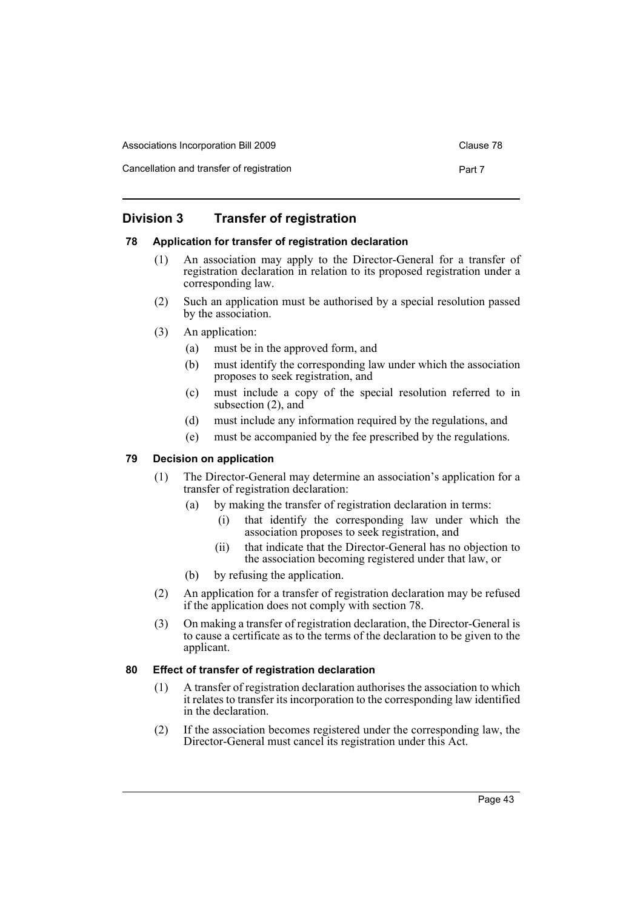## Division 3 Transfer of registration

### 78 Application for transfer of registration declaration

(1) An association may apply to the Director-General for a transfer of registration declaration in relation to its proposed registration under a corresponding law.

(2) Such an application must be authorised by a special resolution passed by the association.

(3) An application:

(a) must be in the approved form, and

(b) must identify the corresponding law under which the association proposes to seek registration, and

(c) must include a copy of the special resolution referred to in subsection (2), and

(d) must include any information required by the regulations, and

(e) must be accompanied by the fee prescribed by the regulations.

### 79 Decision on application

(1) The Director-General may determine an association's application for a transfer of registration declaration:

(a) by making the transfer of registration declaration in terms:

(i) that identify the corresponding law under which the association proposes to seek registration, and

(ii) that indicate that the Director-General has no objection to the association becoming registered under that law, or

(b) by refusing the application.

(2) An application for a transfer of registration declaration may be refused if the application does not comply with section 78.

(3) On making a transfer of registration declaration, the Director-General is to cause a certificate as to the terms of the declaration to be given to the applicant.

### 80 Effect of transfer of registration declaration

(1) A transfer of registration declaration authorises the association to which it relates to transfer its incorporation to the corresponding law identified in the declaration.

(2) If the association becomes registered under the corresponding law, the Director-General must cancel its registration under this Act.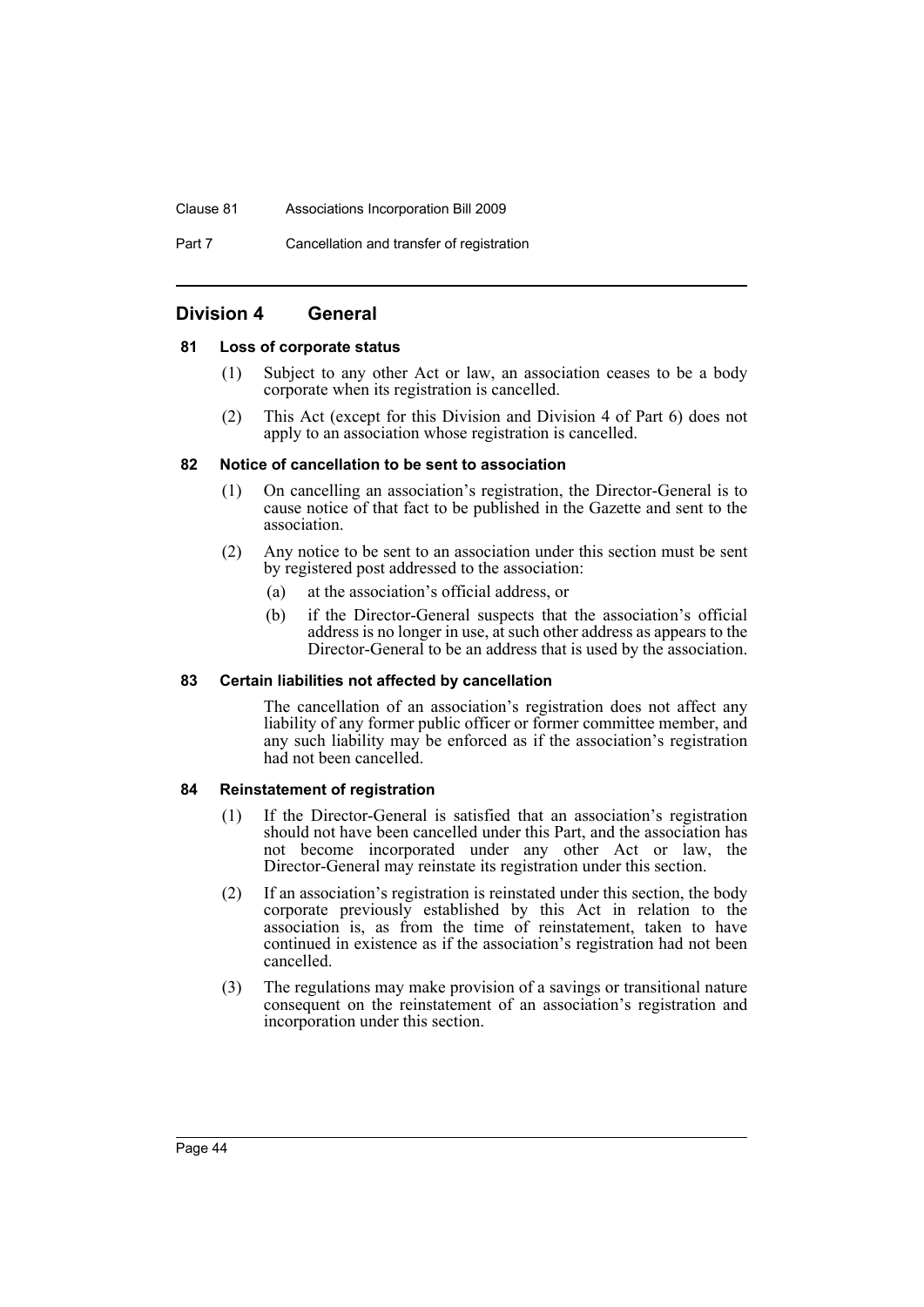## Division 4 General

#### 81 Loss of corporate status

(1) Subject to any other Act or law, an association ceases to be a body corporate when its registration is cancelled.

(2) This Act (except for this Division and Division 4 of Part 6) does not apply to an association whose registration is cancelled.

#### 82 Notice of cancellation to be sent to association

(1) On cancelling an association's registration, the Director-General is to cause notice of that fact to be published in the Gazette and sent to the association.

(2) Any notice to be sent to an association under this section must be sent by registered post addressed to the association:

(a) at the association's official address, or

(b) if the Director-General suspects that the association's official address is no longer in use, at such other address as appears to the Director-General to be an address that is used by the association.

#### 83 Certain liabilities not affected by cancellation

The cancellation of an association's registration does not affect any liability of any former public officer or former committee member, and any such liability may be enforced as if the association's registration had not been cancelled.

#### 84 Reinstatement of registration

(1) If the Director-General is satisfied that an association's registration should not have been cancelled under this Part, and the association has not become incorporated under any other Act or law, the Director-General may reinstate its registration under this section.

(2) If an association's registration is reinstated under this section, the body corporate previously established by this Act in relation to the association is, as from the time of reinstatement, taken to have continued in existence as if the association's registration had not been cancelled.

(3) The regulations may make provision of a savings or transitional nature consequent on the reinstatement of an association's registration and incorporation under this section.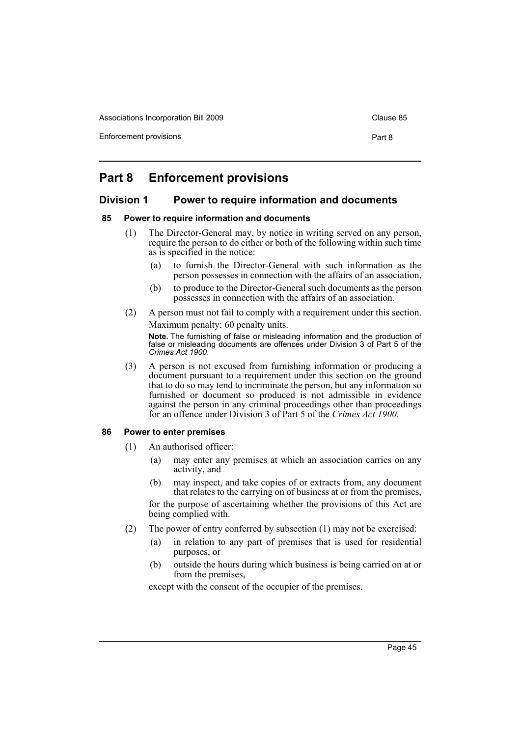# Part 8 Enforcement provisions

## Division 1 Power to require information and documents

### 85 Power to require information and documents

(1) The Director-General may, by notice in writing served on any person, require the person to do either or both of the following within such time as is specified in the notice:

- (a) to furnish the Director-General with such information as the person possesses in connection with the affairs of an association,
- (b) to produce to the Director-General such documents as the person possesses in connection with the affairs of an association.

(2) A person must not fail to comply with a requirement under this section.

Maximum penalty: 60 penalty units.

**Note.** The furnishing of false or misleading information and the production of false or misleading documents are offences under Division 3 of Part 5 of the *Crimes Act 1900*.

(3) A person is not excused from furnishing information or producing a document pursuant to a requirement under this section on the ground that to do so may tend to incriminate the person, but any information so furnished or document so produced is not admissible in evidence against the person in any criminal proceedings other than proceedings for an offence under Division 3 of Part 5 of the *Crimes Act 1900*.

### 86 Power to enter premises

(1) An authorised officer:

- (a) may enter any premises at which an association carries on any activity, and
- (b) may inspect, and take copies of or extracts from, any document that relates to the carrying on of business at or from the premises,

for the purpose of ascertaining whether the provisions of this Act are being complied with.

(2) The power of entry conferred by subsection (1) may not be exercised:

- (a) in relation to any part of premises that is used for residential purposes, or
- (b) outside the hours during which business is being carried on at or from the premises,

except with the consent of the occupier of the premises.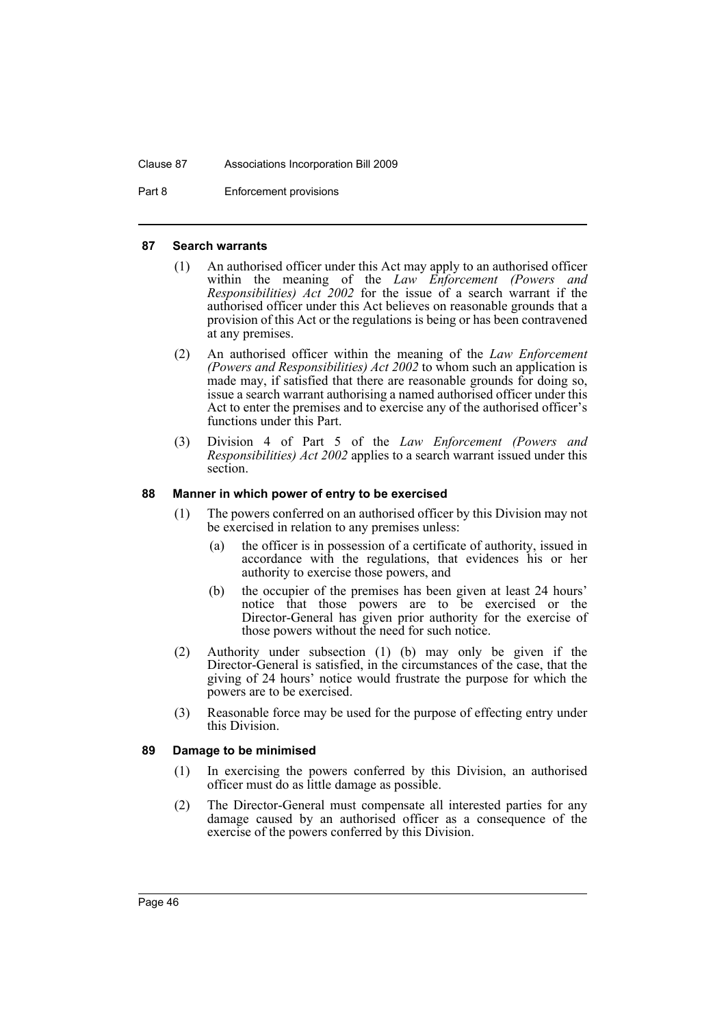#### 87 Search warrants

(1) An authorised officer under this Act may apply to an authorised officer within the meaning of the *Law Enforcement (Powers and Responsibilities) Act 2002* for the issue of a search warrant if the authorised officer under this Act believes on reasonable grounds that a provision of this Act or the regulations is being or has been contravened at any premises.

(2) An authorised officer within the meaning of the *Law Enforcement (Powers and Responsibilities) Act 2002* to whom such an application is made may, if satisfied that there are reasonable grounds for doing so, issue a search warrant authorising a named authorised officer under this Act to enter the premises and to exercise any of the authorised officer's functions under this Part.

(3) Division 4 of Part 5 of the *Law Enforcement (Powers and Responsibilities) Act 2002* applies to a search warrant issued under this section.

#### 88 Manner in which power of entry to be exercised

(1) The powers conferred on an authorised officer by this Division may not be exercised in relation to any premises unless:

(a) the officer is in possession of a certificate of authority, issued in accordance with the regulations, that evidences his or her authority to exercise those powers, and

(b) the occupier of the premises has been given at least 24 hours' notice that those powers are to be exercised or the Director-General has given prior authority for the exercise of those powers without the need for such notice.

(2) Authority under subsection (1) (b) may only be given if the Director-General is satisfied, in the circumstances of the case, that the giving of 24 hours' notice would frustrate the purpose for which the powers are to be exercised.

(3) Reasonable force may be used for the purpose of effecting entry under this Division.

#### 89 Damage to be minimised

(1) In exercising the powers conferred by this Division, an authorised officer must do as little damage as possible.

(2) The Director-General must compensate all interested parties for any damage caused by an authorised officer as a consequence of the exercise of the powers conferred by this Division.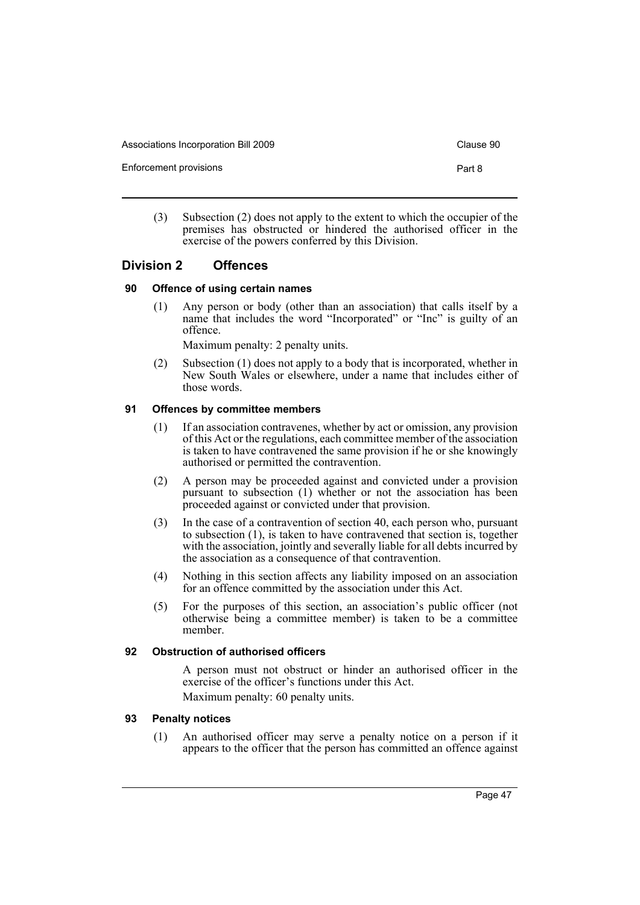(3) Subsection (2) does not apply to the extent to which the occupier of the premises has obstructed or hindered the authorised officer in the exercise of the powers conferred by this Division.

## Division 2 Offences

### 90 Offence of using certain names

(1) Any person or body (other than an association) that calls itself by a name that includes the word "Incorporated" or "Inc" is guilty of an offence.

Maximum penalty: 2 penalty units.

(2) Subsection (1) does not apply to a body that is incorporated, whether in New South Wales or elsewhere, under a name that includes either of those words.

### 91 Offences by committee members

(1) If an association contravenes, whether by act or omission, any provision of this Act or the regulations, each committee member of the association is taken to have contravened the same provision if he or she knowingly authorised or permitted the contravention.

(2) A person may be proceeded against and convicted under a provision pursuant to subsection (1) whether or not the association has been proceeded against or convicted under that provision.

(3) In the case of a contravention of section 40, each person who, pursuant to subsection (1), is taken to have contravened that section is, together with the association, jointly and severally liable for all debts incurred by the association as a consequence of that contravention.

(4) Nothing in this section affects any liability imposed on an association for an offence committed by the association under this Act.

(5) For the purposes of this section, an association's public officer (not otherwise being a committee member) is taken to be a committee member.

### 92 Obstruction of authorised officers

A person must not obstruct or hinder an authorised officer in the exercise of the officer's functions under this Act.

Maximum penalty: 60 penalty units.

### 93 Penalty notices

(1) An authorised officer may serve a penalty notice on a person if it appears to the officer that the person has committed an offence against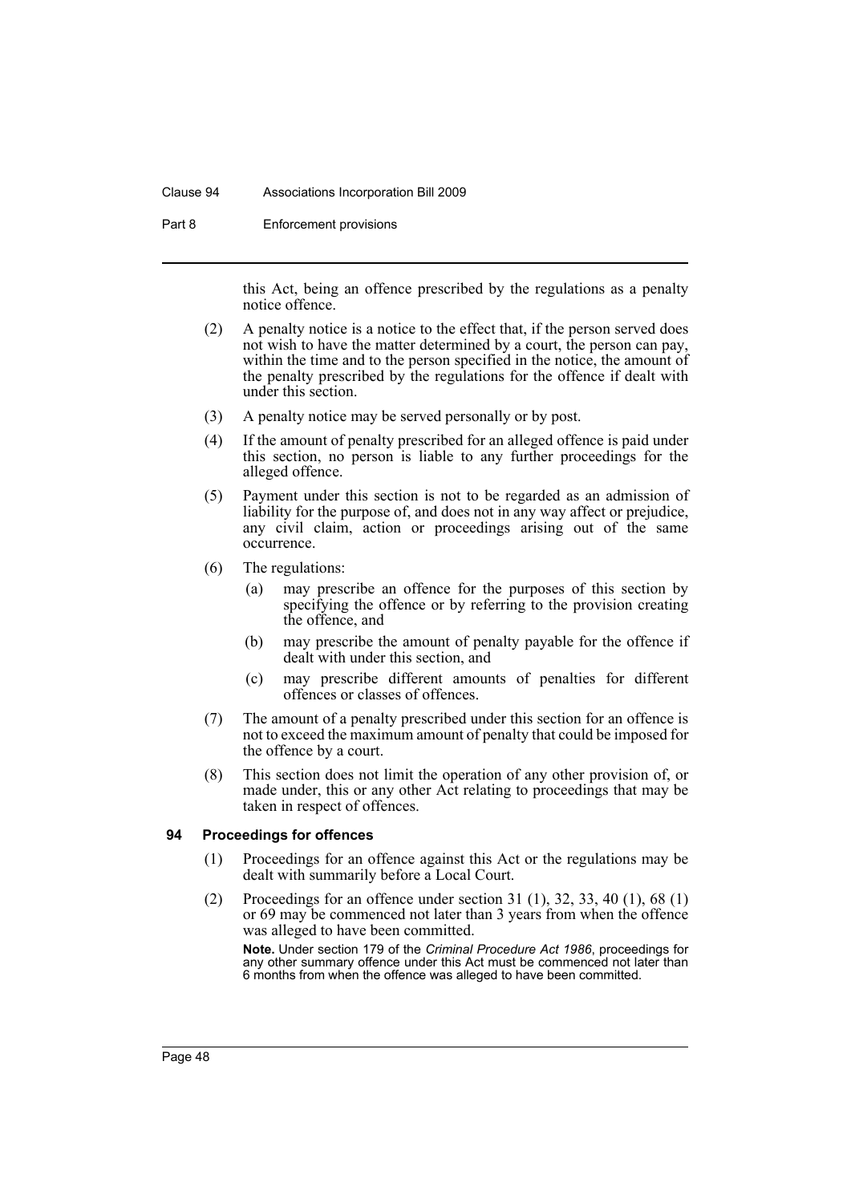this Act, being an offence prescribed by the regulations as a penalty notice offence.

(2) A penalty notice is a notice to the effect that, if the person served does not wish to have the matter determined by a court, the person can pay, within the time and to the person specified in the notice, the amount of the penalty prescribed by the regulations for the offence if dealt with under this section.

(3) A penalty notice may be served personally or by post.

(4) If the amount of penalty prescribed for an alleged offence is paid under this section, no person is liable to any further proceedings for the alleged offence.

(5) Payment under this section is not to be regarded as an admission of liability for the purpose of, and does not in any way affect or prejudice, any civil claim, action or proceedings arising out of the same occurrence.

(6) The regulations:

- (a) may prescribe an offence for the purposes of this section by specifying the offence or by referring to the provision creating the offence, and
- (b) may prescribe the amount of penalty payable for the offence if dealt with under this section, and
- (c) may prescribe different amounts of penalties for different offences or classes of offences.

(7) The amount of a penalty prescribed under this section for an offence is not to exceed the maximum amount of penalty that could be imposed for the offence by a court.

(8) This section does not limit the operation of any other provision of, or made under, this or any other Act relating to proceedings that may be taken in respect of offences.

### 94 Proceedings for offences

(1) Proceedings for an offence against this Act or the regulations may be dealt with summarily before a Local Court.

(2) Proceedings for an offence under section 31 (1), 32, 33, 40 (1), 68 (1) or 69 may be commenced not later than 3 years from when the offence was alleged to have been committed.

**Note.** Under section 179 of the *Criminal Procedure Act 1986*, proceedings for any other summary offence under this Act must be commenced not later than 6 months from when the offence was alleged to have been committed.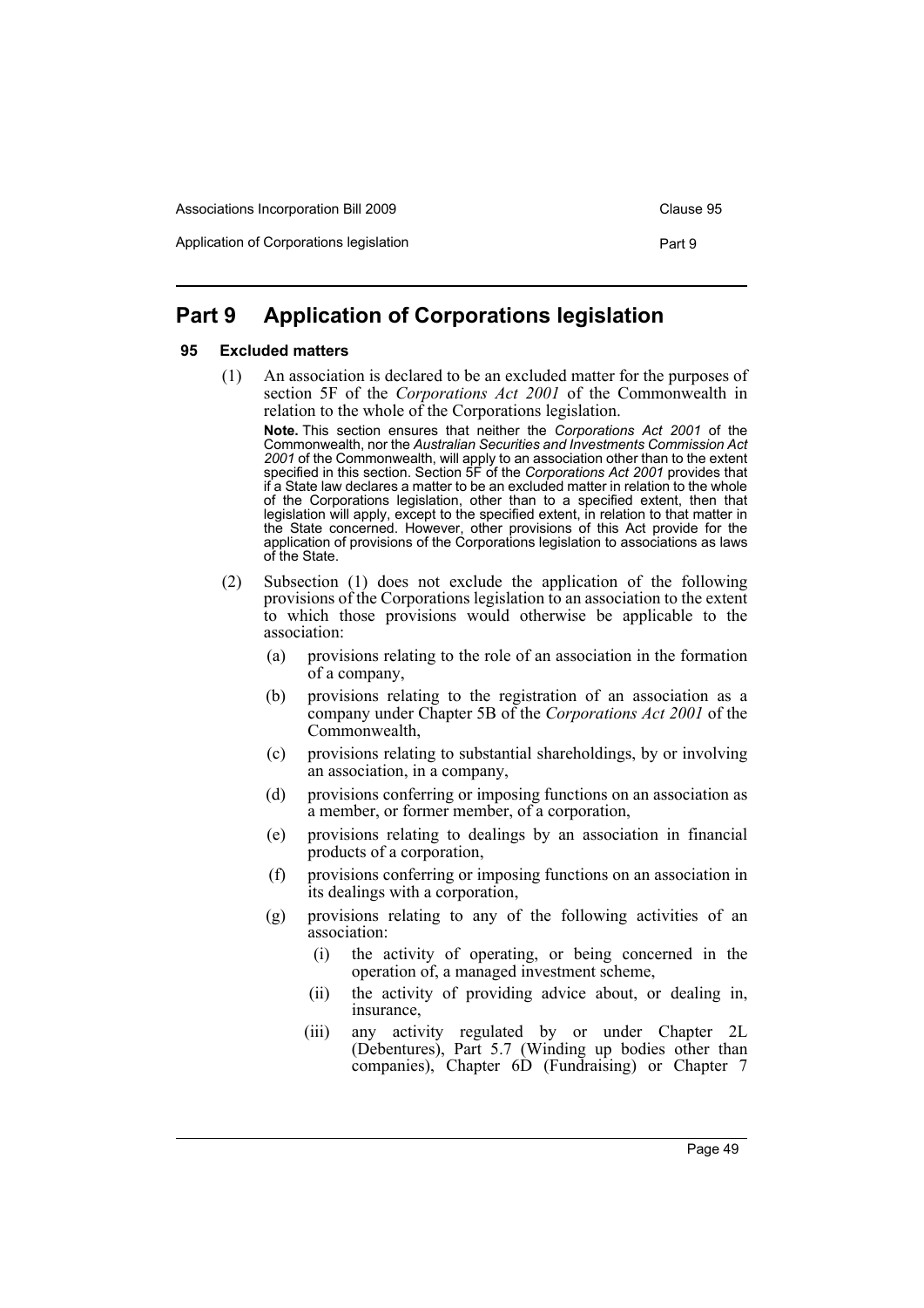# Part 9 Application of Corporations legislation

## 95 Excluded matters

(1) An association is declared to be an excluded matter for the purposes of section 5F of the *Corporations Act 2001* of the Commonwealth in relation to the whole of the Corporations legislation.

**Note.** This section ensures that neither the *Corporations Act 2001* of the Commonwealth, nor the *Australian Securities and Investments Commission Act 2001* of the Commonwealth, will apply to an association other than to the extent specified in this section. Section 5F of the *Corporations Act 2001* provides that if a State law declares a matter to be an excluded matter in relation to the whole of the Corporations legislation, other than to a specified extent, then that legislation will apply, except to the specified extent, in relation to that matter in the State concerned. However, other provisions of this Act provide for the application of provisions of the Corporations legislation to associations as laws of the State.

(2) Subsection (1) does not exclude the application of the following provisions of the Corporations legislation to an association to the extent to which those provisions would otherwise be applicable to the association:

- (a) provisions relating to the role of an association in the formation of a company,
- (b) provisions relating to the registration of an association as a company under Chapter 5B of the *Corporations Act 2001* of the Commonwealth,
- (c) provisions relating to substantial shareholdings, by or involving an association, in a company,
- (d) provisions conferring or imposing functions on an association as a member, or former member, of a corporation,
- (e) provisions relating to dealings by an association in financial products of a corporation,
- (f) provisions conferring or imposing functions on an association in its dealings with a corporation,
- (g) provisions relating to any of the following activities of an association:
  - (i) the activity of operating, or being concerned in the operation of, a managed investment scheme,
  - (ii) the activity of providing advice about, or dealing in, insurance,
  - (iii) any activity regulated by or under Chapter 2L (Debentures), Part 5.7 (Winding up bodies other than companies), Chapter 6D (Fundraising) or Chapter 7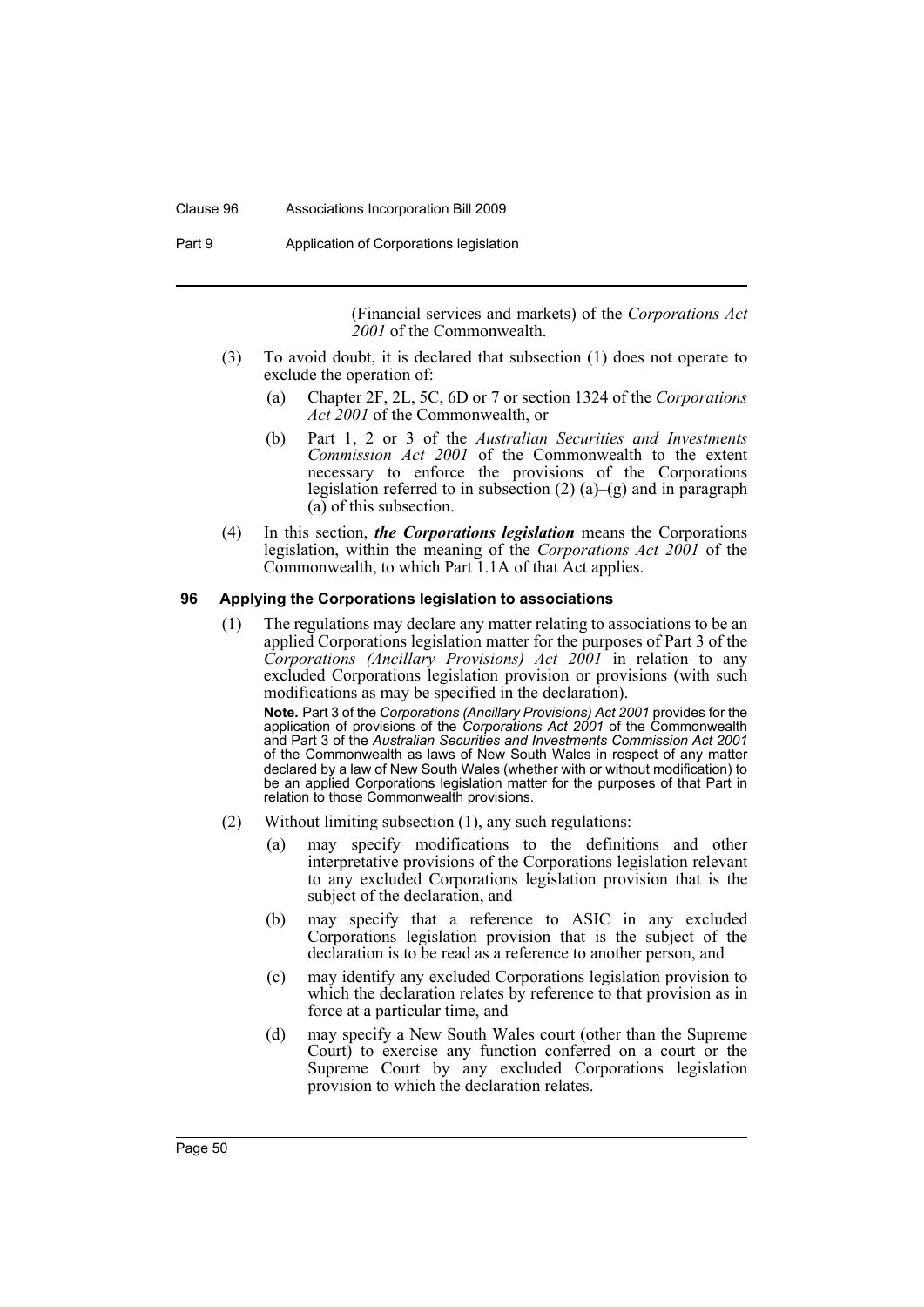(Financial services and markets) of the *Corporations Act 2001* of the Commonwealth.

(3) To avoid doubt, it is declared that subsection (1) does not operate to exclude the operation of:

(a) Chapter 2F, 2L, 5C, 6D or 7 or section 1324 of the *Corporations Act 2001* of the Commonwealth, or

(b) Part 1, 2 or 3 of the *Australian Securities and Investments Commission Act 2001* of the Commonwealth to the extent necessary to enforce the provisions of the Corporations legislation referred to in subsection (2) (a)–(g) and in paragraph (a) of this subsection.

(4) In this section, ***the Corporations legislation*** means the Corporations legislation, within the meaning of the *Corporations Act 2001* of the Commonwealth, to which Part 1.1A of that Act applies.

### 96 Applying the Corporations legislation to associations

(1) The regulations may declare any matter relating to associations to be an applied Corporations legislation matter for the purposes of Part 3 of the *Corporations (Ancillary Provisions) Act 2001* in relation to any excluded Corporations legislation provision or provisions (with such modifications as may be specified in the declaration).

**Note.** Part 3 of the *Corporations (Ancillary Provisions) Act 2001* provides for the application of provisions of the *Corporations Act 2001* of the Commonwealth and Part 3 of the *Australian Securities and Investments Commission Act 2001* of the Commonwealth as laws of New South Wales in respect of any matter declared by a law of New South Wales (whether with or without modification) to be an applied Corporations legislation matter for the purposes of that Part in relation to those Commonwealth provisions.

(2) Without limiting subsection (1), any such regulations:

(a) may specify modifications to the definitions and other interpretative provisions of the Corporations legislation relevant to any excluded Corporations legislation provision that is the subject of the declaration, and

(b) may specify that a reference to ASIC in any excluded Corporations legislation provision that is the subject of the declaration is to be read as a reference to another person, and

(c) may identify any excluded Corporations legislation provision to which the declaration relates by reference to that provision as in force at a particular time, and

(d) may specify a New South Wales court (other than the Supreme Court) to exercise any function conferred on a court or the Supreme Court by any excluded Corporations legislation provision to which the declaration relates.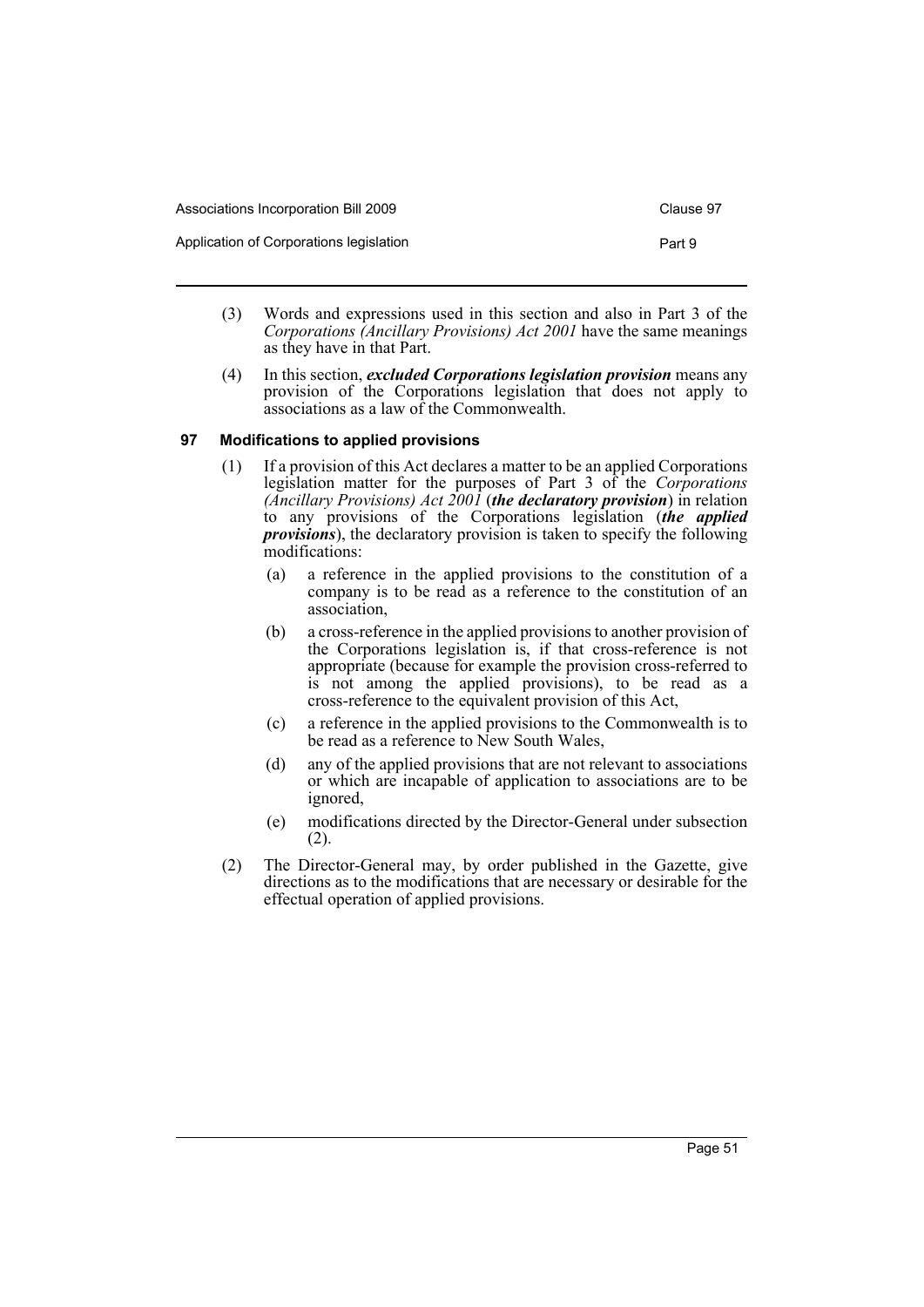(3) Words and expressions used in this section and also in Part 3 of the *Corporations (Ancillary Provisions) Act 2001* have the same meanings as they have in that Part.

(4) In this section, ***excluded Corporations legislation provision*** means any provision of the Corporations legislation that does not apply to associations as a law of the Commonwealth.

### 97 Modifications to applied provisions

(1) If a provision of this Act declares a matter to be an applied Corporations legislation matter for the purposes of Part 3 of the *Corporations (Ancillary Provisions) Act 2001* (***the declaratory provision***) in relation to any provisions of the Corporations legislation (***the applied provisions***), the declaratory provision is taken to specify the following modifications:

- (a) a reference in the applied provisions to the constitution of a company is to be read as a reference to the constitution of an association,
- (b) a cross-reference in the applied provisions to another provision of the Corporations legislation is, if that cross-reference is not appropriate (because for example the provision cross-referred to is not among the applied provisions), to be read as a cross-reference to the equivalent provision of this Act,
- (c) a reference in the applied provisions to the Commonwealth is to be read as a reference to New South Wales,
- (d) any of the applied provisions that are not relevant to associations or which are incapable of application to associations are to be ignored,
- (e) modifications directed by the Director-General under subsection (2).

(2) The Director-General may, by order published in the Gazette, give directions as to the modifications that are necessary or desirable for the effectual operation of applied provisions.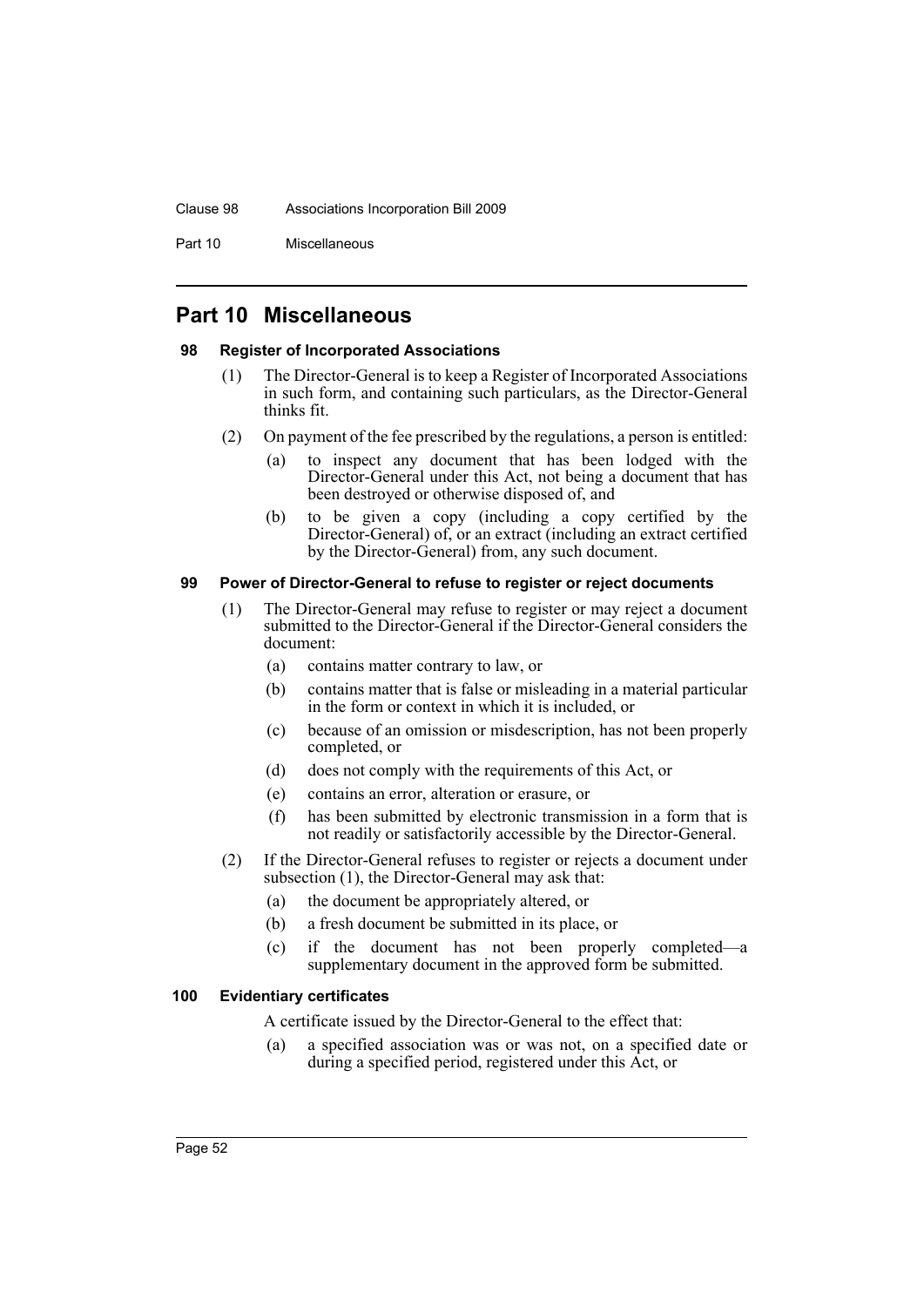# Part 10 Miscellaneous

## 98 Register of Incorporated Associations

(1) The Director-General is to keep a Register of Incorporated Associations in such form, and containing such particulars, as the Director-General thinks fit.

(2) On payment of the fee prescribed by the regulations, a person is entitled:

(a) to inspect any document that has been lodged with the Director-General under this Act, not being a document that has been destroyed or otherwise disposed of, and

(b) to be given a copy (including a copy certified by the Director-General) of, or an extract (including an extract certified by the Director-General) from, any such document.

## 99 Power of Director-General to refuse to register or reject documents

(1) The Director-General may refuse to register or may reject a document submitted to the Director-General if the Director-General considers the document:

(a) contains matter contrary to law, or

(b) contains matter that is false or misleading in a material particular in the form or context in which it is included, or

(c) because of an omission or misdescription, has not been properly completed, or

(d) does not comply with the requirements of this Act, or

(e) contains an error, alteration or erasure, or

(f) has been submitted by electronic transmission in a form that is not readily or satisfactorily accessible by the Director-General.

(2) If the Director-General refuses to register or rejects a document under subsection (1), the Director-General may ask that:

(a) the document be appropriately altered, or

(b) a fresh document be submitted in its place, or

(c) if the document has not been properly completed—a supplementary document in the approved form be submitted.

## 100 Evidentiary certificates

A certificate issued by the Director-General to the effect that:

(a) a specified association was or was not, on a specified date or during a specified period, registered under this Act, or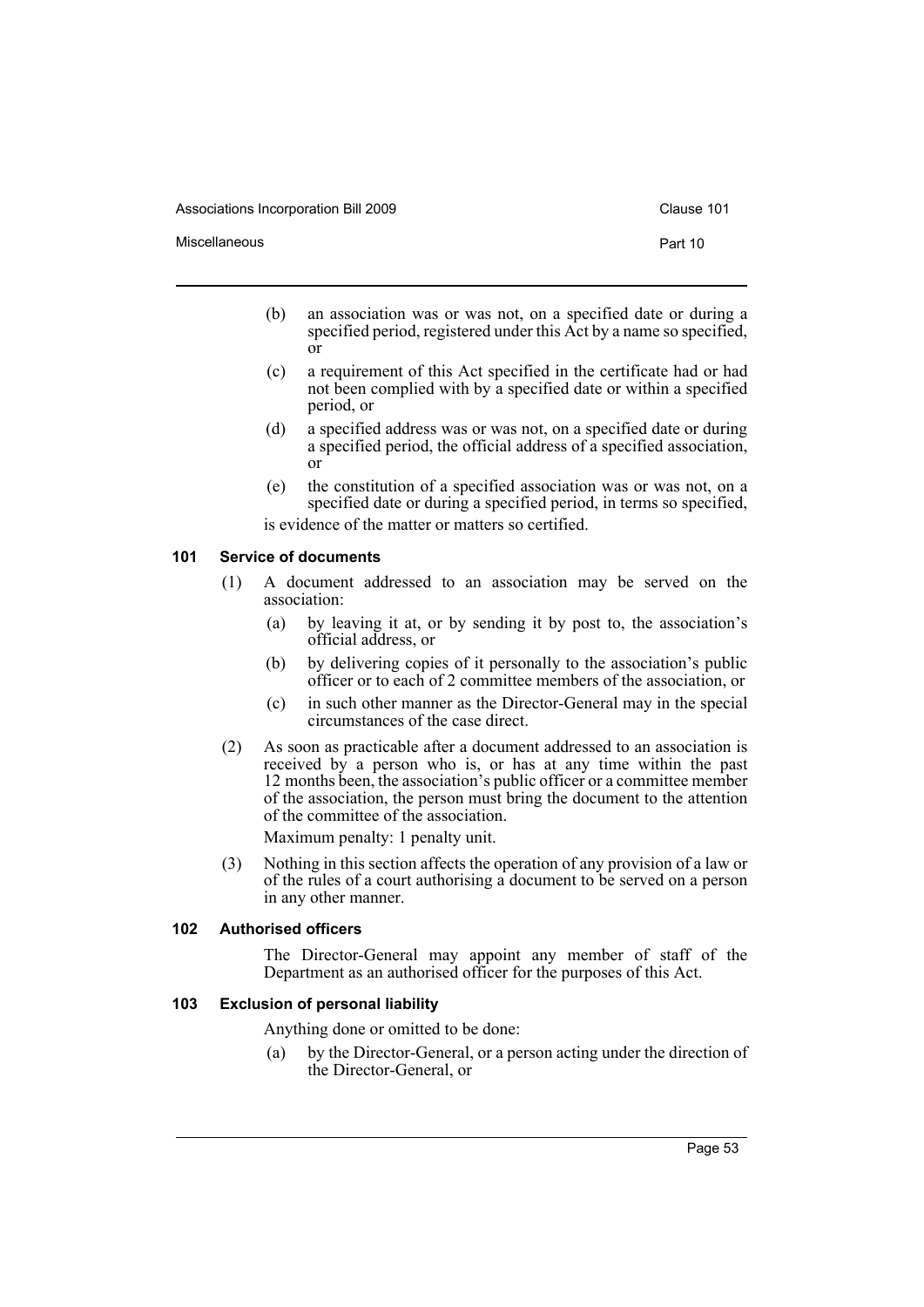(b) an association was or was not, on a specified date or during a specified period, registered under this Act by a name so specified, or

(c) a requirement of this Act specified in the certificate had or had not been complied with by a specified date or within a specified period, or

(d) a specified address was or was not, on a specified date or during a specified period, the official address of a specified association, or

(e) the constitution of a specified association was or was not, on a specified date or during a specified period, in terms so specified,

is evidence of the matter or matters so certified.

#### 101 Service of documents

(1) A document addressed to an association may be served on the association:

(a) by leaving it at, or by sending it by post to, the association's official address, or

(b) by delivering copies of it personally to the association's public officer or to each of 2 committee members of the association, or

(c) in such other manner as the Director-General may in the special circumstances of the case direct.

(2) As soon as practicable after a document addressed to an association is received by a person who is, or has at any time within the past 12 months been, the association's public officer or a committee member of the association, the person must bring the document to the attention of the committee of the association.

Maximum penalty: 1 penalty unit.

(3) Nothing in this section affects the operation of any provision of a law or of the rules of a court authorising a document to be served on a person in any other manner.

#### 102 Authorised officers

The Director-General may appoint any member of staff of the Department as an authorised officer for the purposes of this Act.

#### 103 Exclusion of personal liability

Anything done or omitted to be done:

(a) by the Director-General, or a person acting under the direction of the Director-General, or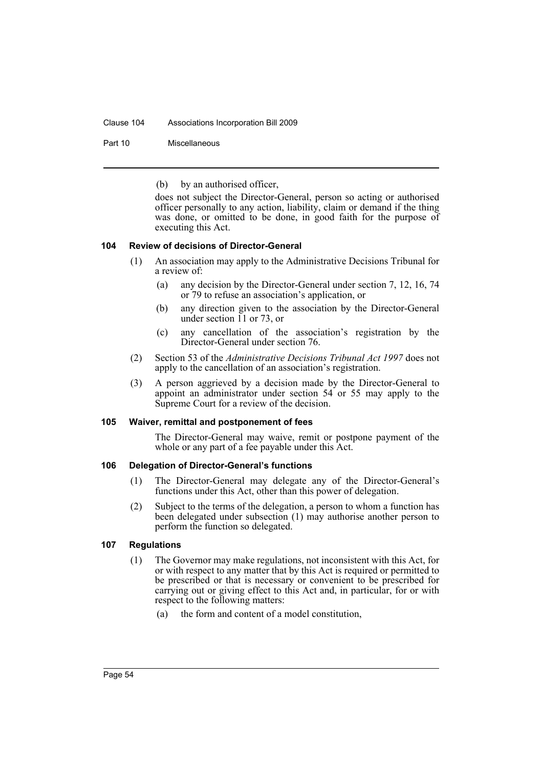(b) by an authorised officer,

does not subject the Director-General, person so acting or authorised officer personally to any action, liability, claim or demand if the thing was done, or omitted to be done, in good faith for the purpose of executing this Act.

### 104 Review of decisions of Director-General

(1) An association may apply to the Administrative Decisions Tribunal for a review of:

- (a) any decision by the Director-General under section 7, 12, 16, 74 or 79 to refuse an association's application, or
- (b) any direction given to the association by the Director-General under section 11 or 73, or
- (c) any cancellation of the association's registration by the Director-General under section 76.

(2) Section 53 of the *Administrative Decisions Tribunal Act 1997* does not apply to the cancellation of an association's registration.

(3) A person aggrieved by a decision made by the Director-General to appoint an administrator under section 54 or 55 may apply to the Supreme Court for a review of the decision.

### 105 Waiver, remittal and postponement of fees

The Director-General may waive, remit or postpone payment of the whole or any part of a fee payable under this Act.

### 106 Delegation of Director-General's functions

(1) The Director-General may delegate any of the Director-General's functions under this Act, other than this power of delegation.

(2) Subject to the terms of the delegation, a person to whom a function has been delegated under subsection (1) may authorise another person to perform the function so delegated.

### 107 Regulations

(1) The Governor may make regulations, not inconsistent with this Act, for or with respect to any matter that by this Act is required or permitted to be prescribed or that is necessary or convenient to be prescribed for carrying out or giving effect to this Act and, in particular, for or with respect to the following matters:

- (a) the form and content of a model constitution,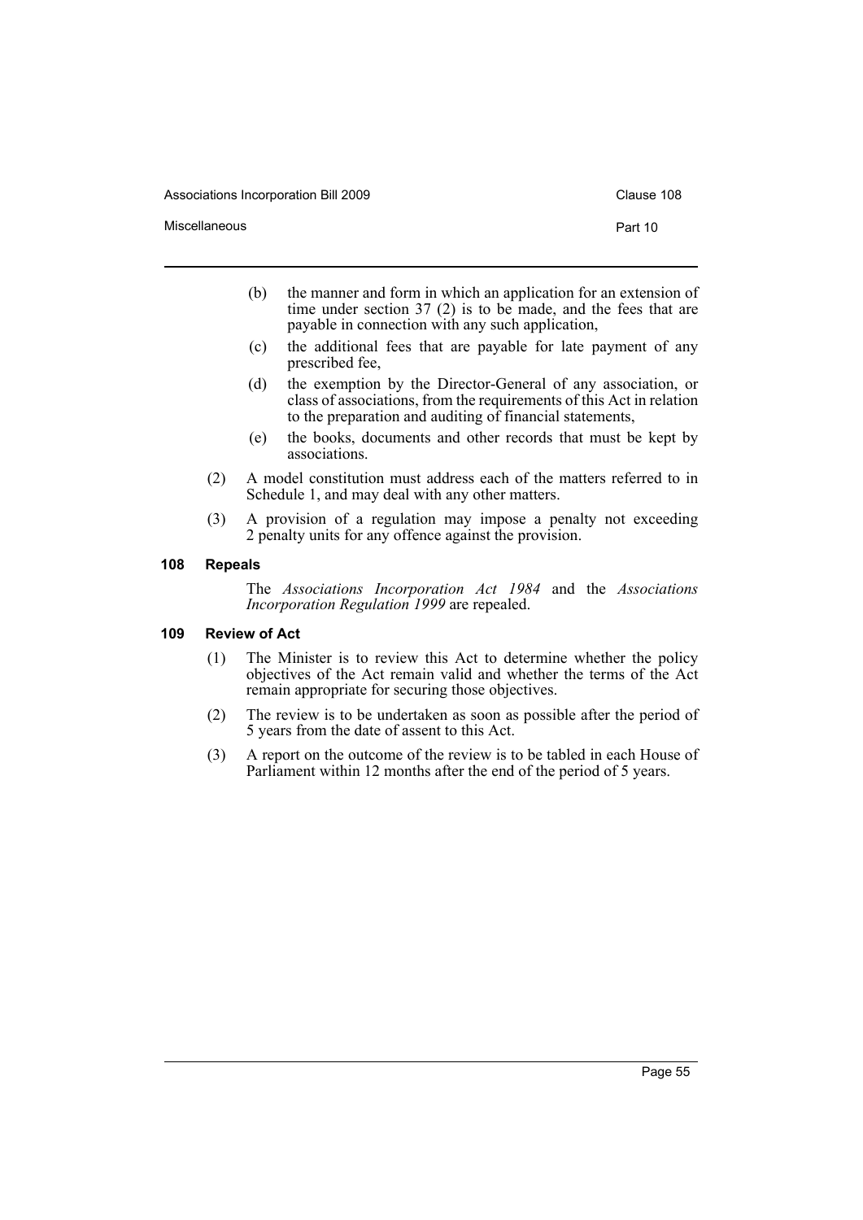(b) the manner and form in which an application for an extension of time under section 37 (2) is to be made, and the fees that are payable in connection with any such application,

(c) the additional fees that are payable for late payment of any prescribed fee,

(d) the exemption by the Director-General of any association, or class of associations, from the requirements of this Act in relation to the preparation and auditing of financial statements,

(e) the books, documents and other records that must be kept by associations.

(2) A model constitution must address each of the matters referred to in Schedule 1, and may deal with any other matters.

(3) A provision of a regulation may impose a penalty not exceeding 2 penalty units for any offence against the provision.

### 108 Repeals

The *Associations Incorporation Act 1984* and the *Associations Incorporation Regulation 1999* are repealed.

### 109 Review of Act

(1) The Minister is to review this Act to determine whether the policy objectives of the Act remain valid and whether the terms of the Act remain appropriate for securing those objectives.

(2) The review is to be undertaken as soon as possible after the period of 5 years from the date of assent to this Act.

(3) A report on the outcome of the review is to be tabled in each House of Parliament within 12 months after the end of the period of 5 years.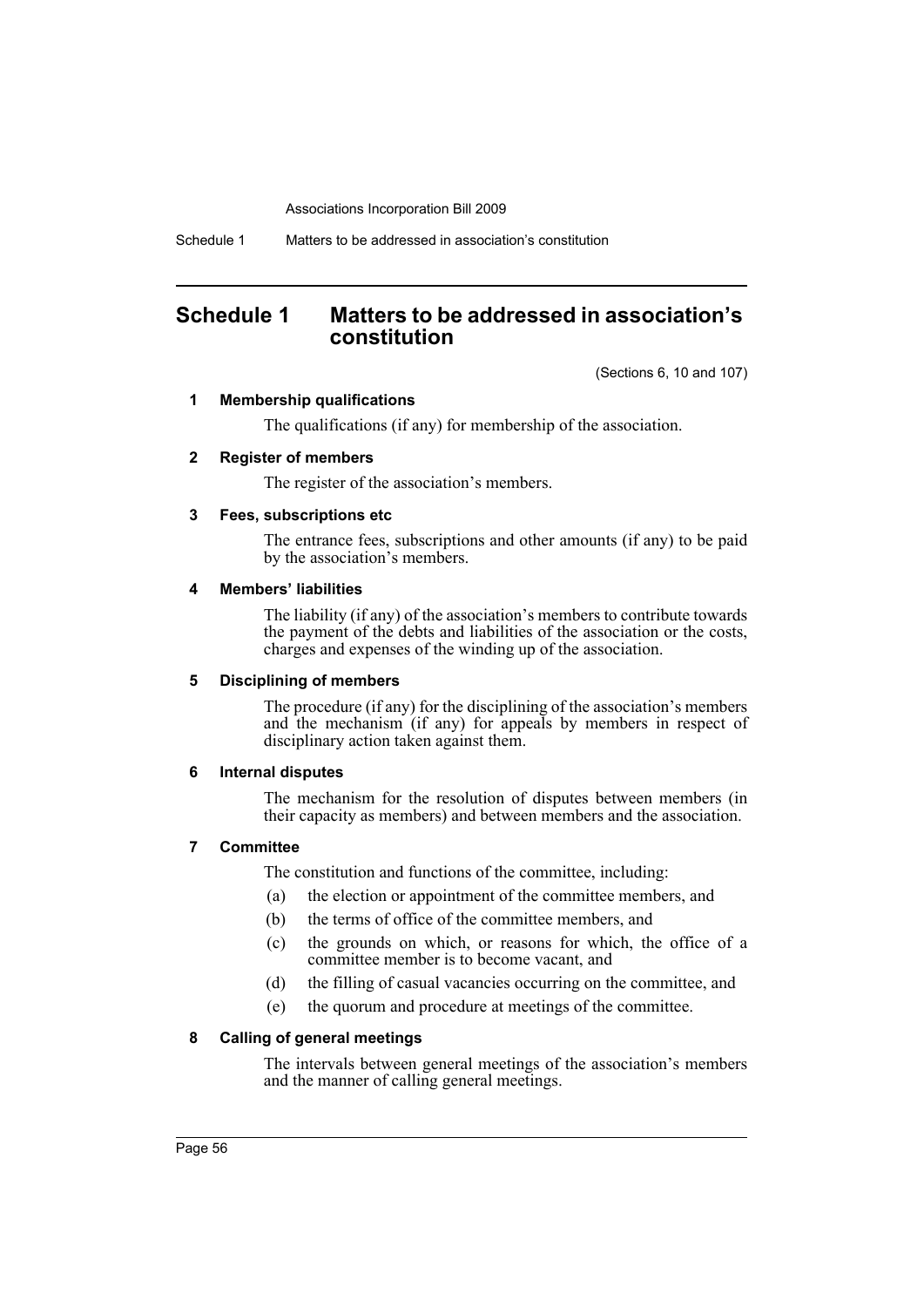# Schedule 1 Matters to be addressed in association's constitution

(Sections 6, 10 and 107)

### 1 Membership qualifications

The qualifications (if any) for membership of the association.

### 2 Register of members

The register of the association's members.

### 3 Fees, subscriptions etc

The entrance fees, subscriptions and other amounts (if any) to be paid by the association's members.

### 4 Members' liabilities

The liability (if any) of the association's members to contribute towards the payment of the debts and liabilities of the association or the costs, charges and expenses of the winding up of the association.

### 5 Disciplining of members

The procedure (if any) for the disciplining of the association's members and the mechanism (if any) for appeals by members in respect of disciplinary action taken against them.

### 6 Internal disputes

The mechanism for the resolution of disputes between members (in their capacity as members) and between members and the association.

### 7 Committee

The constitution and functions of the committee, including:

(a) the election or appointment of the committee members, and

(b) the terms of office of the committee members, and

(c) the grounds on which, or reasons for which, the office of a committee member is to become vacant, and

(d) the filling of casual vacancies occurring on the committee, and

(e) the quorum and procedure at meetings of the committee.

### 8 Calling of general meetings

The intervals between general meetings of the association's members and the manner of calling general meetings.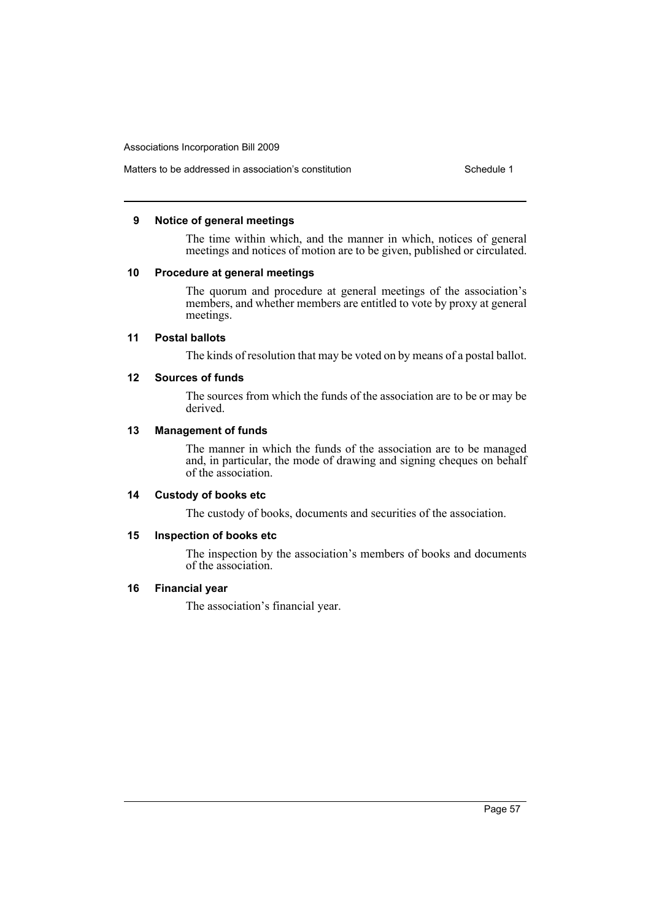### 9 Notice of general meetings

The time within which, and the manner in which, notices of general meetings and notices of motion are to be given, published or circulated.

### 10 Procedure at general meetings

The quorum and procedure at general meetings of the association's members, and whether members are entitled to vote by proxy at general meetings.

### 11 Postal ballots

The kinds of resolution that may be voted on by means of a postal ballot.

### 12 Sources of funds

The sources from which the funds of the association are to be or may be derived.

### 13 Management of funds

The manner in which the funds of the association are to be managed and, in particular, the mode of drawing and signing cheques on behalf of the association.

### 14 Custody of books etc

The custody of books, documents and securities of the association.

### 15 Inspection of books etc

The inspection by the association's members of books and documents of the association.

### 16 Financial year

The association's financial year.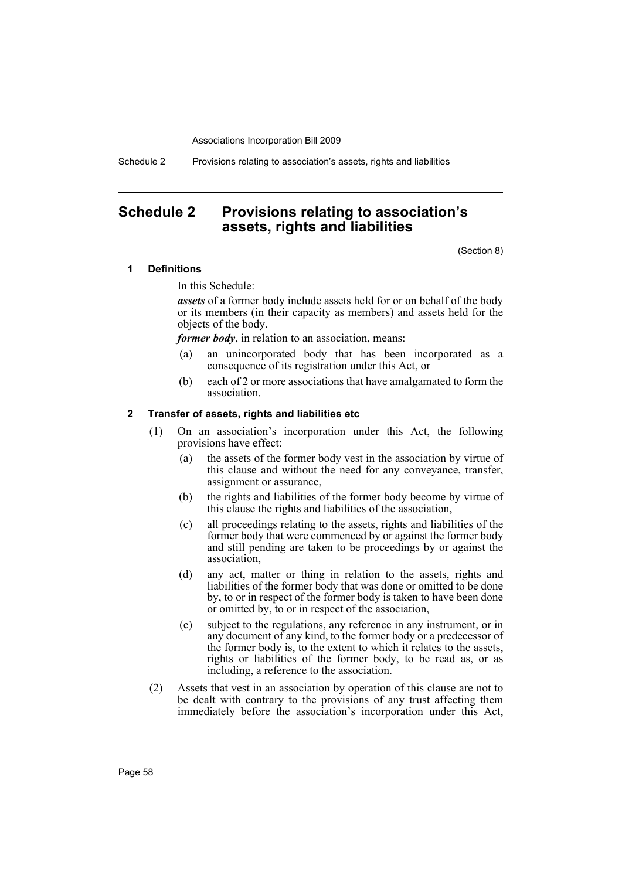# Schedule 2 Provisions relating to association's assets, rights and liabilities

(Section 8)

### 1 Definitions

In this Schedule:

***assets*** of a former body include assets held for or on behalf of the body or its members (in their capacity as members) and assets held for the objects of the body.

***former body***, in relation to an association, means:

(a) an unincorporated body that has been incorporated as a consequence of its registration under this Act, or

(b) each of 2 or more associations that have amalgamated to form the association.

### 2 Transfer of assets, rights and liabilities etc

(1) On an association's incorporation under this Act, the following provisions have effect:

(a) the assets of the former body vest in the association by virtue of this clause and without the need for any conveyance, transfer, assignment or assurance,

(b) the rights and liabilities of the former body become by virtue of this clause the rights and liabilities of the association,

(c) all proceedings relating to the assets, rights and liabilities of the former body that were commenced by or against the former body and still pending are taken to be proceedings by or against the association,

(d) any act, matter or thing in relation to the assets, rights and liabilities of the former body that was done or omitted to be done by, to or in respect of the former body is taken to have been done or omitted by, to or in respect of the association,

(e) subject to the regulations, any reference in any instrument, or in any document of any kind, to the former body or a predecessor of the former body is, to the extent to which it relates to the assets, rights or liabilities of the former body, to be read as, or as including, a reference to the association.

(2) Assets that vest in an association by operation of this clause are not to be dealt with contrary to the provisions of any trust affecting them immediately before the association's incorporation under this Act,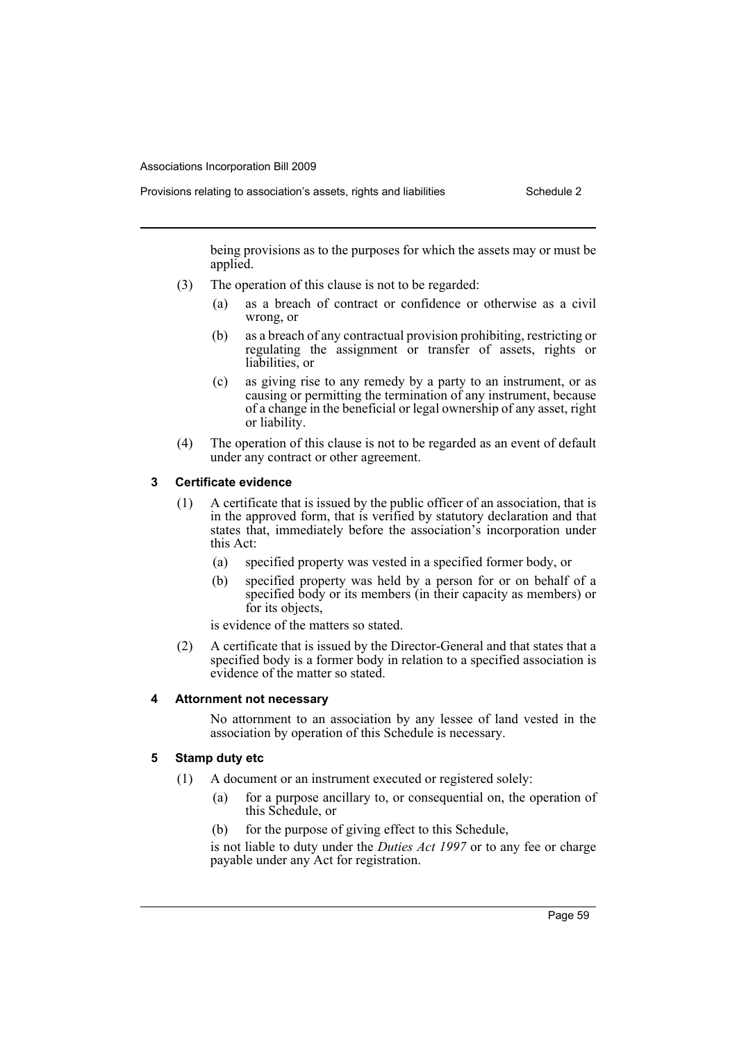being provisions as to the purposes for which the assets may or must be applied.

(3) The operation of this clause is not to be regarded:

- (a) as a breach of contract or confidence or otherwise as a civil wrong, or
- (b) as a breach of any contractual provision prohibiting, restricting or regulating the assignment or transfer of assets, rights or liabilities, or
- (c) as giving rise to any remedy by a party to an instrument, or as causing or permitting the termination of any instrument, because of a change in the beneficial or legal ownership of any asset, right or liability.

(4) The operation of this clause is not to be regarded as an event of default under any contract or other agreement.

### 3 Certificate evidence

(1) A certificate that is issued by the public officer of an association, that is in the approved form, that is verified by statutory declaration and that states that, immediately before the association's incorporation under this Act:

- (a) specified property was vested in a specified former body, or
- (b) specified property was held by a person for or on behalf of a specified body or its members (in their capacity as members) or for its objects,

is evidence of the matters so stated.

(2) A certificate that is issued by the Director-General and that states that a specified body is a former body in relation to a specified association is evidence of the matter so stated.

### 4 Attornment not necessary

No attornment to an association by any lessee of land vested in the association by operation of this Schedule is necessary.

### 5 Stamp duty etc

(1) A document or an instrument executed or registered solely:

- (a) for a purpose ancillary to, or consequential on, the operation of this Schedule, or
- (b) for the purpose of giving effect to this Schedule,

is not liable to duty under the *Duties Act 1997* or to any fee or charge payable under any Act for registration.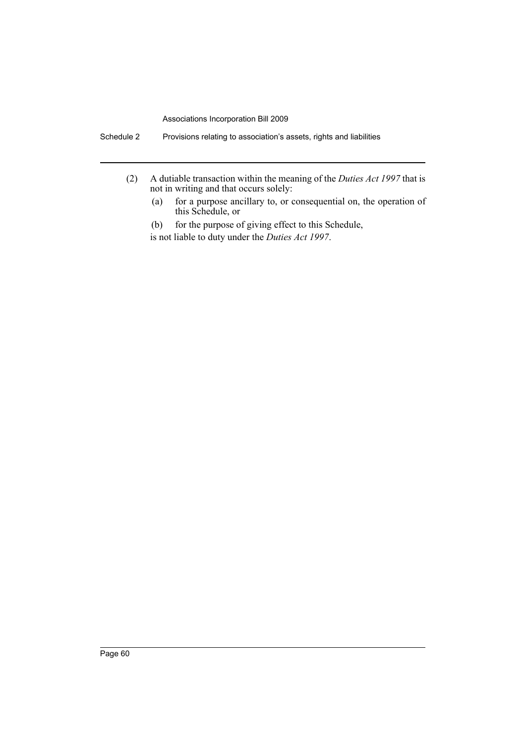(2) A dutiable transaction within the meaning of the *Duties Act 1997* that is not in writing and that occurs solely:

(a) for a purpose ancillary to, or consequential on, the operation of this Schedule, or

(b) for the purpose of giving effect to this Schedule,

is not liable to duty under the *Duties Act 1997*.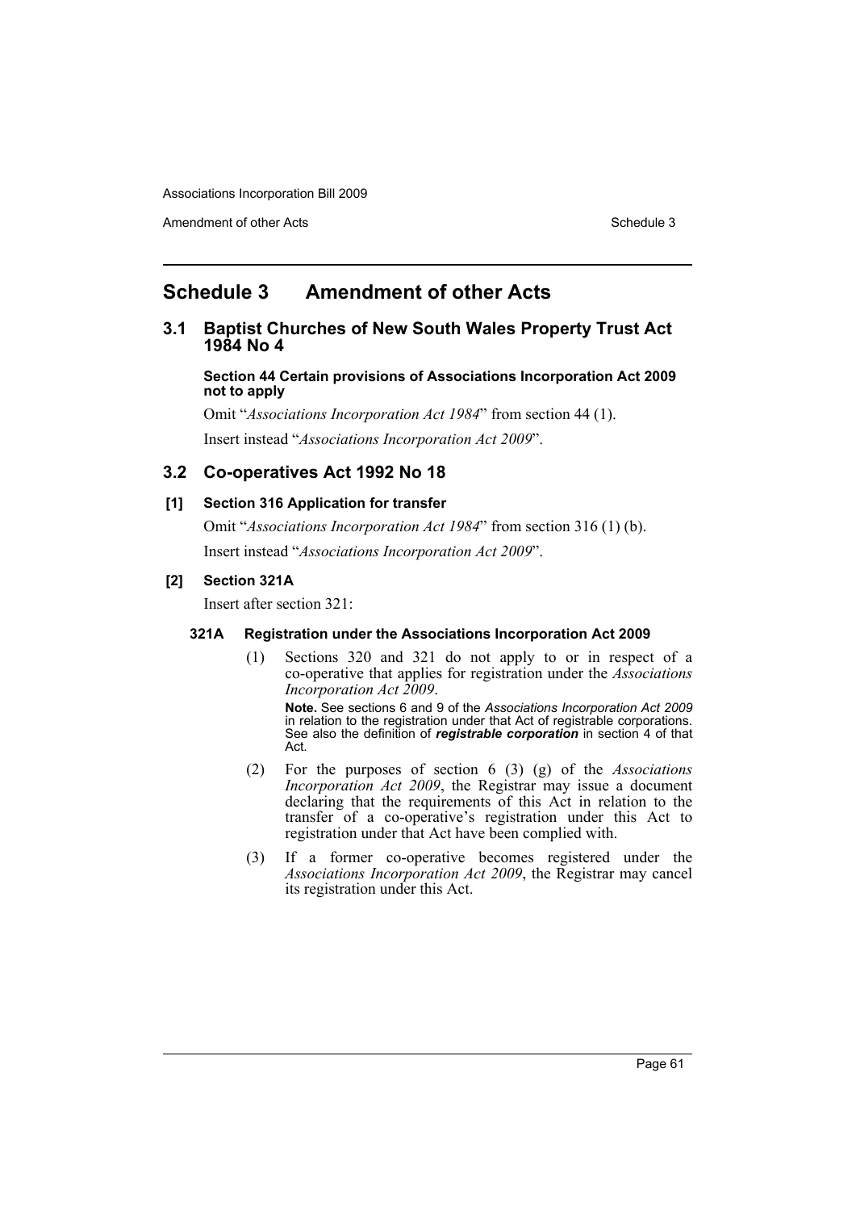# Schedule 3 Amendment of other Acts

## 3.1 Baptist Churches of New South Wales Property Trust Act 1984 No 4

**Section 44 Certain provisions of Associations Incorporation Act 2009 not to apply**

Omit "*Associations Incorporation Act 1984*" from section 44 (1).

Insert instead "*Associations Incorporation Act 2009*".

## 3.2 Co-operatives Act 1992 No 18

### [1] Section 316 Application for transfer

Omit "*Associations Incorporation Act 1984*" from section 316 (1) (b).

Insert instead "*Associations Incorporation Act 2009*".

### [2] Section 321A

Insert after section 321:

#### 321A Registration under the Associations Incorporation Act 2009

(1) Sections 320 and 321 do not apply to or in respect of a co-operative that applies for registration under the *Associations Incorporation Act 2009*.

**Note.** See sections 6 and 9 of the *Associations Incorporation Act 2009* in relation to the registration under that Act of registrable corporations. See also the definition of ***registrable corporation*** in section 4 of that Act.

(2) For the purposes of section 6 (3) (g) of the *Associations Incorporation Act 2009*, the Registrar may issue a document declaring that the requirements of this Act in relation to the transfer of a co-operative's registration under this Act to registration under that Act have been complied with.

(3) If a former co-operative becomes registered under the *Associations Incorporation Act 2009*, the Registrar may cancel its registration under this Act.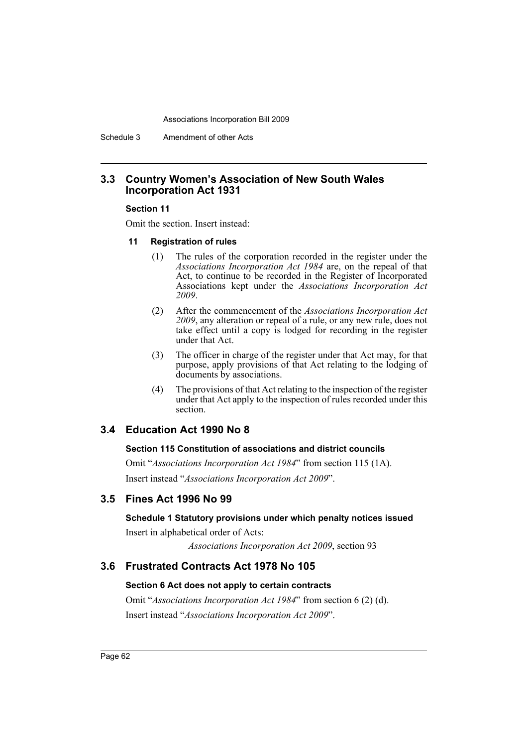## 3.3 Country Women's Association of New South Wales Incorporation Act 1931

### Section 11

Omit the section. Insert instead:

#### 11 Registration of rules

(1) The rules of the corporation recorded in the register under the *Associations Incorporation Act 1984* are, on the repeal of that Act, to continue to be recorded in the Register of Incorporated Associations kept under the *Associations Incorporation Act 2009*.

(2) After the commencement of the *Associations Incorporation Act 2009*, any alteration or repeal of a rule, or any new rule, does not take effect until a copy is lodged for recording in the register under that Act.

(3) The officer in charge of the register under that Act may, for that purpose, apply provisions of that Act relating to the lodging of documents by associations.

(4) The provisions of that Act relating to the inspection of the register under that Act apply to the inspection of rules recorded under this section.

## 3.4 Education Act 1990 No 8

### Section 115 Constitution of associations and district councils

Omit "*Associations Incorporation Act 1984*" from section 115 (1A).

Insert instead "*Associations Incorporation Act 2009*".

## 3.5 Fines Act 1996 No 99

### Schedule 1 Statutory provisions under which penalty notices issued

Insert in alphabetical order of Acts:

*Associations Incorporation Act 2009*, section 93

## 3.6 Frustrated Contracts Act 1978 No 105

### Section 6 Act does not apply to certain contracts

Omit "*Associations Incorporation Act 1984*" from section 6 (2) (d).

Insert instead "*Associations Incorporation Act 2009*".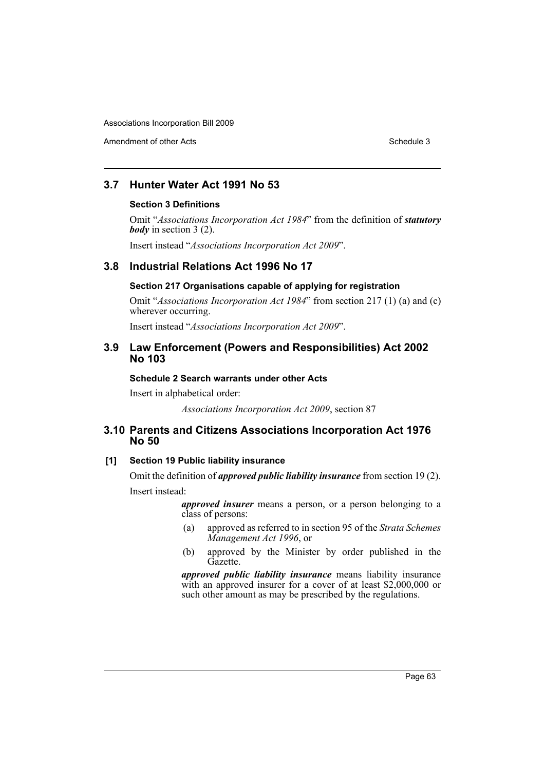## 3.7 Hunter Water Act 1991 No 53

### Section 3 Definitions

Omit "*Associations Incorporation Act 1984*" from the definition of ***statutory body*** in section 3 (2).

Insert instead "*Associations Incorporation Act 2009*".

## 3.8 Industrial Relations Act 1996 No 17

### Section 217 Organisations capable of applying for registration

Omit "*Associations Incorporation Act 1984*" from section 217 (1) (a) and (c) wherever occurring.

Insert instead "*Associations Incorporation Act 2009*".

## 3.9 Law Enforcement (Powers and Responsibilities) Act 2002 No 103

### Schedule 2 Search warrants under other Acts

Insert in alphabetical order:

*Associations Incorporation Act 2009*, section 87

## 3.10 Parents and Citizens Associations Incorporation Act 1976 No 50

### [1] Section 19 Public liability insurance

Omit the definition of ***approved public liability insurance*** from section 19 (2).

Insert instead:

***approved insurer*** means a person, or a person belonging to a class of persons:

(a) approved as referred to in section 95 of the *Strata Schemes Management Act 1996*, or

(b) approved by the Minister by order published in the Gazette.

***approved public liability insurance*** means liability insurance with an approved insurer for a cover of at least $2,000,000 or such other amount as may be prescribed by the regulations.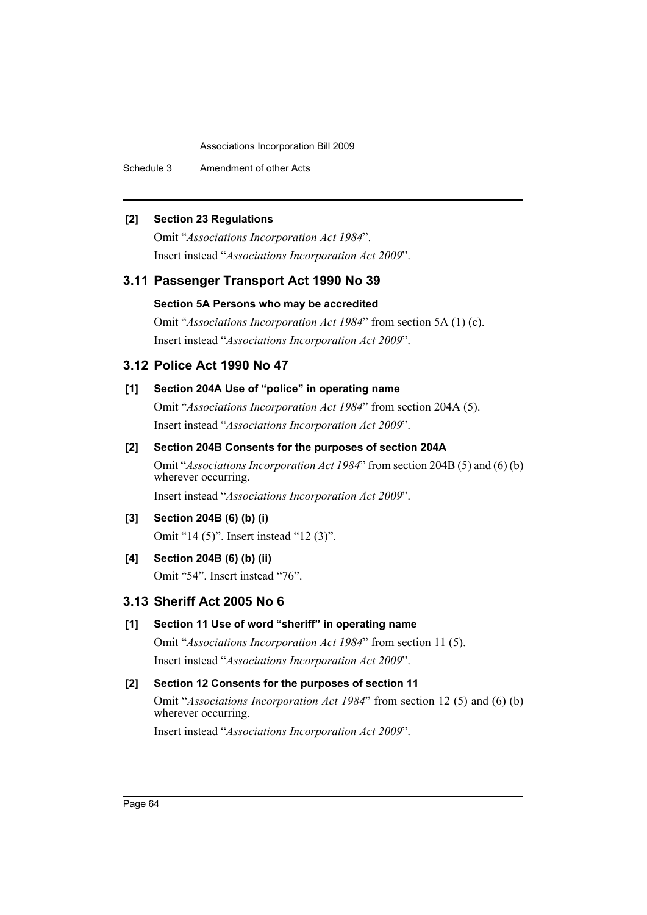**[2] Section 23 Regulations**

Omit "*Associations Incorporation Act 1984*".

Insert instead "*Associations Incorporation Act 2009*".

## 3.11 Passenger Transport Act 1990 No 39

**Section 5A Persons who may be accredited**

Omit "*Associations Incorporation Act 1984*" from section 5A (1) (c).

Insert instead "*Associations Incorporation Act 2009*".

## 3.12 Police Act 1990 No 47

**[1] Section 204A Use of "police" in operating name**

Omit "*Associations Incorporation Act 1984*" from section 204A (5).

Insert instead "*Associations Incorporation Act 2009*".

**[2] Section 204B Consents for the purposes of section 204A**

Omit "*Associations Incorporation Act 1984*" from section 204B (5) and (6) (b) wherever occurring.

Insert instead "*Associations Incorporation Act 2009*".

**[3] Section 204B (6) (b) (i)**

Omit "14 (5)". Insert instead "12 (3)".

**[4] Section 204B (6) (b) (ii)**

Omit "54". Insert instead "76".

## 3.13 Sheriff Act 2005 No 6

**[1] Section 11 Use of word "sheriff" in operating name**

Omit "*Associations Incorporation Act 1984*" from section 11 (5).

Insert instead "*Associations Incorporation Act 2009*".

**[2] Section 12 Consents for the purposes of section 11**

Omit "*Associations Incorporation Act 1984*" from section 12 (5) and (6) (b) wherever occurring.

Insert instead "*Associations Incorporation Act 2009*".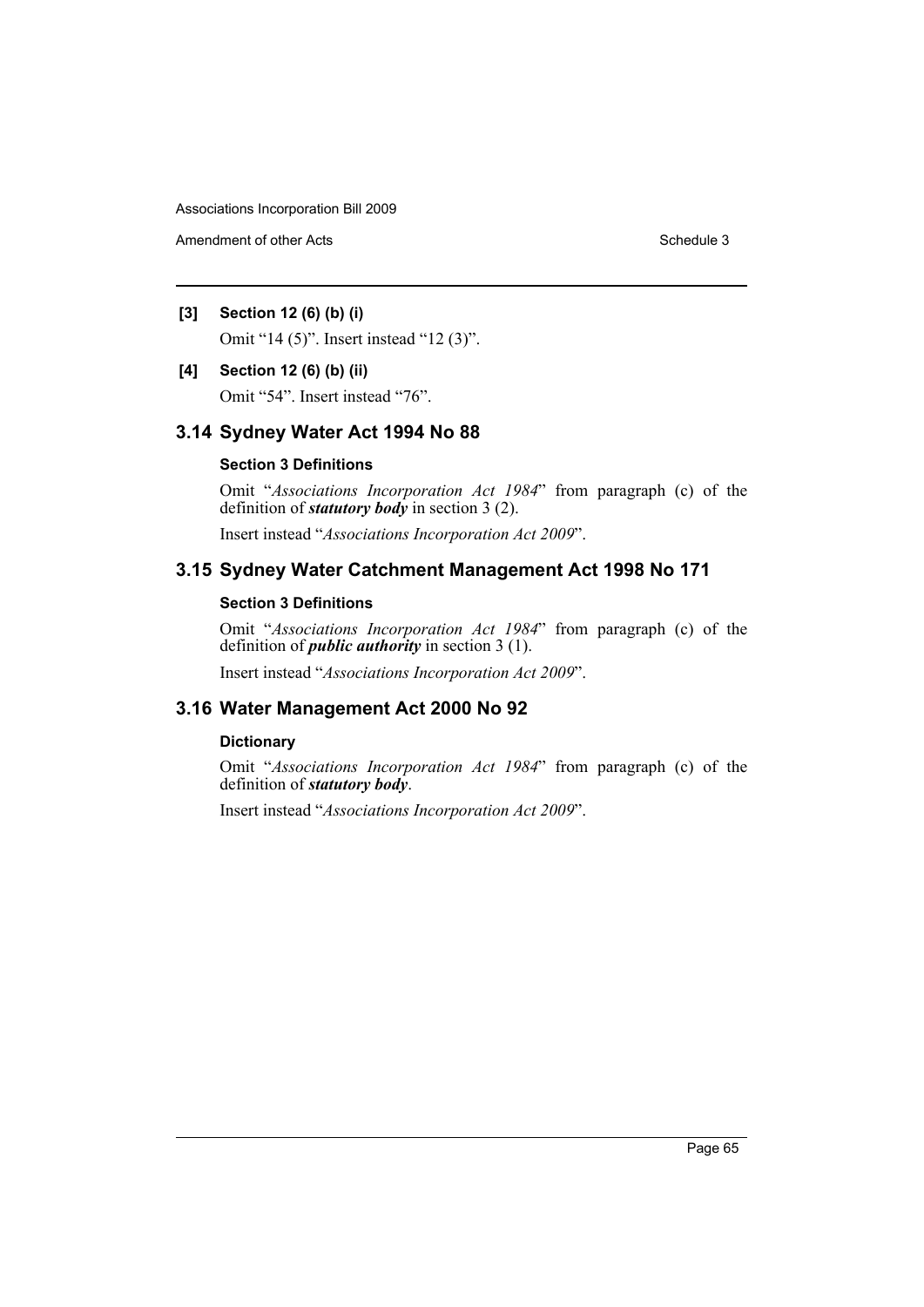**[3] Section 12 (6) (b) (i)**

Omit "14 (5)". Insert instead "12 (3)".

**[4] Section 12 (6) (b) (ii)**

Omit "54". Insert instead "76".

## 3.14 Sydney Water Act 1994 No 88

**Section 3 Definitions**

Omit "*Associations Incorporation Act 1984*" from paragraph (c) of the definition of ***statutory body*** in section 3 (2).

Insert instead "*Associations Incorporation Act 2009*".

## 3.15 Sydney Water Catchment Management Act 1998 No 171

**Section 3 Definitions**

Omit "*Associations Incorporation Act 1984*" from paragraph (c) of the definition of ***public authority*** in section 3 (1).

Insert instead "*Associations Incorporation Act 2009*".

## 3.16 Water Management Act 2000 No 92

**Dictionary**

Omit "*Associations Incorporation Act 1984*" from paragraph (c) of the definition of ***statutory body***.

Insert instead "*Associations Incorporation Act 2009*".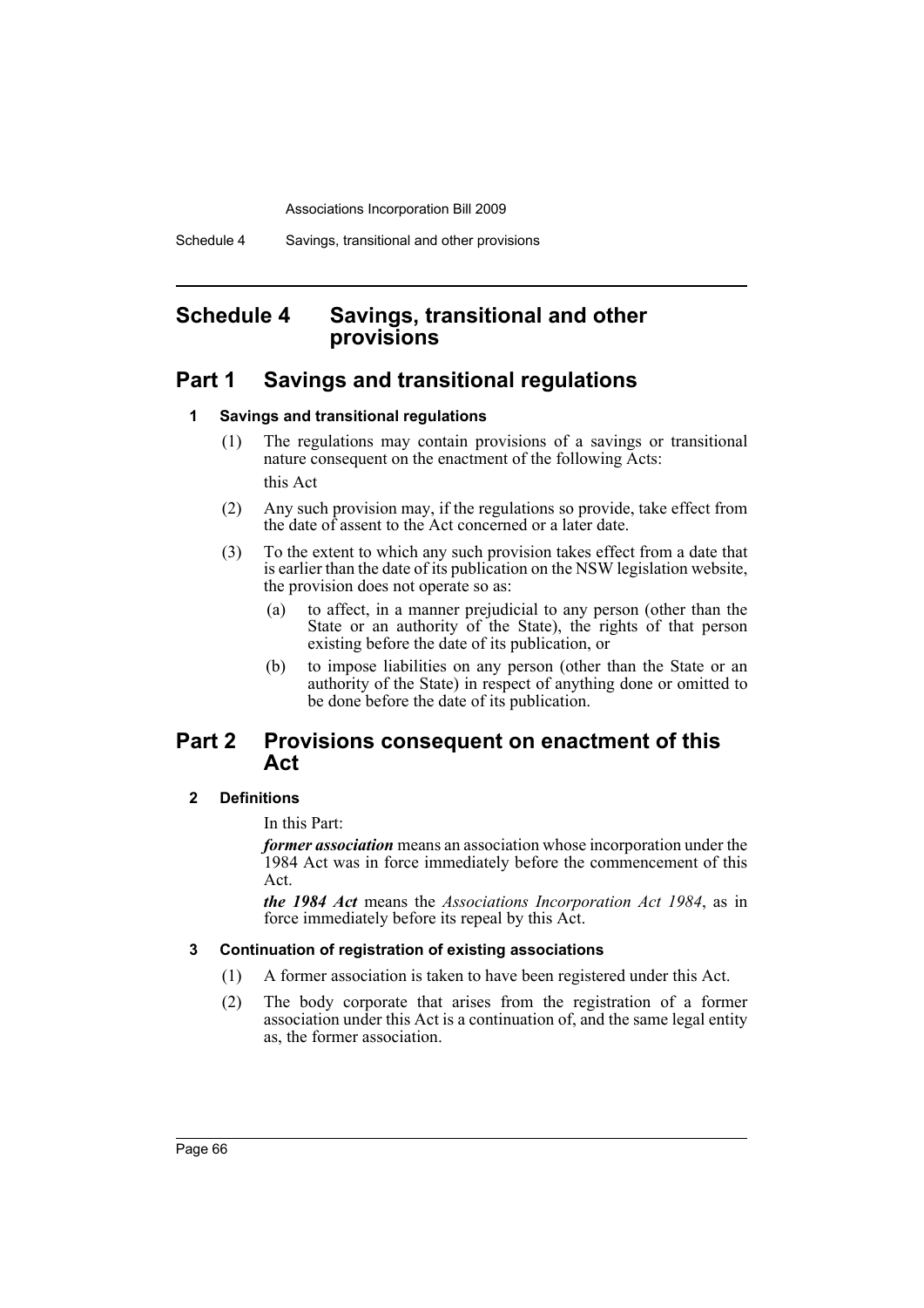# Schedule 4 Savings, transitional and other provisions

## Part 1 Savings and transitional regulations

### 1 Savings and transitional regulations

(1) The regulations may contain provisions of a savings or transitional nature consequent on the enactment of the following Acts:

this Act

(2) Any such provision may, if the regulations so provide, take effect from the date of assent to the Act concerned or a later date.

(3) To the extent to which any such provision takes effect from a date that is earlier than the date of its publication on the NSW legislation website, the provision does not operate so as:

(a) to affect, in a manner prejudicial to any person (other than the State or an authority of the State), the rights of that person existing before the date of its publication, or

(b) to impose liabilities on any person (other than the State or an authority of the State) in respect of anything done or omitted to be done before the date of its publication.

## Part 2 Provisions consequent on enactment of this Act

### 2 Definitions

In this Part:

***former association*** means an association whose incorporation under the 1984 Act was in force immediately before the commencement of this Act.

***the 1984 Act*** means the *Associations Incorporation Act 1984*, as in force immediately before its repeal by this Act.

### 3 Continuation of registration of existing associations

(1) A former association is taken to have been registered under this Act.

(2) The body corporate that arises from the registration of a former association under this Act is a continuation of, and the same legal entity as, the former association.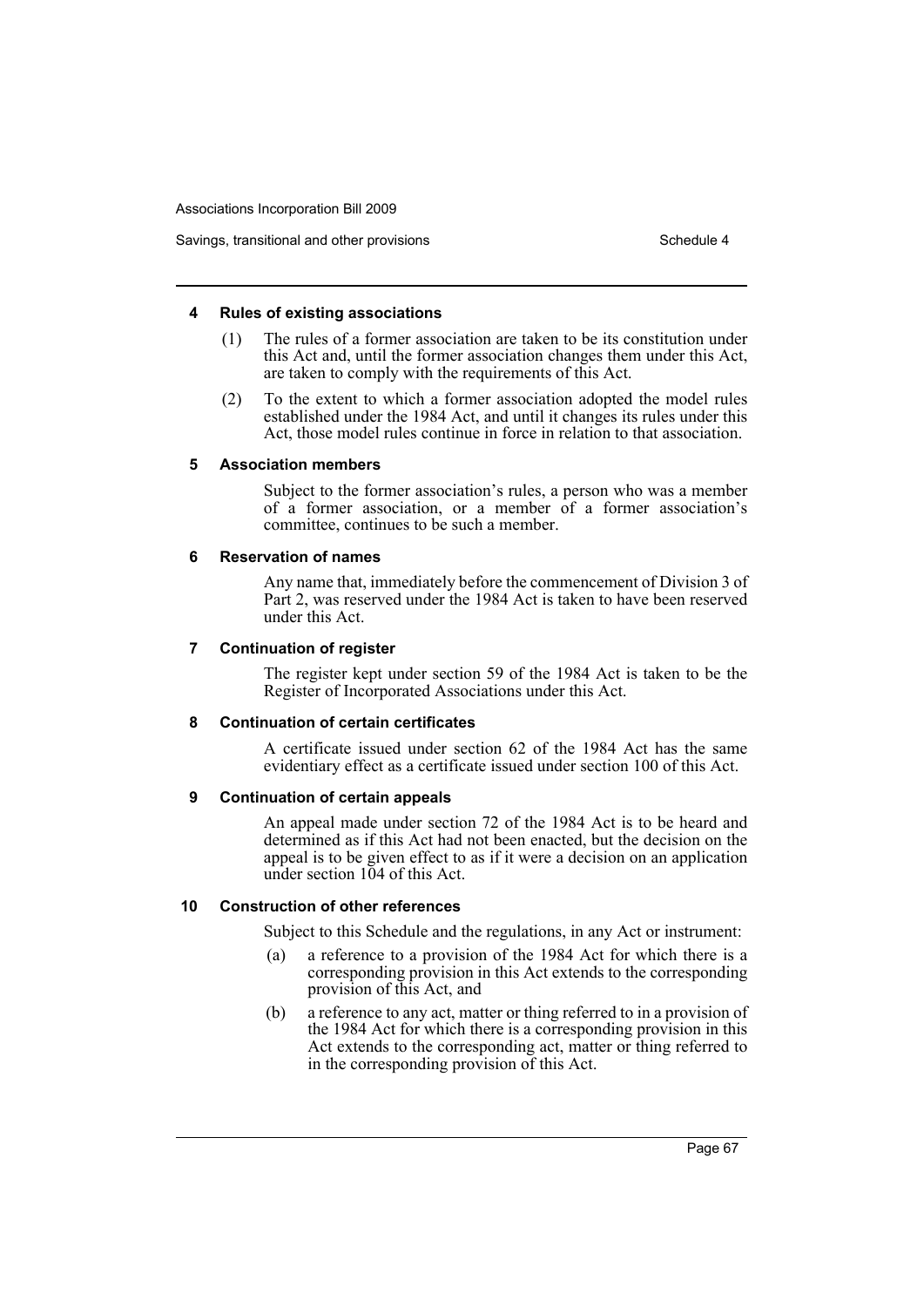#### 4 Rules of existing associations

(1) The rules of a former association are taken to be its constitution under this Act and, until the former association changes them under this Act, are taken to comply with the requirements of this Act.

(2) To the extent to which a former association adopted the model rules established under the 1984 Act, and until it changes its rules under this Act, those model rules continue in force in relation to that association.

#### 5 Association members

Subject to the former association's rules, a person who was a member of a former association, or a member of a former association's committee, continues to be such a member.

#### 6 Reservation of names

Any name that, immediately before the commencement of Division 3 of Part 2, was reserved under the 1984 Act is taken to have been reserved under this Act.

#### 7 Continuation of register

The register kept under section 59 of the 1984 Act is taken to be the Register of Incorporated Associations under this Act.

#### 8 Continuation of certain certificates

A certificate issued under section 62 of the 1984 Act has the same evidentiary effect as a certificate issued under section 100 of this Act.

#### 9 Continuation of certain appeals

An appeal made under section 72 of the 1984 Act is to be heard and determined as if this Act had not been enacted, but the decision on the appeal is to be given effect to as if it were a decision on an application under section 104 of this Act.

#### 10 Construction of other references

Subject to this Schedule and the regulations, in any Act or instrument:

(a) a reference to a provision of the 1984 Act for which there is a corresponding provision in this Act extends to the corresponding provision of this Act, and

(b) a reference to any act, matter or thing referred to in a provision of the 1984 Act for which there is a corresponding provision in this Act extends to the corresponding act, matter or thing referred to in the corresponding provision of this Act.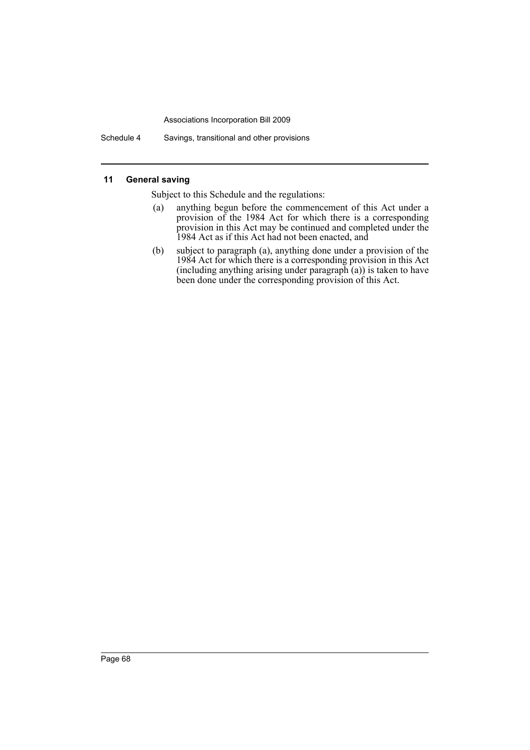### 11 General saving

Subject to this Schedule and the regulations:

(a) anything begun before the commencement of this Act under a provision of the 1984 Act for which there is a corresponding provision in this Act may be continued and completed under the 1984 Act as if this Act had not been enacted, and

(b) subject to paragraph (a), anything done under a provision of the 1984 Act for which there is a corresponding provision in this Act (including anything arising under paragraph (a)) is taken to have been done under the corresponding provision of this Act.